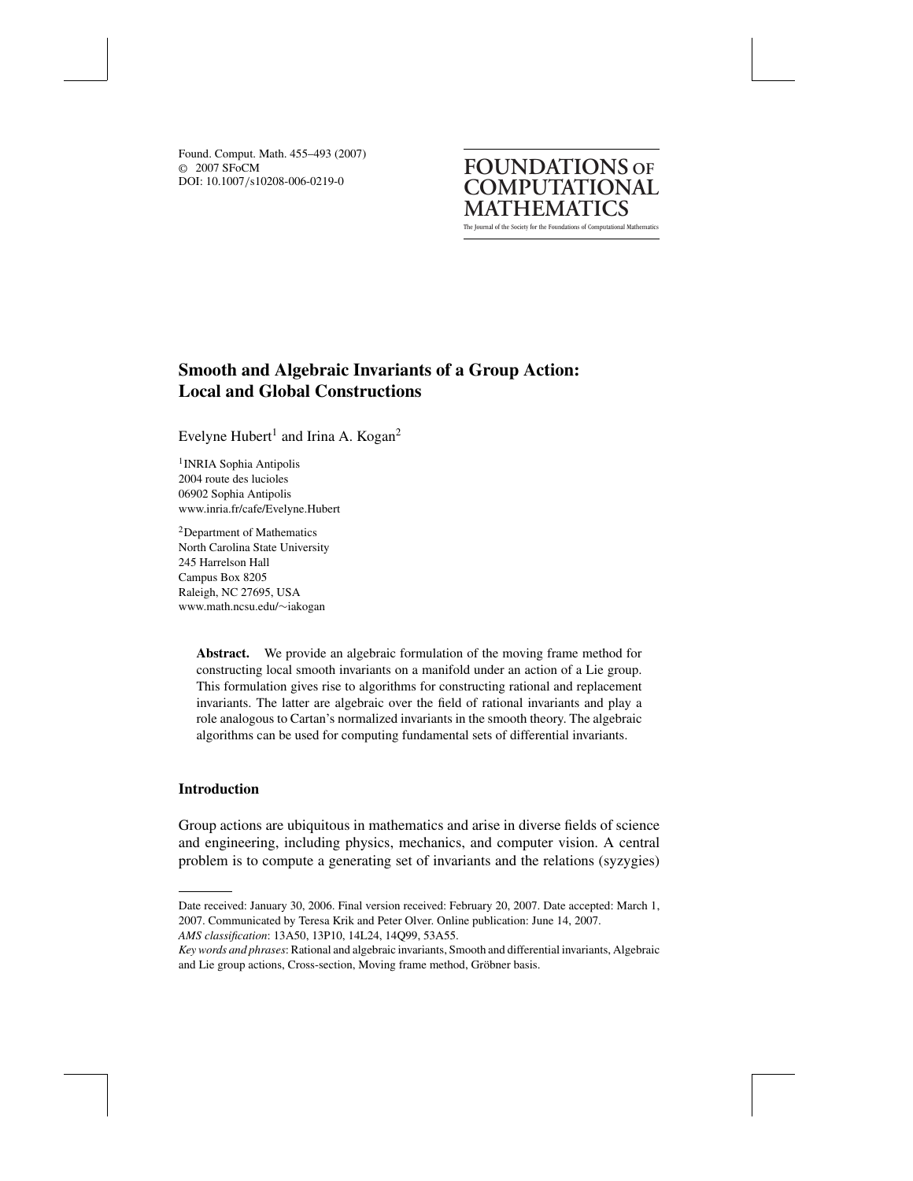Found. Comput. Math. 455–493 (2007)
© 2007 SFoCM
DOI: 10.1007/s10208-006-0219-0

**FOUNDATIONS OF COMPUTATIONAL MATHEMATICS**
The Journal of the Society for the Foundations of Computational Mathematics

# Smooth and Algebraic Invariants of a Group Action: Local and Global Constructions

Evelyne Hubert[1] and Irina A. Kogan[2]

[1]INRIA Sophia Antipolis
2004 route des lucioles
06902 Sophia Antipolis
www.inria.fr/cafe/Evelyne.Hubert

[2]Department of Mathematics
North Carolina State University
245 Harrelson Hall
Campus Box 8205
Raleigh, NC 27695, USA
www.math.ncsu.edu/∼iakogan

**Abstract.** We provide an algebraic formulation of the moving frame method for constructing local smooth invariants on a manifold under an action of a Lie group. This formulation gives rise to algorithms for constructing rational and replacement invariants. The latter are algebraic over the field of rational invariants and play a role analogous to Cartan's normalized invariants in the smooth theory. The algebraic algorithms can be used for computing fundamental sets of differential invariants.

## Introduction

Group actions are ubiquitous in mathematics and arise in diverse fields of science and engineering, including physics, mechanics, and computer vision. A central problem is to compute a generating set of invariants and the relations (syzygies)

---

Date received: January 30, 2006. Final version received: February 20, 2007. Date accepted: March 1, 2007. Communicated by Teresa Krik and Peter Olver. Online publication: June 14, 2007.
*AMS classification*: 13A50, 13P10, 14L24, 14Q99, 53A55.
*Key words and phrases*: Rational and algebraic invariants, Smooth and differential invariants, Algebraic and Lie group actions, Cross-section, Moving frame method, Gröbner basis.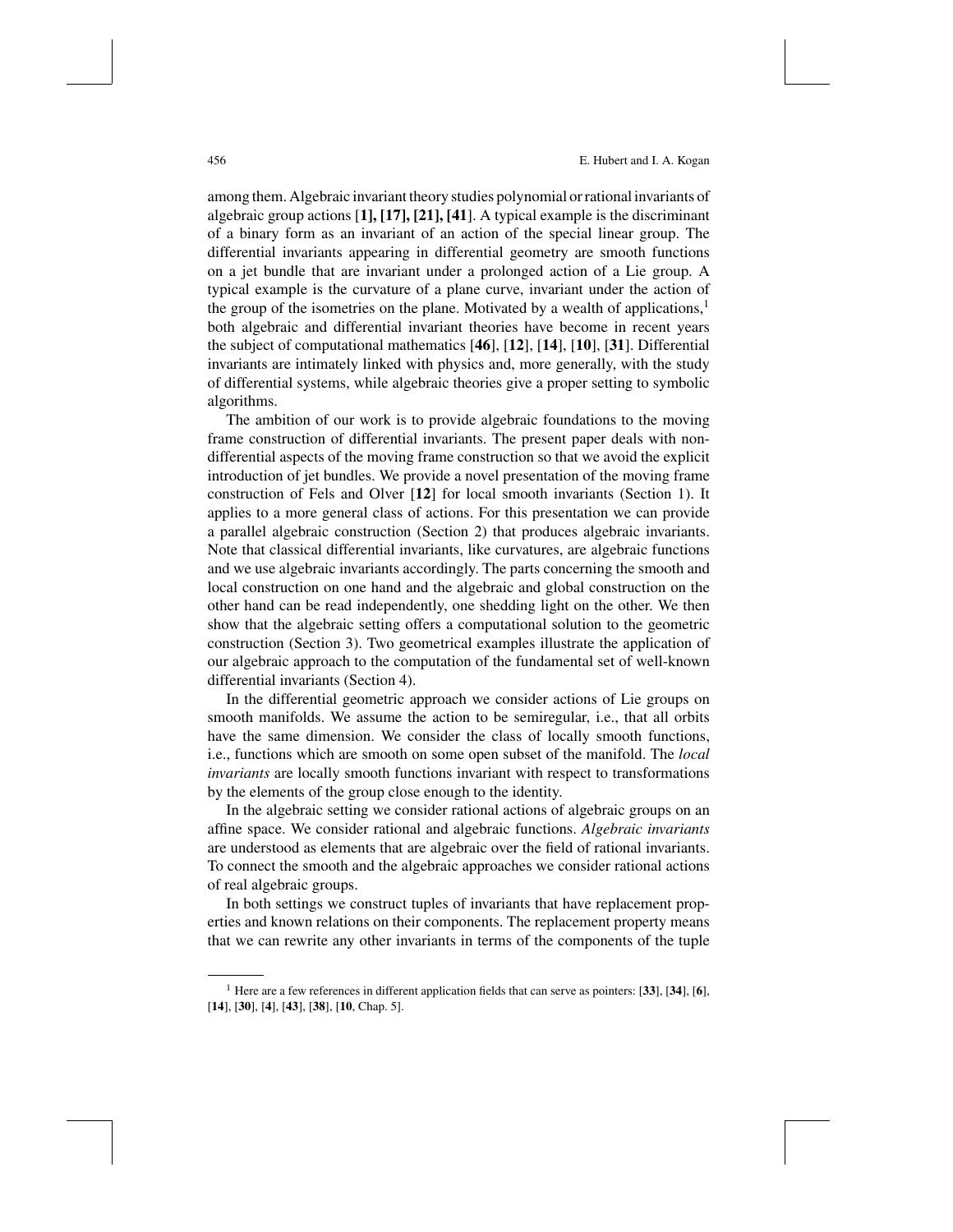among them. Algebraic invariant theory studies polynomial or rational invariants of algebraic group actions [**1], [17], [21], [41**]. A typical example is the discriminant of a binary form as an invariant of an action of the special linear group. The differential invariants appearing in differential geometry are smooth functions on a jet bundle that are invariant under a prolonged action of a Lie group. A typical example is the curvature of a plane curve, invariant under the action of the group of the isometries on the plane. Motivated by a wealth of applications,[1] both algebraic and differential invariant theories have become in recent years the subject of computational mathematics [**46**], [**12**], [**14**], [**10**], [**31**]. Differential invariants are intimately linked with physics and, more generally, with the study of differential systems, while algebraic theories give a proper setting to symbolic algorithms.

The ambition of our work is to provide algebraic foundations to the moving frame construction of differential invariants. The present paper deals with non-differential aspects of the moving frame construction so that we avoid the explicit introduction of jet bundles. We provide a novel presentation of the moving frame construction of Fels and Olver [**12**] for local smooth invariants (Section 1). It applies to a more general class of actions. For this presentation we can provide a parallel algebraic construction (Section 2) that produces algebraic invariants. Note that classical differential invariants, like curvatures, are algebraic functions and we use algebraic invariants accordingly. The parts concerning the smooth and local construction on one hand and the algebraic and global construction on the other hand can be read independently, one shedding light on the other. We then show that the algebraic setting offers a computational solution to the geometric construction (Section 3). Two geometrical examples illustrate the application of our algebraic approach to the computation of the fundamental set of well-known differential invariants (Section 4).

In the differential geometric approach we consider actions of Lie groups on smooth manifolds. We assume the action to be semiregular, i.e., that all orbits have the same dimension. We consider the class of locally smooth functions, i.e., functions which are smooth on some open subset of the manifold. The *local invariants* are locally smooth functions invariant with respect to transformations by the elements of the group close enough to the identity.

In the algebraic setting we consider rational actions of algebraic groups on an affine space. We consider rational and algebraic functions. *Algebraic invariants* are understood as elements that are algebraic over the field of rational invariants. To connect the smooth and the algebraic approaches we consider rational actions of real algebraic groups.

In both settings we construct tuples of invariants that have replacement properties and known relations on their components. The replacement property means that we can rewrite any other invariants in terms of the components of the tuple

[1] Here are a few references in different application fields that can serve as pointers: [**33**], [**34**], [**6**], [**14**], [**30**], [**4**], [**43**], [**38**], [**10**, Chap. 5].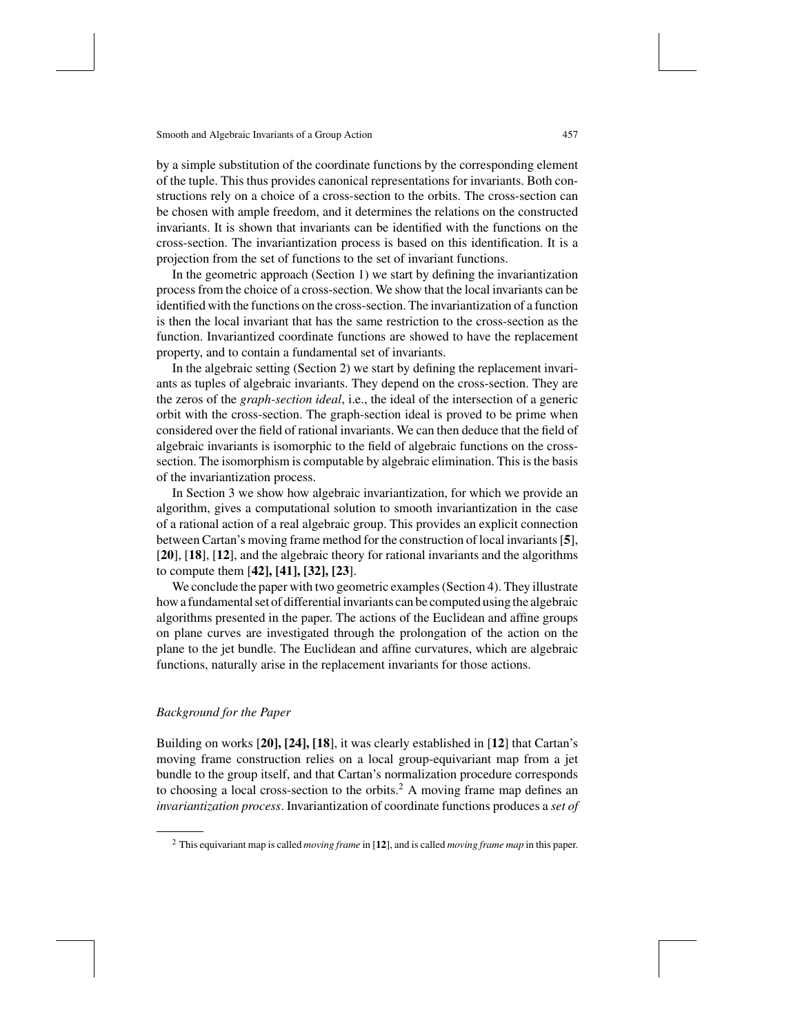by a simple substitution of the coordinate functions by the corresponding element of the tuple. This thus provides canonical representations for invariants. Both constructions rely on a choice of a cross-section to the orbits. The cross-section can be chosen with ample freedom, and it determines the relations on the constructed invariants. It is shown that invariants can be identified with the functions on the cross-section. The invariantization process is based on this identification. It is a projection from the set of functions to the set of invariant functions.

In the geometric approach (Section 1) we start by defining the invariantization process from the choice of a cross-section. We show that the local invariants can be identified with the functions on the cross-section. The invariantization of a function is then the local invariant that has the same restriction to the cross-section as the function. Invariantized coordinate functions are showed to have the replacement property, and to contain a fundamental set of invariants.

In the algebraic setting (Section 2) we start by defining the replacement invariants as tuples of algebraic invariants. They depend on the cross-section. They are the zeros of the *graph-section ideal*, i.e., the ideal of the intersection of a generic orbit with the cross-section. The graph-section ideal is proved to be prime when considered over the field of rational invariants. We can then deduce that the field of algebraic invariants is isomorphic to the field of algebraic functions on the cross-section. The isomorphism is computable by algebraic elimination. This is the basis of the invariantization process.

In Section 3 we show how algebraic invariantization, for which we provide an algorithm, gives a computational solution to smooth invariantization in the case of a rational action of a real algebraic group. This provides an explicit connection between Cartan's moving frame method for the construction of local invariants [**5**], [**20**], [**18**], [**12**], and the algebraic theory for rational invariants and the algorithms to compute them [**42], [41], [32], [23**].

We conclude the paper with two geometric examples (Section 4). They illustrate how a fundamental set of differential invariants can be computed using the algebraic algorithms presented in the paper. The actions of the Euclidean and affine groups on plane curves are investigated through the prolongation of the action on the plane to the jet bundle. The Euclidean and affine curvatures, which are algebraic functions, naturally arise in the replacement invariants for those actions.

### *Background for the Paper*

Building on works [**20], [24], [18**], it was clearly established in [**12**] that Cartan's moving frame construction relies on a local group-equivariant map from a jet bundle to the group itself, and that Cartan's normalization procedure corresponds to choosing a local cross-section to the orbits.[2] A moving frame map defines an *invariantization process*. Invariantization of coordinate functions produces a *set of*

[2] This equivariant map is called *moving frame* in [**12**], and is called *moving frame map* in this paper.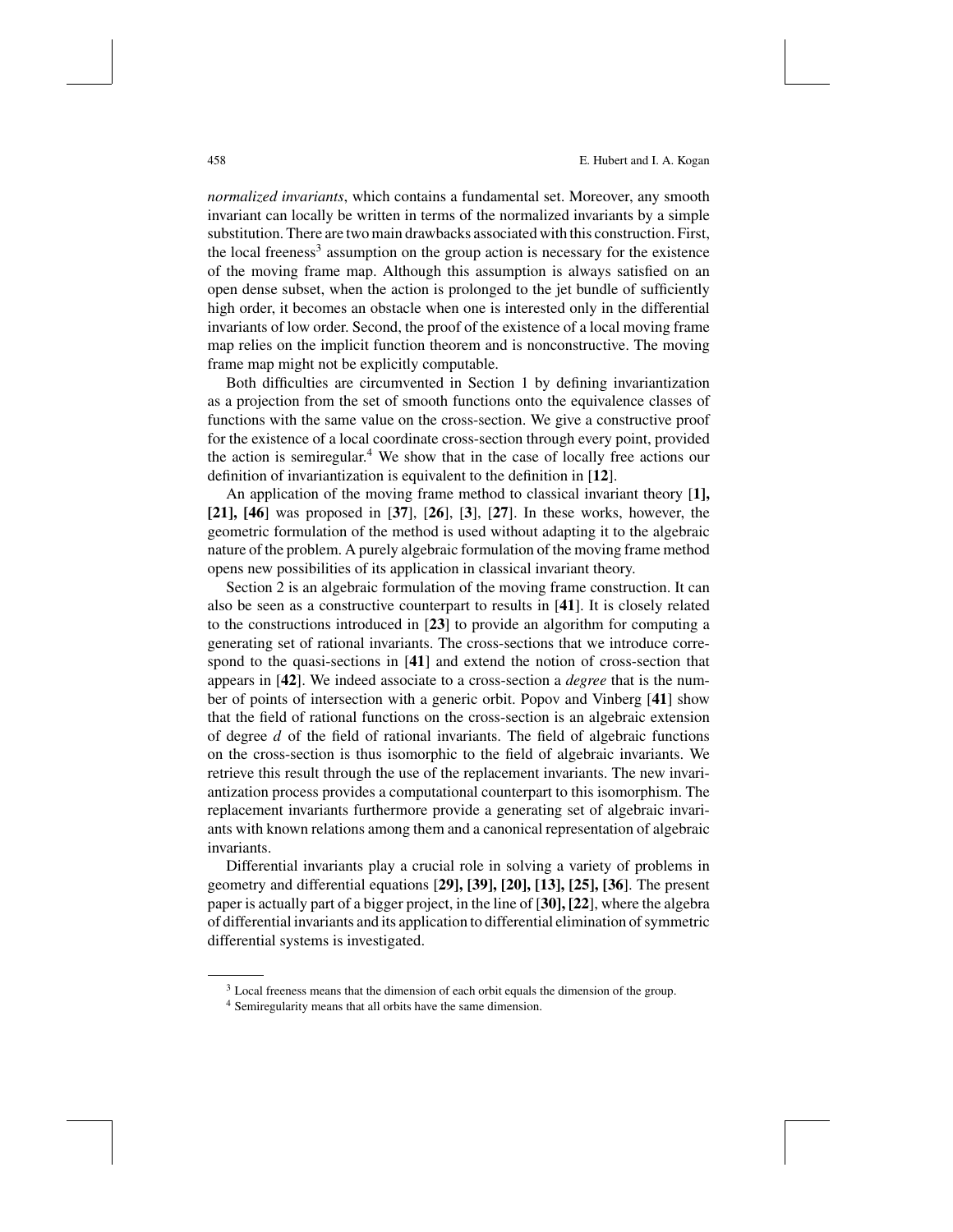*normalized invariants*, which contains a fundamental set. Moreover, any smooth invariant can locally be written in terms of the normalized invariants by a simple substitution. There are two main drawbacks associated with this construction. First, the local freeness[3] assumption on the group action is necessary for the existence of the moving frame map. Although this assumption is always satisfied on an open dense subset, when the action is prolonged to the jet bundle of sufficiently high order, it becomes an obstacle when one is interested only in the differential invariants of low order. Second, the proof of the existence of a local moving frame map relies on the implicit function theorem and is nonconstructive. The moving frame map might not be explicitly computable.

Both difficulties are circumvented in Section 1 by defining invariantization as a projection from the set of smooth functions onto the equivalence classes of functions with the same value on the cross-section. We give a constructive proof for the existence of a local coordinate cross-section through every point, provided the action is semiregular.[4] We show that in the case of locally free actions our definition of invariantization is equivalent to the definition in [**12**].

An application of the moving frame method to classical invariant theory [**1], [21], [46**] was proposed in [**37**], [**26**], [**3**], [**27**]. In these works, however, the geometric formulation of the method is used without adapting it to the algebraic nature of the problem. A purely algebraic formulation of the moving frame method opens new possibilities of its application in classical invariant theory.

Section 2 is an algebraic formulation of the moving frame construction. It can also be seen as a constructive counterpart to results in [**41**]. It is closely related to the constructions introduced in [**23**] to provide an algorithm for computing a generating set of rational invariants. The cross-sections that we introduce correspond to the quasi-sections in [**41**] and extend the notion of cross-section that appears in [**42**]. We indeed associate to a cross-section a *degree* that is the number of points of intersection with a generic orbit. Popov and Vinberg [**41**] show that the field of rational functions on the cross-section is an algebraic extension of degree $d$ of the field of rational invariants. The field of algebraic functions on the cross-section is thus isomorphic to the field of algebraic invariants. We retrieve this result through the use of the replacement invariants. The new invariantization process provides a computational counterpart to this isomorphism. The replacement invariants furthermore provide a generating set of algebraic invariants with known relations among them and a canonical representation of algebraic invariants.

Differential invariants play a crucial role in solving a variety of problems in geometry and differential equations [**29], [39], [20], [13], [25], [36**]. The present paper is actually part of a bigger project, in the line of [**30], [22**], where the algebra of differential invariants and its application to differential elimination of symmetric differential systems is investigated.

---

[3] Local freeness means that the dimension of each orbit equals the dimension of the group.

[4] Semiregularity means that all orbits have the same dimension.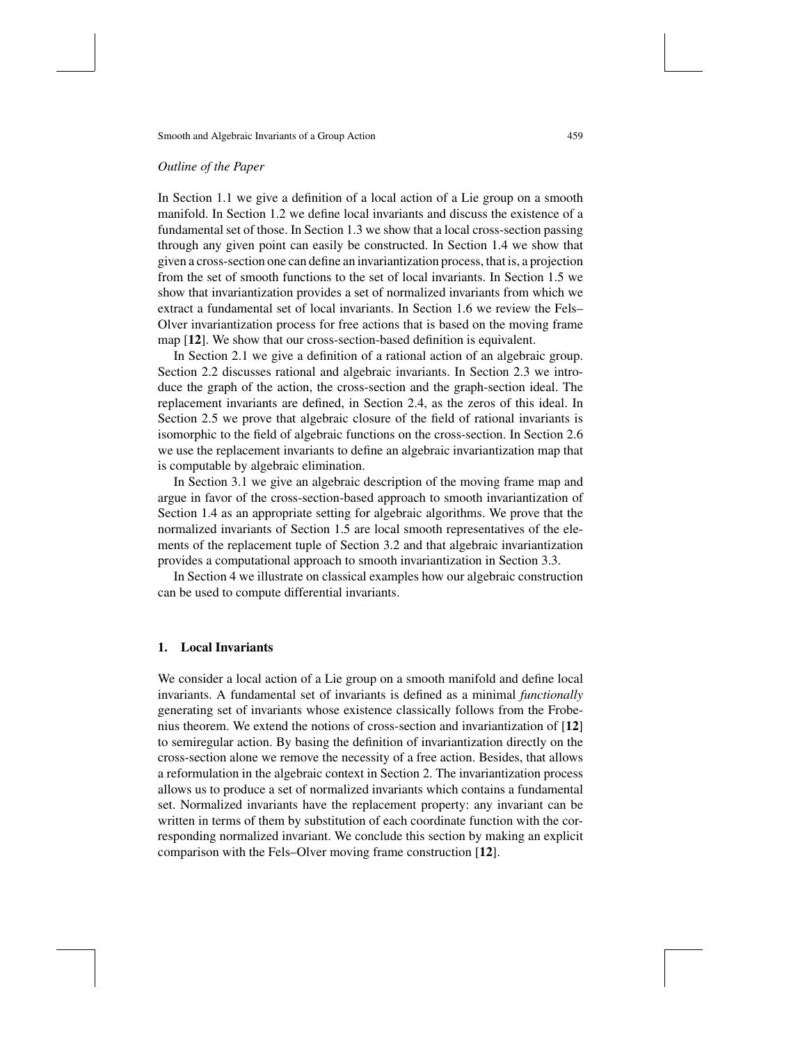*Outline of the Paper*

In Section 1.1 we give a definition of a local action of a Lie group on a smooth manifold. In Section 1.2 we define local invariants and discuss the existence of a fundamental set of those. In Section 1.3 we show that a local cross-section passing through any given point can easily be constructed. In Section 1.4 we show that given a cross-section one can define an invariantization process, that is, a projection from the set of smooth functions to the set of local invariants. In Section 1.5 we show that invariantization provides a set of normalized invariants from which we extract a fundamental set of local invariants. In Section 1.6 we review the Fels–Olver invariantization process for free actions that is based on the moving frame map [**12**]. We show that our cross-section-based definition is equivalent.

In Section 2.1 we give a definition of a rational action of an algebraic group. Section 2.2 discusses rational and algebraic invariants. In Section 2.3 we introduce the graph of the action, the cross-section and the graph-section ideal. The replacement invariants are defined, in Section 2.4, as the zeros of this ideal. In Section 2.5 we prove that algebraic closure of the field of rational invariants is isomorphic to the field of algebraic functions on the cross-section. In Section 2.6 we use the replacement invariants to define an algebraic invariantization map that is computable by algebraic elimination.

In Section 3.1 we give an algebraic description of the moving frame map and argue in favor of the cross-section-based approach to smooth invariantization of Section 1.4 as an appropriate setting for algebraic algorithms. We prove that the normalized invariants of Section 1.5 are local smooth representatives of the elements of the replacement tuple of Section 3.2 and that algebraic invariantization provides a computational approach to smooth invariantization in Section 3.3.

In Section 4 we illustrate on classical examples how our algebraic construction can be used to compute differential invariants.

## 1. Local Invariants

We consider a local action of a Lie group on a smooth manifold and define local invariants. A fundamental set of invariants is defined as a minimal *functionally* generating set of invariants whose existence classically follows from the Frobenius theorem. We extend the notions of cross-section and invariantization of [**12**] to semiregular action. By basing the definition of invariantization directly on the cross-section alone we remove the necessity of a free action. Besides, that allows a reformulation in the algebraic context in Section 2. The invariantization process allows us to produce a set of normalized invariants which contains a fundamental set. Normalized invariants have the replacement property: any invariant can be written in terms of them by substitution of each coordinate function with the corresponding normalized invariant. We conclude this section by making an explicit comparison with the Fels–Olver moving frame construction [**12**].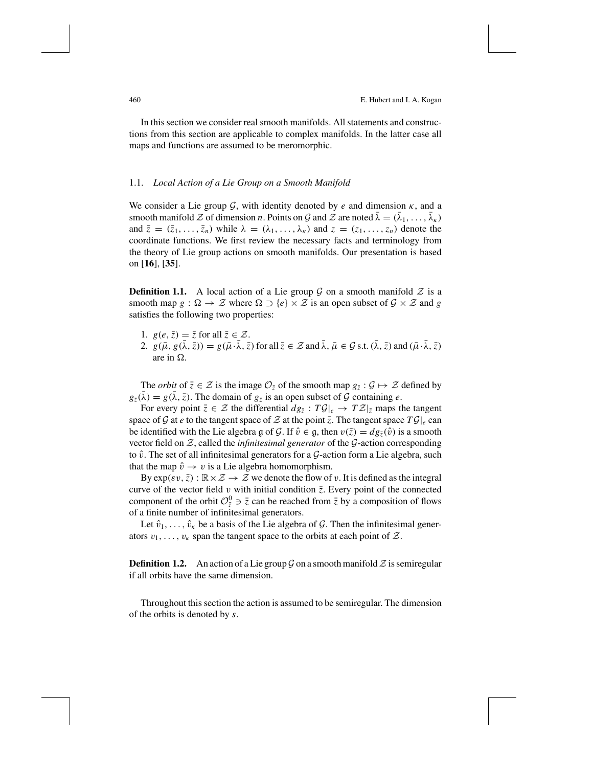In this section we consider real smooth manifolds. All statements and constructions from this section are applicable to complex manifolds. In the latter case all maps and functions are assumed to be meromorphic.

### 1.1. *Local Action of a Lie Group on a Smooth Manifold*

We consider a Lie group $\mathcal{G}$, with identity denoted by $e$ and dimension $\kappa$, and a smooth manifold $\mathcal{Z}$ of dimension $n$. Points on $\mathcal{G}$ and $\mathcal{Z}$ are noted $\bar{\lambda} = (\bar{\lambda}_1, \ldots, \bar{\lambda}_\kappa)$ and $\bar{z} = (\bar{z}_1, \ldots, \bar{z}_n)$ while $\lambda = (\lambda_1, \ldots, \lambda_\kappa)$ and $z = (z_1, \ldots, z_n)$ denote the coordinate functions. We first review the necessary facts and terminology from the theory of Lie group actions on smooth manifolds. Our presentation is based on [**16**], [**35**].

**Definition 1.1.** A local action of a Lie group $\mathcal{G}$ on a smooth manifold $\mathcal{Z}$ is a smooth map $g : \Omega \to \mathcal{Z}$ where $\Omega \supset \{e\} \times \mathcal{Z}$ is an open subset of $\mathcal{G} \times \mathcal{Z}$ and $g$ satisfies the following two properties:

1. $g(e, \bar{z}) = \bar{z}$ for all $\bar{z} \in \mathcal{Z}$.
2. $g(\bar{\mu}, g(\bar{\lambda}, \bar{z})) = g(\bar{\mu} \cdot \bar{\lambda}, \bar{z})$ for all $\bar{z} \in \mathcal{Z}$ and $\bar{\lambda}, \bar{\mu} \in \mathcal{G}$ s.t. $(\bar{\lambda}, \bar{z})$ and $(\bar{\mu} \cdot \bar{\lambda}, \bar{z})$ are in $\Omega$.

The *orbit* of $\bar{z} \in \mathcal{Z}$ is the image $\mathcal{O}_{\bar{z}}$ of the smooth map $g_{\bar{z}} : \mathcal{G} \mapsto \mathcal{Z}$ defined by $g_{\bar{z}}(\bar{\lambda}) = g(\bar{\lambda}, \bar{z})$. The domain of $g_{\bar{z}}$ is an open subset of $\mathcal{G}$ containing $e$.

For every point $\bar{z} \in \mathcal{Z}$ the differential $dg_{\bar{z}} : T\mathcal{G}|_e \to T\mathcal{Z}|_{\bar{z}}$ maps the tangent space of $\mathcal{G}$ at $e$ to the tangent space of $\mathcal{Z}$ at the point $\bar{z}$. The tangent space $T\mathcal{G}|_e$ can be identified with the Lie algebra $\mathfrak{g}$ of $\mathcal{G}$. If $\hat{v} \in \mathfrak{g}$, then $v(\bar{z}) = dg_{\bar{z}}(\hat{v})$ is a smooth vector field on $\mathcal{Z}$, called the *infinitesimal generator* of the $\mathcal{G}$-action corresponding to $\hat{v}$. The set of all infinitesimal generators for a $\mathcal{G}$-action form a Lie algebra, such that the map $\hat{v} \to v$ is a Lie algebra homomorphism.

By $\exp(\varepsilon v, \bar{z}) : \mathbb{R} \times \mathcal{Z} \to \mathcal{Z}$ we denote the flow of $v$. It is defined as the integral curve of the vector field $v$ with initial condition $\bar{z}$. Every point of the connected component of the orbit $\mathcal{O}^0_{\bar{z}} \ni \bar{z}$ can be reached from $\bar{z}$ by a composition of flows of a finite number of infinitesimal generators.

Let $\hat{v}_1, \ldots, \hat{v}_\kappa$ be a basis of the Lie algebra of $\mathcal{G}$. Then the infinitesimal generators $v_1, \ldots, v_\kappa$ span the tangent space to the orbits at each point of $\mathcal{Z}$.

**Definition 1.2.** An action of a Lie group $\mathcal{G}$ on a smooth manifold $\mathcal{Z}$ is semiregular if all orbits have the same dimension.

Throughout this section the action is assumed to be semiregular. The dimension of the orbits is denoted by $s$.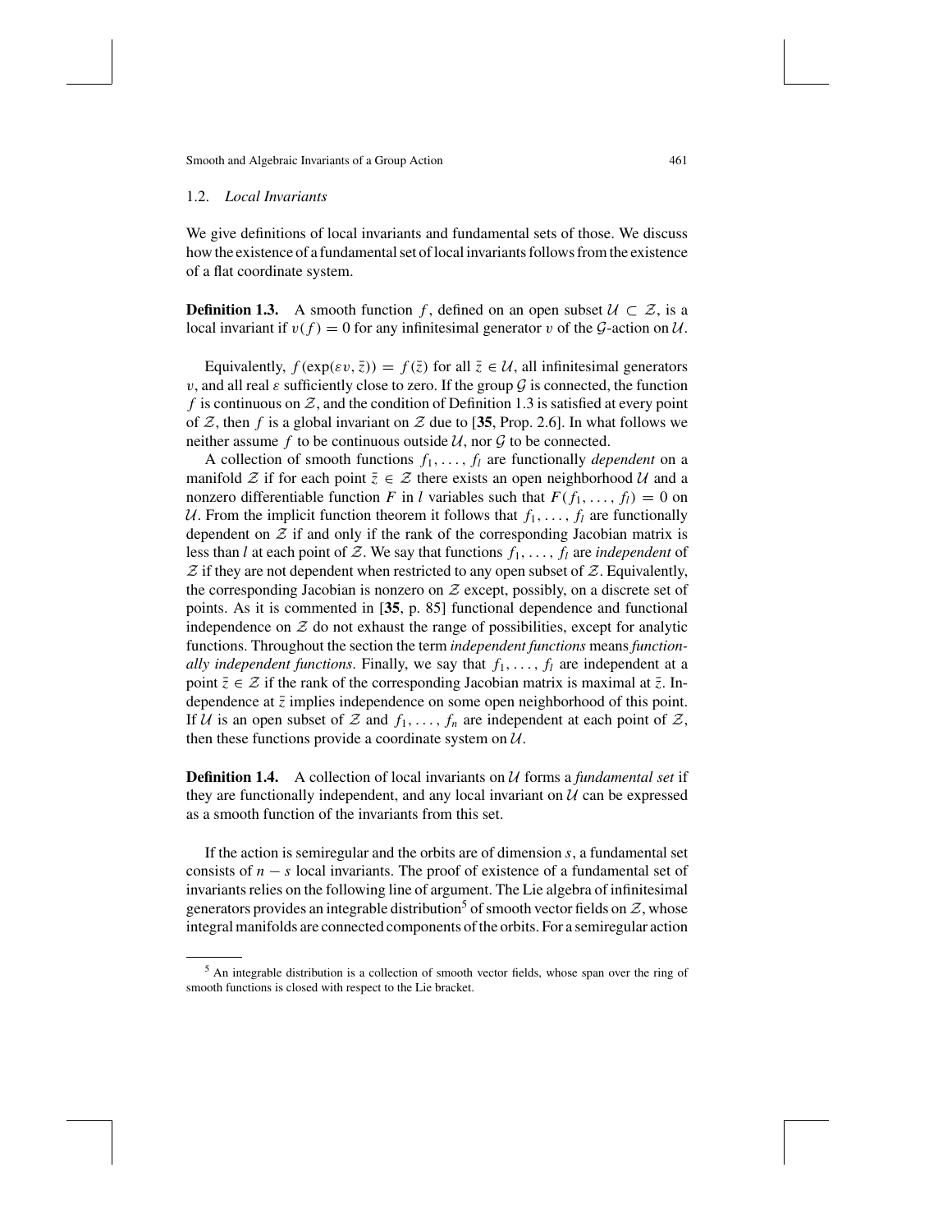### 1.2. *Local Invariants*

We give definitions of local invariants and fundamental sets of those. We discuss how the existence of a fundamental set of local invariants follows from the existence of a flat coordinate system.

**Definition 1.3.** A smooth function $f$, defined on an open subset $\mathcal{U} \subset \mathcal{Z}$, is a local invariant if $v(f) = 0$ for any infinitesimal generator $v$ of the $\mathcal{G}$-action on $\mathcal{U}$.

Equivalently, $f(\exp(\varepsilon v, \bar{z})) = f(\bar{z})$ for all $\bar{z} \in \mathcal{U}$, all infinitesimal generators $v$, and all real $\varepsilon$ sufficiently close to zero. If the group $\mathcal{G}$ is connected, the function $f$ is continuous on $\mathcal{Z}$, and the condition of Definition 1.3 is satisfied at every point of $\mathcal{Z}$, then $f$ is a global invariant on $\mathcal{Z}$ due to [**35**, Prop. 2.6]. In what follows we neither assume $f$ to be continuous outside $\mathcal{U}$, nor $\mathcal{G}$ to be connected.

A collection of smooth functions $f_1, \ldots, f_l$ are functionally *dependent* on a manifold $\mathcal{Z}$ if for each point $\bar{z} \in \mathcal{Z}$ there exists an open neighborhood $\mathcal{U}$ and a nonzero differentiable function $F$ in $l$ variables such that $F(f_1, \ldots, f_l) = 0$ on $\mathcal{U}$. From the implicit function theorem it follows that $f_1, \ldots, f_l$ are functionally dependent on $\mathcal{Z}$ if and only if the rank of the corresponding Jacobian matrix is less than $l$ at each point of $\mathcal{Z}$. We say that functions $f_1, \ldots, f_l$ are *independent* of $\mathcal{Z}$ if they are not dependent when restricted to any open subset of $\mathcal{Z}$. Equivalently, the corresponding Jacobian is nonzero on $\mathcal{Z}$ except, possibly, on a discrete set of points. As it is commented in [**35**, p. 85] functional dependence and functional independence on $\mathcal{Z}$ do not exhaust the range of possibilities, except for analytic functions. Throughout the section the term *independent functions* means *functionally independent functions*. Finally, we say that $f_1, \ldots, f_l$ are independent at a point $\bar{z} \in \mathcal{Z}$ if the rank of the corresponding Jacobian matrix is maximal at $\bar{z}$. Independence at $\bar{z}$ implies independence on some open neighborhood of this point. If $\mathcal{U}$ is an open subset of $\mathcal{Z}$ and $f_1, \ldots, f_n$ are independent at each point of $\mathcal{Z}$, then these functions provide a coordinate system on $\mathcal{U}$.

**Definition 1.4.** A collection of local invariants on $\mathcal{U}$ forms a *fundamental set* if they are functionally independent, and any local invariant on $\mathcal{U}$ can be expressed as a smooth function of the invariants from this set.

If the action is semiregular and the orbits are of dimension $s$, a fundamental set consists of $n - s$ local invariants. The proof of existence of a fundamental set of invariants relies on the following line of argument. The Lie algebra of infinitesimal generators provides an integrable distribution[5] of smooth vector fields on $\mathcal{Z}$, whose integral manifolds are connected components of the orbits. For a semiregular action

[5] An integrable distribution is a collection of smooth vector fields, whose span over the ring of smooth functions is closed with respect to the Lie bracket.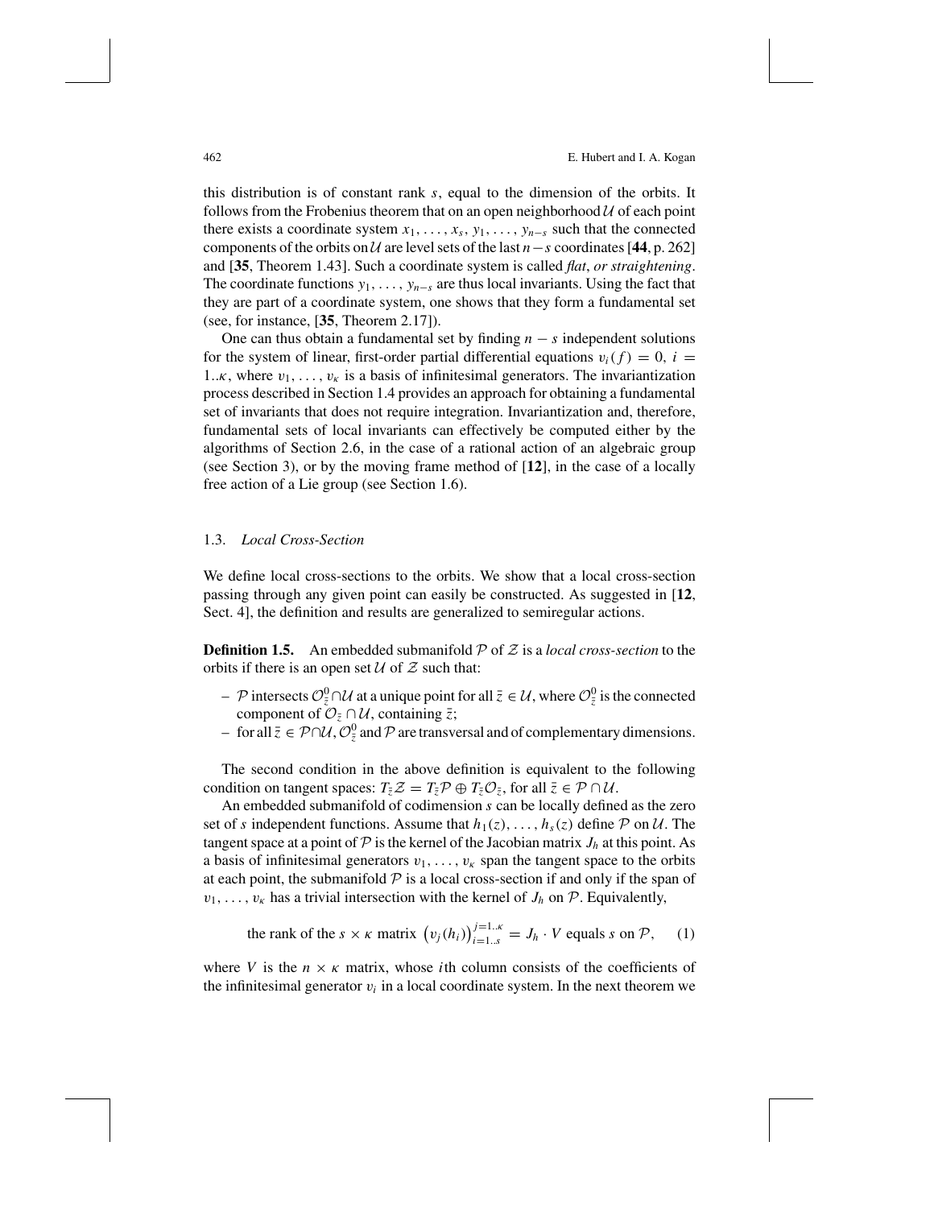this distribution is of constant rank $s$, equal to the dimension of the orbits. It follows from the Frobenius theorem that on an open neighborhood $\mathcal{U}$ of each point there exists a coordinate system $x_1, \ldots, x_s, y_1, \ldots, y_{n-s}$ such that the connected components of the orbits on $\mathcal{U}$ are level sets of the last $n-s$ coordinates [**44**, p. 262] and [**35**, Theorem 1.43]. Such a coordinate system is called *flat*, *or straightening*. The coordinate functions $y_1, \ldots, y_{n-s}$ are thus local invariants. Using the fact that they are part of a coordinate system, one shows that they form a fundamental set (see, for instance, [**35**, Theorem 2.17]).

One can thus obtain a fundamental set by finding $n-s$ independent solutions for the system of linear, first-order partial differential equations $v_i(f) = 0$, $i = 1..\kappa$, where $v_1, \ldots, v_\kappa$ is a basis of infinitesimal generators. The invariantization process described in Section 1.4 provides an approach for obtaining a fundamental set of invariants that does not require integration. Invariantization and, therefore, fundamental sets of local invariants can effectively be computed either by the algorithms of Section 2.6, in the case of a rational action of an algebraic group (see Section 3), or by the moving frame method of [**12**], in the case of a locally free action of a Lie group (see Section 1.6).

### 1.3. *Local Cross-Section*

We define local cross-sections to the orbits. We show that a local cross-section passing through any given point can easily be constructed. As suggested in [**12**, Sect. 4], the definition and results are generalized to semiregular actions.

**Definition 1.5.** An embedded submanifold $\mathcal{P}$ of $\mathcal{Z}$ is a *local cross-section* to the orbits if there is an open set $\mathcal{U}$ of $\mathcal{Z}$ such that:

- $\mathcal{P}$ intersects $\mathcal{O}^0_{\bar{z}} \cap \mathcal{U}$ at a unique point for all $\bar{z} \in \mathcal{U}$, where $\mathcal{O}^0_{\bar{z}}$ is the connected component of $\mathcal{O}_{\bar{z}} \cap \mathcal{U}$, containing $\bar{z}$;
- for all $\bar{z} \in \mathcal{P} \cap \mathcal{U}$, $\mathcal{O}^0_{\bar{z}}$ and $\mathcal{P}$ are transversal and of complementary dimensions.

The second condition in the above definition is equivalent to the following condition on tangent spaces: $T_{\bar{z}}\mathcal{Z} = T_{\bar{z}}\mathcal{P} \oplus T_{\bar{z}}\mathcal{O}_{\bar{z}}$, for all $\bar{z} \in \mathcal{P} \cap \mathcal{U}$.

An embedded submanifold of codimension $s$ can be locally defined as the zero set of $s$ independent functions. Assume that $h_1(z), \ldots, h_s(z)$ define $\mathcal{P}$ on $\mathcal{U}$. The tangent space at a point of $\mathcal{P}$ is the kernel of the Jacobian matrix $J_h$ at this point. As a basis of infinitesimal generators $v_1, \ldots, v_\kappa$ span the tangent space to the orbits at each point, the submanifold $\mathcal{P}$ is a local cross-section if and only if the span of $v_1, \ldots, v_\kappa$ has a trivial intersection with the kernel of $J_h$ on $\mathcal{P}$. Equivalently,

$$\text{the rank of the } s \times \kappa \text{ matrix } \left(v_j(h_i)\right)_{i=1..s}^{j=1..\kappa} = J_h \cdot V \text{ equals } s \text{ on } \mathcal{P}, \tag{1}$$

where $V$ is the $n \times \kappa$ matrix, whose $i$th column consists of the coefficients of the infinitesimal generator $v_i$ in a local coordinate system. In the next theorem we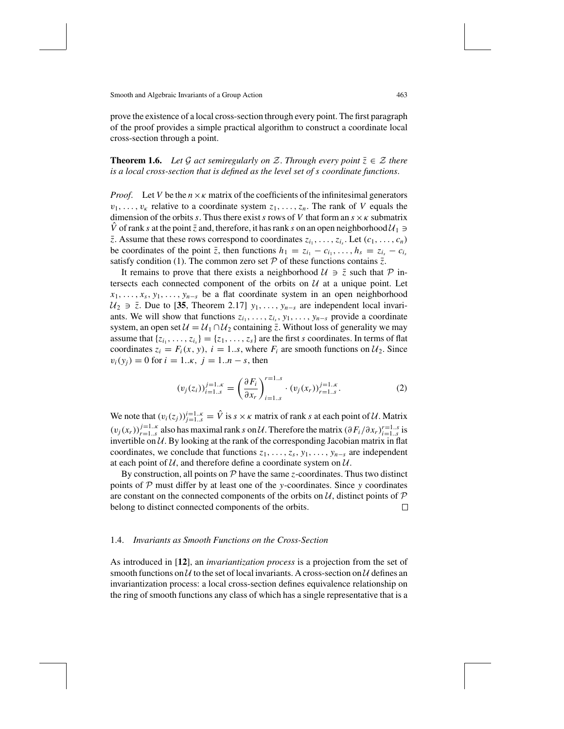prove the existence of a local cross-section through every point. The first paragraph of the proof provides a simple practical algorithm to construct a coordinate local cross-section through a point.

**Theorem 1.6.** *Let $\mathcal{G}$ act semiregularly on $\mathcal{Z}$. Through every point $\bar{z} \in \mathcal{Z}$ there is a local cross-section that is defined as the level set of $s$ coordinate functions.*

*Proof.* Let $V$ be the $n \times \kappa$ matrix of the coefficients of the infinitesimal generators $v_1, \ldots, v_\kappa$ relative to a coordinate system $z_1, \ldots, z_n$. The rank of $V$ equals the dimension of the orbits $s$. Thus there exist $s$ rows of $V$ that form an $s \times \kappa$ submatrix $\hat{V}$ of rank $s$ at the point $\bar{z}$ and, therefore, it has rank $s$ on an open neighborhood $\mathcal{U}_1 \ni \bar{z}$. Assume that these rows correspond to coordinates $z_{i_1}, \ldots, z_{i_s}$. Let $(c_1, \ldots, c_n)$ be coordinates of the point $\bar{z}$, then functions $h_1 = z_{i_1} - c_{i_1}, \ldots, h_s = z_{i_s} - c_{i_s}$ satisfy condition (1). The common zero set $\mathcal{P}$ of these functions contains $\bar{z}$.

It remains to prove that there exists a neighborhood $\mathcal{U} \ni \bar{z}$ such that $\mathcal{P}$ intersects each connected component of the orbits on $\mathcal{U}$ at a unique point. Let $x_1, \ldots, x_s, y_1, \ldots, y_{n-s}$ be a flat coordinate system in an open neighborhood $\mathcal{U}_2 \ni \bar{z}$. Due to [**35**, Theorem 2.17] $y_1, \ldots, y_{n-s}$ are independent local invariants. We will show that functions $z_{i_1}, \ldots, z_{i_s}, y_1, \ldots, y_{n-s}$ provide a coordinate system, an open set $\mathcal{U} = \mathcal{U}_1 \cap \mathcal{U}_2$ containing $\bar{z}$. Without loss of generality we may assume that $\{z_{i_1}, \ldots, z_{i_s}\} = \{z_1, \ldots, z_s\}$ are the first $s$ coordinates. In terms of flat coordinates $z_i = F_i(x, y)$, $i = 1..s$, where $F_i$ are smooth functions on $\mathcal{U}_2$. Since $v_i(y_j) = 0$ for $i = 1..\kappa$, $j = 1..n-s$, then

$$(v_j(z_i))_{i=1..s}^{j=1..\kappa} = \left(\frac{\partial F_i}{\partial x_r}\right)_{i=1..s}^{r=1..s} \cdot (v_j(x_r))_{r=1..s}^{j=1..\kappa}. \tag{2}$$

We note that $(v_i(z_j))_{j=1..s}^{i=1..\kappa} = \hat{V}$ is $s \times \kappa$ matrix of rank $s$ at each point of $\mathcal{U}$. Matrix $(v_j(x_r))_{r=1..s}^{j=1..\kappa}$ also has maximal rank $s$ on $\mathcal{U}$. Therefore the matrix $(\partial F_i/\partial x_r)_{i=1..s}^{r=1..s}$ is invertible on $\mathcal{U}$. By looking at the rank of the corresponding Jacobian matrix in flat coordinates, we conclude that functions $z_1, \ldots, z_s, y_1, \ldots, y_{n-s}$ are independent at each point of $\mathcal{U}$, and therefore define a coordinate system on $\mathcal{U}$.

By construction, all points on $\mathcal{P}$ have the same $z$-coordinates. Thus two distinct points of $\mathcal{P}$ must differ by at least one of the $y$-coordinates. Since $y$ coordinates are constant on the connected components of the orbits on $\mathcal{U}$, distinct points of $\mathcal{P}$ belong to distinct connected components of the orbits. □

### 1.4. *Invariants as Smooth Functions on the Cross-Section*

As introduced in [**12**], an *invariantization process* is a projection from the set of smooth functions on $\mathcal{U}$ to the set of local invariants. A cross-section on $\mathcal{U}$ defines an invariantization process: a local cross-section defines equivalence relationship on the ring of smooth functions any class of which has a single representative that is a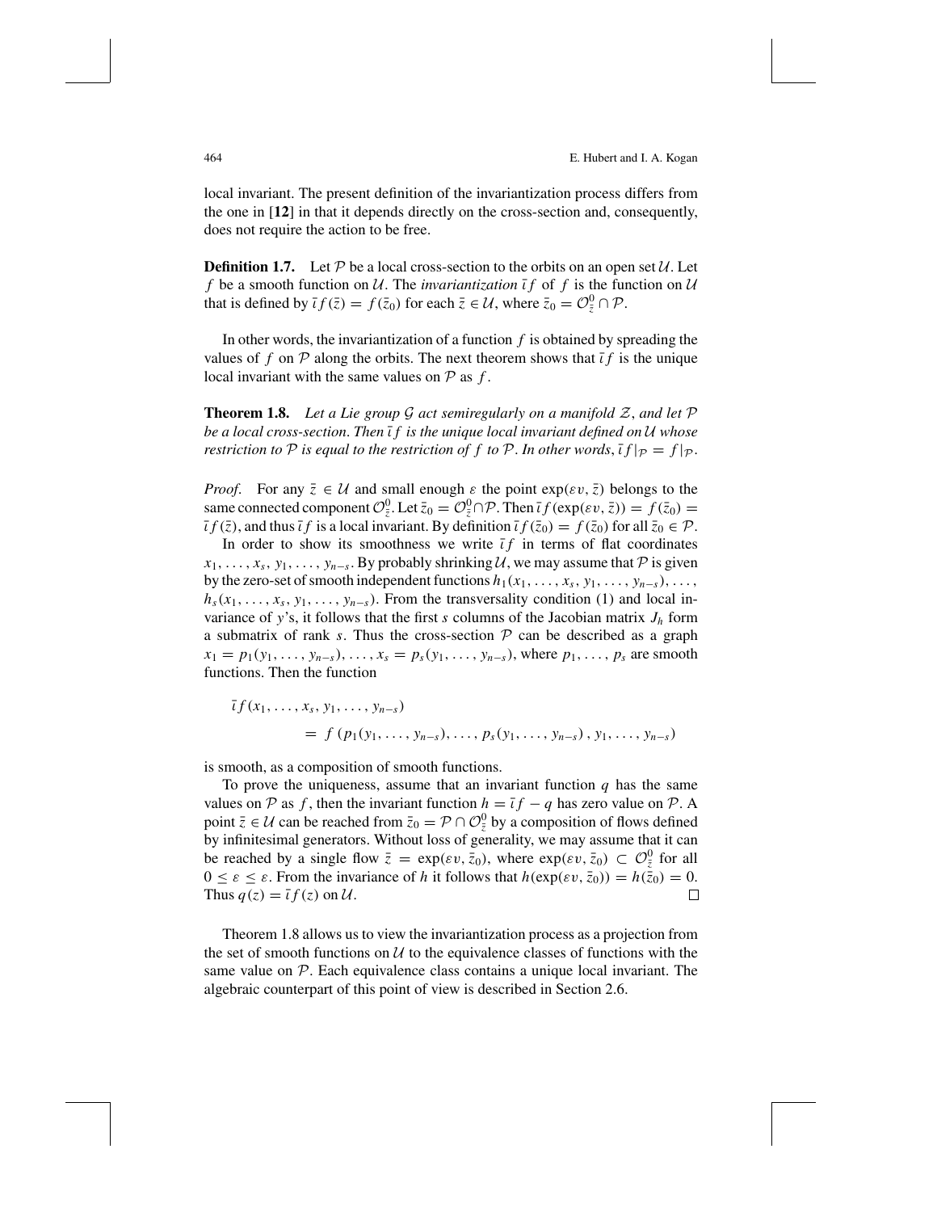local invariant. The present definition of the invariantization process differs from the one in [**12**] in that it depends directly on the cross-section and, consequently, does not require the action to be free.

**Definition 1.7.** Let $\mathcal{P}$ be a local cross-section to the orbits on an open set $\mathcal{U}$. Let $f$ be a smooth function on $\mathcal{U}$. The *invariantization* $\bar{\iota} f$ of $f$ is the function on $\mathcal{U}$ that is defined by $\bar{\iota} f(\bar{z}) = f(\bar{z}_0)$ for each $\bar{z} \in \mathcal{U}$, where $\bar{z}_0 = \mathcal{O}^0_{\bar{z}} \cap \mathcal{P}$.

In other words, the invariantization of a function $f$ is obtained by spreading the values of $f$ on $\mathcal{P}$ along the orbits. The next theorem shows that $\bar{\iota} f$ is the unique local invariant with the same values on $\mathcal{P}$ as $f$.

**Theorem 1.8.** *Let a Lie group $\mathcal{G}$ act semiregularly on a manifold $\mathcal{Z}$, and let $\mathcal{P}$ be a local cross-section. Then $\bar{\iota} f$ is the unique local invariant defined on $\mathcal{U}$ whose restriction to $\mathcal{P}$ is equal to the restriction of $f$ to $\mathcal{P}$. In other words, $\bar{\iota} f|_{\mathcal{P}} = f|_{\mathcal{P}}$.*

*Proof.* For any $\bar{z} \in \mathcal{U}$ and small enough $\varepsilon$ the point $\exp(\varepsilon v, \bar{z})$ belongs to the same connected component $\mathcal{O}^0_{\bar{z}}$. Let $\bar{z}_0 = \mathcal{O}^0_{\bar{z}} \cap \mathcal{P}$. Then $\bar{\iota} f(\exp(\varepsilon v, \bar{z})) = f(\bar{z}_0) = \bar{\iota} f(\bar{z})$, and thus $\bar{\iota} f$ is a local invariant. By definition $\bar{\iota} f(\bar{z}_0) = f(\bar{z}_0)$ for all $\bar{z}_0 \in \mathcal{P}$.

In order to show its smoothness we write $\bar{\iota} f$ in terms of flat coordinates $x_1, \ldots, x_s, y_1, \ldots, y_{n-s}$. By probably shrinking $\mathcal{U}$, we may assume that $\mathcal{P}$ is given by the zero-set of smooth independent functions $h_1(x_1, \ldots, x_s, y_1, \ldots, y_{n-s}), \ldots, h_s(x_1, \ldots, x_s, y_1, \ldots, y_{n-s})$. From the transversality condition (1) and local invariance of $y$'s, it follows that the first $s$ columns of the Jacobian matrix $J_h$ form a submatrix of rank $s$. Thus the cross-section $\mathcal{P}$ can be described as a graph $x_1 = p_1(y_1, \ldots, y_{n-s}), \ldots, x_s = p_s(y_1, \ldots, y_{n-s})$, where $p_1, \ldots, p_s$ are smooth functions. Then the function

$$
\begin{aligned}
&\bar{\iota} f(x_1, \ldots, x_s, y_1, \ldots, y_{n-s}) \\
&\qquad = f\left(p_1(y_1, \ldots, y_{n-s}), \ldots, p_s(y_1, \ldots, y_{n-s}), y_1, \ldots, y_{n-s}\right)
\end{aligned}
$$

is smooth, as a composition of smooth functions.

To prove the uniqueness, assume that an invariant function $q$ has the same values on $\mathcal{P}$ as $f$, then the invariant function $h = \bar{\iota} f - q$ has zero value on $\mathcal{P}$. A point $\bar{z} \in \mathcal{U}$ can be reached from $\bar{z}_0 = \mathcal{P} \cap \mathcal{O}^0_{\bar{z}}$ by a composition of flows defined by infinitesimal generators. Without loss of generality, we may assume that it can be reached by a single flow $\bar{z} = \exp(\varepsilon v, \bar{z}_0)$, where $\exp(\varepsilon v, \bar{z}_0) \subset \mathcal{O}^0_{\bar{z}}$ for all $0 \le \varepsilon \le \varepsilon$. From the invariance of $h$ it follows that $h(\exp(\varepsilon v, \bar{z}_0)) = h(\bar{z}_0) = 0$. Thus $q(z) = \bar{\iota} f(z)$ on $\mathcal{U}$. $\square$

Theorem 1.8 allows us to view the invariantization process as a projection from the set of smooth functions on $\mathcal{U}$ to the equivalence classes of functions with the same value on $\mathcal{P}$. Each equivalence class contains a unique local invariant. The algebraic counterpart of this point of view is described in Section 2.6.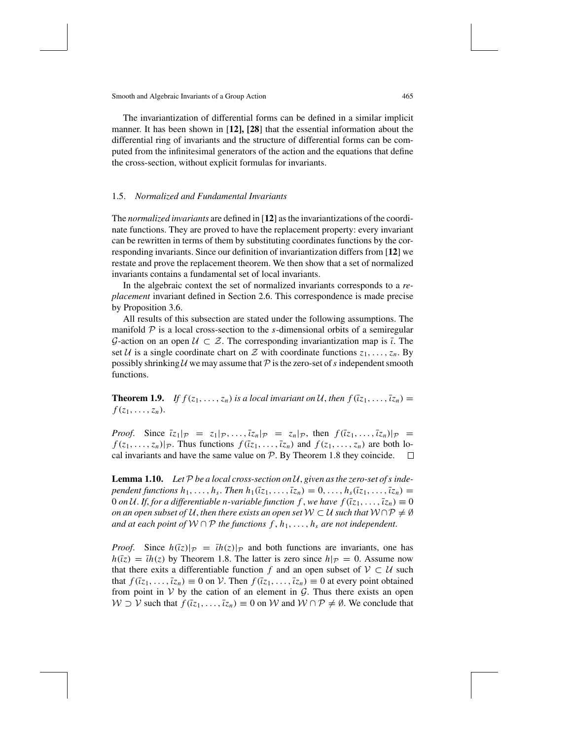The invariantization of differential forms can be defined in a similar implicit manner. It has been shown in [**12], [28**] that the essential information about the differential ring of invariants and the structure of differential forms can be computed from the infinitesimal generators of the action and the equations that define the cross-section, without explicit formulas for invariants.

### 1.5. *Normalized and Fundamental Invariants*

The *normalized invariants* are defined in [**12**] as the invariantizations of the coordinate functions. They are proved to have the replacement property: every invariant can be rewritten in terms of them by substituting coordinates functions by the corresponding invariants. Since our definition of invariantization differs from [**12**] we restate and prove the replacement theorem. We then show that a set of normalized invariants contains a fundamental set of local invariants.

In the algebraic context the set of normalized invariants corresponds to a *replacement* invariant defined in Section 2.6. This correspondence is made precise by Proposition 3.6.

All results of this subsection are stated under the following assumptions. The manifold $\mathcal{P}$ is a local cross-section to the $s$-dimensional orbits of a semiregular $\mathcal{G}$-action on an open $\mathcal{U} \subset \mathcal{Z}$. The corresponding invariantization map is $\bar{\iota}$. The set $\mathcal{U}$ is a single coordinate chart on $\mathcal{Z}$ with coordinate functions $z_1, \ldots, z_n$. By possibly shrinking $\mathcal{U}$ we may assume that $\mathcal{P}$ is the zero-set of $s$ independent smooth functions.

**Theorem 1.9.** *If $f(z_1, \ldots, z_n)$ is a local invariant on $\mathcal{U}$, then $f(\bar{\iota}z_1, \ldots, \bar{\iota}z_n) = f(z_1, \ldots, z_n)$.*

*Proof.* Since $\bar{\iota}z_1|_{\mathcal{P}} = z_1|_{\mathcal{P}}, \ldots, \bar{\iota}z_n|_{\mathcal{P}} = z_n|_{\mathcal{P}}$, then $f(\bar{\iota}z_1, \ldots, \bar{\iota}z_n)|_{\mathcal{P}} = f(z_1, \ldots, z_n)|_{\mathcal{P}}$. Thus functions $f(\bar{\iota}z_1, \ldots, \bar{\iota}z_n)$ and $f(z_1, \ldots, z_n)$ are both local invariants and have the same value on $\mathcal{P}$. By Theorem 1.8 they coincide. □

**Lemma 1.10.** *Let $\mathcal{P}$ be a local cross-section on $\mathcal{U}$, given as the zero-set of $s$ independent functions $h_1, \ldots, h_s$. Then $h_1(\bar{\iota}z_1, \ldots, \bar{\iota}z_n) = 0, \ldots, h_s(\bar{\iota}z_1, \ldots, \bar{\iota}z_n) = 0$ on $\mathcal{U}$. If, for a differentiable $n$-variable function $f$, we have $f(\bar{\iota}z_1, \ldots, \bar{\iota}z_n) \equiv 0$ on an open subset of $\mathcal{U}$, then there exists an open set $\mathcal{W} \subset \mathcal{U}$ such that $\mathcal{W} \cap \mathcal{P} \neq \emptyset$ and at each point of $\mathcal{W} \cap \mathcal{P}$ the functions $f, h_1, \ldots, h_s$ are not independent.*

*Proof.* Since $h(\bar{\iota}z)|_{\mathcal{P}} = \bar{\iota}h(z)|_{\mathcal{P}}$ and both functions are invariants, one has $h(\bar{\iota}z) = \bar{\iota}h(z)$ by Theorem 1.8. The latter is zero since $h|_{\mathcal{P}} = 0$. Assume now that there exits a differentiable function $f$ and an open subset of $\mathcal{V} \subset \mathcal{U}$ such that $f(\bar{\iota}z_1, \ldots, \bar{\iota}z_n) \equiv 0$ on $\mathcal{V}$. Then $f(\bar{\iota}z_1, \ldots, \bar{\iota}z_n) \equiv 0$ at every point obtained from point in $\mathcal{V}$ by the cation of an element in $\mathcal{G}$. Thus there exists an open $\mathcal{W} \supset \mathcal{V}$ such that $f(\bar{\iota}z_1, \ldots, \bar{\iota}z_n) \equiv 0$ on $\mathcal{W}$ and $\mathcal{W} \cap \mathcal{P} \neq \emptyset$. We conclude that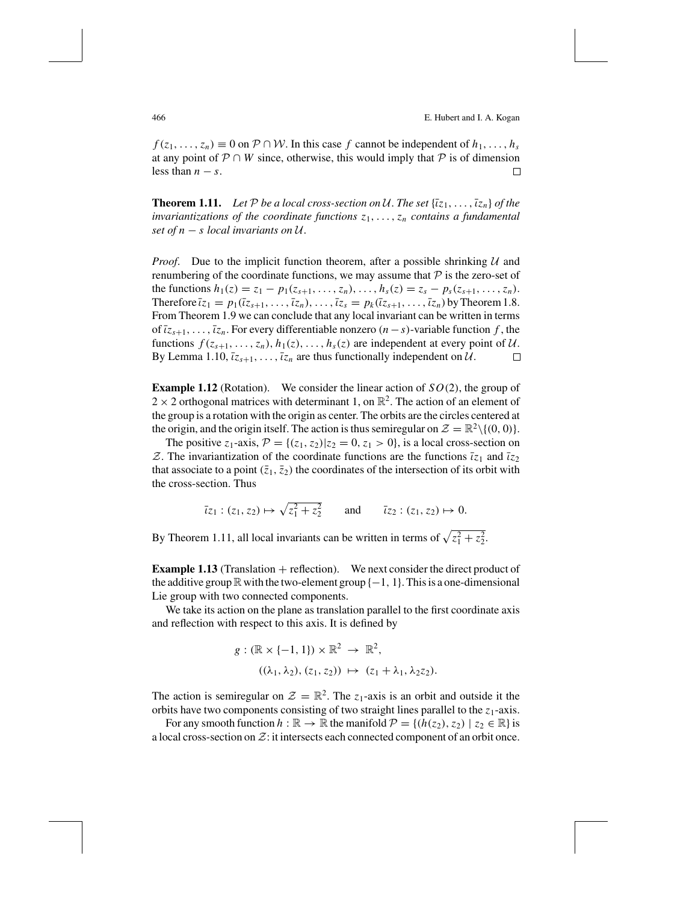$f(z_1, \ldots, z_n) \equiv 0$ on $\mathcal{P} \cap \mathcal{W}$. In this case $f$ cannot be independent of $h_1, \ldots, h_s$ at any point of $\mathcal{P} \cap W$ since, otherwise, this would imply that $\mathcal{P}$ is of dimension less than $n - s$. □

**Theorem 1.11.** *Let $\mathcal{P}$ be a local cross-section on $\mathcal{U}$. The set $\{\bar{\iota}z_1, \ldots, \bar{\iota}z_n\}$ of the invariantizations of the coordinate functions $z_1, \ldots, z_n$ contains a fundamental set of $n - s$ local invariants on $\mathcal{U}$.*

*Proof.* Due to the implicit function theorem, after a possible shrinking $\mathcal{U}$ and renumbering of the coordinate functions, we may assume that $\mathcal{P}$ is the zero-set of the functions $h_1(z) = z_1 - p_1(z_{s+1}, \ldots, z_n), \ldots, h_s(z) = z_s - p_s(z_{s+1}, \ldots, z_n)$. Therefore $\bar{\iota}z_1 = p_1(\bar{\iota}z_{s+1}, \ldots, \bar{\iota}z_n), \ldots, \bar{\iota}z_s = p_k(\bar{\iota}z_{s+1}, \ldots, \bar{\iota}z_n)$ by Theorem 1.8. From Theorem 1.9 we can conclude that any local invariant can be written in terms of $\bar{\iota}z_{s+1}, \ldots, \bar{\iota}z_n$. For every differentiable nonzero $(n-s)$-variable function $f$, the functions $f(z_{s+1}, \ldots, z_n), h_1(z), \ldots, h_s(z)$ are independent at every point of $\mathcal{U}$. By Lemma 1.10, $\bar{\iota}z_{s+1}, \ldots, \bar{\iota}z_n$ are thus functionally independent on $\mathcal{U}$. □

**Example 1.12** (Rotation). We consider the linear action of $SO(2)$, the group of $2 \times 2$ orthogonal matrices with determinant 1, on $\mathbb{R}^2$. The action of an element of the group is a rotation with the origin as center. The orbits are the circles centered at the origin, and the origin itself. The action is thus semiregular on $\mathcal{Z} = \mathbb{R}^2 \setminus \{(0, 0)\}$.

The positive $z_1$-axis, $\mathcal{P} = \{(z_1, z_2) | z_2 = 0, z_1 > 0\}$, is a local cross-section on $\mathcal{Z}$. The invariantization of the coordinate functions are the functions $\bar{\iota}z_1$ and $\bar{\iota}z_2$ that associate to a point $(\bar{z}_1, \bar{z}_2)$ the coordinates of the intersection of its orbit with the cross-section. Thus

$$\bar{\iota}z_1 : (z_1, z_2) \mapsto \sqrt{z_1^2 + z_2^2} \qquad \text{and} \qquad \bar{\iota}z_2 : (z_1, z_2) \mapsto 0.$$

By Theorem 1.11, all local invariants can be written in terms of $\sqrt{z_1^2 + z_2^2}$.

**Example 1.13** (Translation + reflection). We next consider the direct product of the additive group $\mathbb{R}$ with the two-element group $\{-1, 1\}$. This is a one-dimensional Lie group with two connected components.

We take its action on the plane as translation parallel to the first coordinate axis and reflection with respect to this axis. It is defined by

$$\begin{aligned} g : (\mathbb{R} \times \{-1, 1\}) \times \mathbb{R}^2 &\rightarrow \mathbb{R}^2, \\ ((\lambda_1, \lambda_2), (z_1, z_2)) &\mapsto (z_1 + \lambda_1, \lambda_2 z_2). \end{aligned}$$

The action is semiregular on $\mathcal{Z} = \mathbb{R}^2$. The $z_1$-axis is an orbit and outside it the orbits have two components consisting of two straight lines parallel to the $z_1$-axis.

For any smooth function $h : \mathbb{R} \rightarrow \mathbb{R}$ the manifold $\mathcal{P} = \{(h(z_2), z_2) \mid z_2 \in \mathbb{R}\}$ is a local cross-section on $\mathcal{Z}$: it intersects each connected component of an orbit once.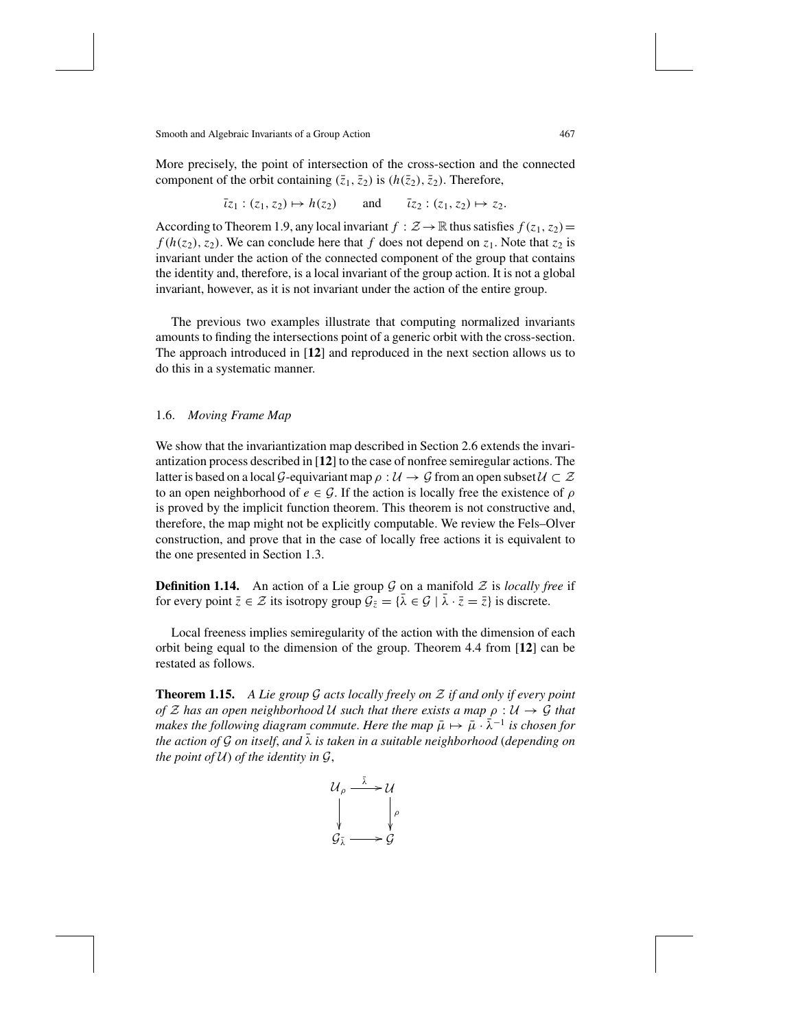More precisely, the point of intersection of the cross-section and the connected component of the orbit containing $(\bar{z}_1, \bar{z}_2)$ is $(h(\bar{z}_2), \bar{z}_2)$. Therefore,

$$\bar{\iota}z_1 : (z_1, z_2) \mapsto h(z_2) \qquad \text{and} \qquad \bar{\iota}z_2 : (z_1, z_2) \mapsto z_2.$$

According to Theorem 1.9, any local invariant $f : \mathcal{Z} \to \mathbb{R}$ thus satisfies $f(z_1, z_2) = f(h(z_2), z_2)$. We can conclude here that $f$ does not depend on $z_1$. Note that $z_2$ is invariant under the action of the connected component of the group that contains the identity and, therefore, is a local invariant of the group action. It is not a global invariant, however, as it is not invariant under the action of the entire group.

The previous two examples illustrate that computing normalized invariants amounts to finding the intersections point of a generic orbit with the cross-section. The approach introduced in [**12**] and reproduced in the next section allows us to do this in a systematic manner.

### 1.6. *Moving Frame Map*

We show that the invariantization map described in Section 2.6 extends the invariantization process described in [**12**] to the case of nonfree semiregular actions. The latter is based on a local $\mathcal{G}$-equivariant map $\rho : \mathcal{U} \to \mathcal{G}$ from an open subset $\mathcal{U} \subset \mathcal{Z}$ to an open neighborhood of $e \in \mathcal{G}$. If the action is locally free the existence of $\rho$ is proved by the implicit function theorem. This theorem is not constructive and, therefore, the map might not be explicitly computable. We review the Fels–Olver construction, and prove that in the case of locally free actions it is equivalent to the one presented in Section 1.3.

**Definition 1.14.** An action of a Lie group $\mathcal{G}$ on a manifold $\mathcal{Z}$ is *locally free* if for every point $\bar{z} \in \mathcal{Z}$ its isotropy group $\mathcal{G}_{\bar{z}} = \{\bar{\lambda} \in \mathcal{G} \mid \bar{\lambda} \cdot \bar{z} = \bar{z}\}$ is discrete.

Local freeness implies semiregularity of the action with the dimension of each orbit being equal to the dimension of the group. Theorem 4.4 from [**12**] can be restated as follows.

**Theorem 1.15.** *A Lie group $\mathcal{G}$ acts locally freely on $\mathcal{Z}$ if and only if every point of $\mathcal{Z}$ has an open neighborhood $\mathcal{U}$ such that there exists a map $\rho : \mathcal{U} \to \mathcal{G}$ that makes the following diagram commute. Here the map $\bar{\mu} \mapsto \bar{\mu} \cdot \bar{\lambda}^{-1}$ is chosen for the action of $\mathcal{G}$ on itself, and $\bar{\lambda}$ is taken in a suitable neighborhood* (*depending on the point of $\mathcal{U}$*) *of the identity in $\mathcal{G}$,*

$$\begin{array}{ccc} \mathcal{U}_\rho & \xrightarrow{\bar{\lambda}} & \mathcal{U} \\ \big\downarrow & & \big\downarrow \rho \\ \mathcal{G}_{\bar{\lambda}} & \longrightarrow & \mathcal{G} \end{array}$$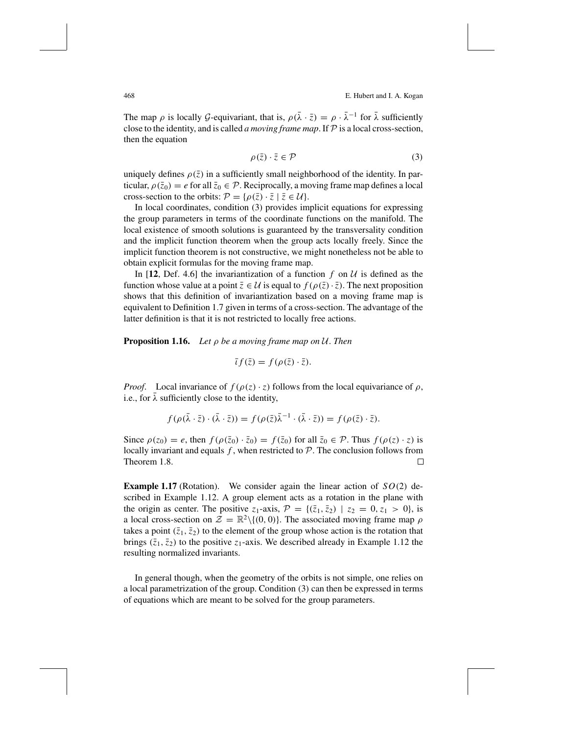The map $\rho$ is locally $\mathcal{G}$-equivariant, that is, $\rho(\bar{\lambda} \cdot \bar{z}) = \rho \cdot \bar{\lambda}^{-1}$ for $\bar{\lambda}$ sufficiently close to the identity, and is called *a moving frame map*. If $\mathcal{P}$ is a local cross-section, then the equation

$$\rho(\bar{z}) \cdot \bar{z} \in \mathcal{P} \tag{3}$$

uniquely defines $\rho(\bar{z})$ in a sufficiently small neighborhood of the identity. In particular, $\rho(\bar{z}_0) = e$ for all $\bar{z}_0 \in \mathcal{P}$. Reciprocally, a moving frame map defines a local cross-section to the orbits: $\mathcal{P} = \{\rho(\bar{z}) \cdot \bar{z} \mid \bar{z} \in \mathcal{U}\}$.

In local coordinates, condition (3) provides implicit equations for expressing the group parameters in terms of the coordinate functions on the manifold. The local existence of smooth solutions is guaranteed by the transversality condition and the implicit function theorem when the group acts locally freely. Since the implicit function theorem is not constructive, we might nonetheless not be able to obtain explicit formulas for the moving frame map.

In [**12**, Def. 4.6] the invariantization of a function $f$ on $\mathcal{U}$ is defined as the function whose value at a point $\bar{z} \in \mathcal{U}$ is equal to $f(\rho(\bar{z}) \cdot \bar{z})$. The next proposition shows that this definition of invariantization based on a moving frame map is equivalent to Definition 1.7 given in terms of a cross-section. The advantage of the latter definition is that it is not restricted to locally free actions.

**Proposition 1.16.** *Let $\rho$ be a moving frame map on $\mathcal{U}$. Then*

$$\bar{\iota} f(\bar{z}) = f(\rho(\bar{z}) \cdot \bar{z}).$$

*Proof.* Local invariance of $f(\rho(z) \cdot z)$ follows from the local equivariance of $\rho$, i.e., for $\bar{\lambda}$ sufficiently close to the identity,

$$f(\rho(\bar{\lambda} \cdot \bar{z}) \cdot (\bar{\lambda} \cdot \bar{z})) = f(\rho(\bar{z})\bar{\lambda}^{-1} \cdot (\bar{\lambda} \cdot \bar{z})) = f(\rho(\bar{z}) \cdot \bar{z}).$$

Since $\rho(z_0) = e$, then $f(\rho(\bar{z}_0) \cdot \bar{z}_0) = f(\bar{z}_0)$ for all $\bar{z}_0 \in \mathcal{P}$. Thus $f(\rho(z) \cdot z)$ is locally invariant and equals $f$, when restricted to $\mathcal{P}$. The conclusion follows from Theorem 1.8. $\square$

**Example 1.17** (Rotation). We consider again the linear action of $SO(2)$ described in Example 1.12. A group element acts as a rotation in the plane with the origin as center. The positive $z_1$-axis, $\mathcal{P} = \{(\bar{z}_1, \bar{z}_2) \mid z_2 = 0, z_1 > 0\}$, is a local cross-section on $\mathcal{Z} = \mathbb{R}^2 \setminus \{(0, 0)\}$. The associated moving frame map $\rho$ takes a point $(\bar{z}_1, \bar{z}_2)$ to the element of the group whose action is the rotation that brings $(\bar{z}_1, \bar{z}_2)$ to the positive $z_1$-axis. We described already in Example 1.12 the resulting normalized invariants.

In general though, when the geometry of the orbits is not simple, one relies on a local parametrization of the group. Condition (3) can then be expressed in terms of equations which are meant to be solved for the group parameters.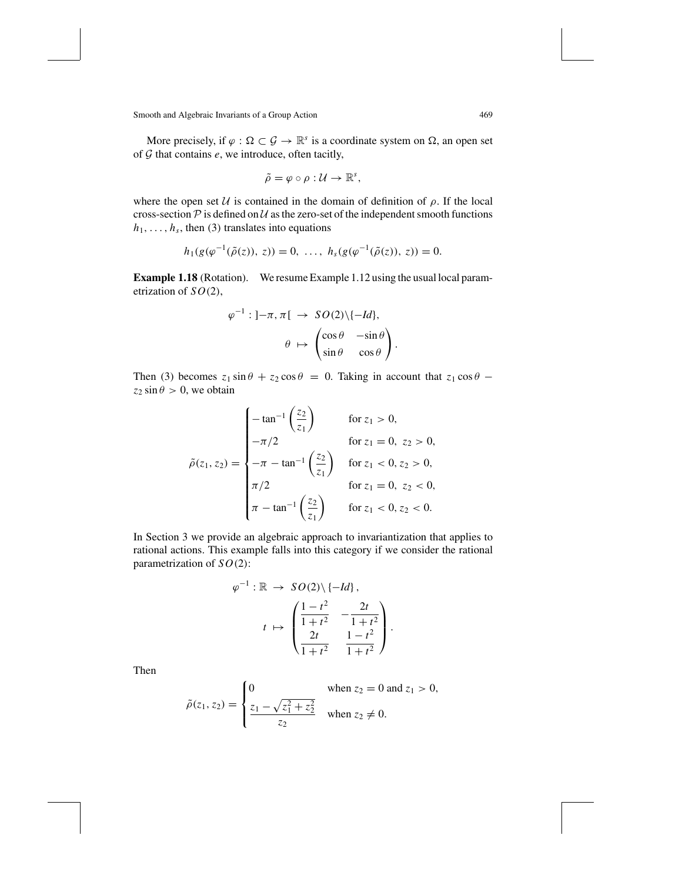More precisely, if $\varphi : \Omega \subset \mathcal{G} \to \mathbb{R}^s$ is a coordinate system on $\Omega$, an open set of $\mathcal{G}$ that contains $e$, we introduce, often tacitly,

$$\tilde{\rho} = \varphi \circ \rho : \mathcal{U} \to \mathbb{R}^s,$$

where the open set $\mathcal{U}$ is contained in the domain of definition of $\rho$. If the local cross-section $\mathcal{P}$ is defined on $\mathcal{U}$ as the zero-set of the independent smooth functions $h_1, \ldots, h_s$, then (3) translates into equations

$$h_1(g(\varphi^{-1}(\tilde{\rho}(z)),\ z)) = 0,\ \ldots,\ h_s(g(\varphi^{-1}(\tilde{\rho}(z)),\ z)) = 0.$$

**Example 1.18** (Rotation). We resume Example 1.12 using the usual local parametrization of $SO(2)$,

$$\begin{aligned}
\varphi^{-1} : \,]-\pi, \pi[\, &\to SO(2)\backslash\{-Id\}, \\
\theta &\mapsto \begin{pmatrix} \cos\theta & -\sin\theta \\ \sin\theta & \cos\theta \end{pmatrix}.
\end{aligned}$$

Then (3) becomes $z_1 \sin\theta + z_2 \cos\theta = 0$. Taking in account that $z_1 \cos\theta - z_2 \sin\theta > 0$, we obtain

$$\tilde{\rho}(z_1, z_2) = \begin{cases} -\tan^{-1}\left(\dfrac{z_2}{z_1}\right) & \text{for } z_1 > 0, \\ -\pi/2 & \text{for } z_1 = 0,\ z_2 > 0, \\ -\pi - \tan^{-1}\left(\dfrac{z_2}{z_1}\right) & \text{for } z_1 < 0, z_2 > 0, \\ \pi/2 & \text{for } z_1 = 0,\ z_2 < 0, \\ \pi - \tan^{-1}\left(\dfrac{z_2}{z_1}\right) & \text{for } z_1 < 0, z_2 < 0. \end{cases}$$

In Section 3 we provide an algebraic approach to invariantization that applies to rational actions. This example falls into this category if we consider the rational parametrization of $SO(2)$:

$$\begin{aligned}
\varphi^{-1} : \mathbb{R} &\to SO(2)\backslash\{-Id\}, \\
t &\mapsto \begin{pmatrix} \dfrac{1-t^2}{1+t^2} & -\dfrac{2t}{1+t^2} \\ \dfrac{2t}{1+t^2} & \dfrac{1-t^2}{1+t^2} \end{pmatrix}.
\end{aligned}$$

Then

$$\tilde{\rho}(z_1, z_2) = \begin{cases} 0 & \text{when } z_2 = 0 \text{ and } z_1 > 0, \\ \dfrac{z_1 - \sqrt{z_1^2 + z_2^2}}{z_2} & \text{when } z_2 \neq 0. \end{cases}$$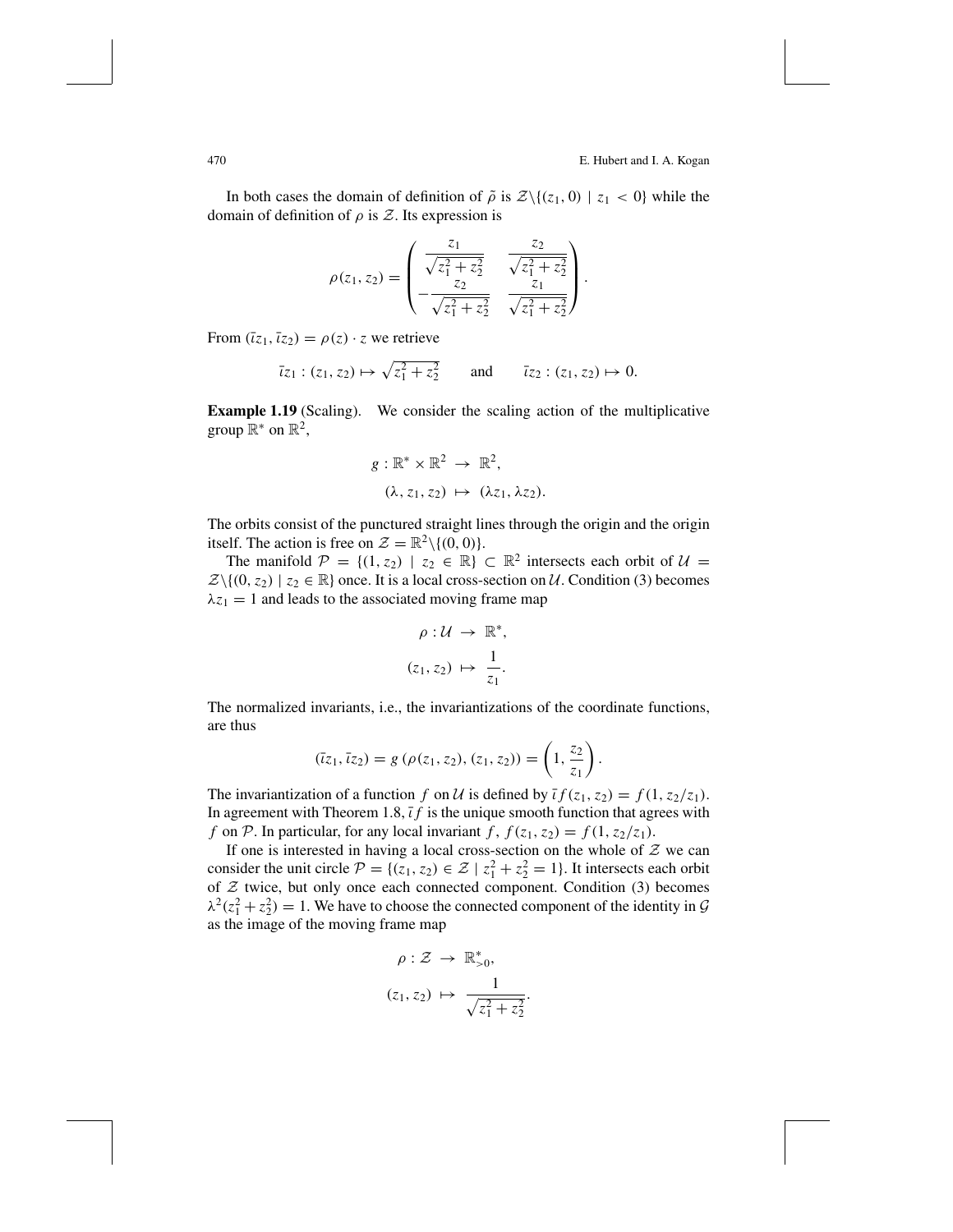In both cases the domain of definition of $\tilde{\rho}$ is $\mathcal{Z}\backslash\{(z_1, 0) \mid z_1 < 0\}$ while the domain of definition of $\rho$ is $\mathcal{Z}$. Its expression is

$$\rho(z_1, z_2) = \begin{pmatrix} \dfrac{z_1}{\sqrt{z_1^2 + z_2^2}} & \dfrac{z_2}{\sqrt{z_1^2 + z_2^2}} \\ -\dfrac{z_2}{\sqrt{z_1^2 + z_2^2}} & \dfrac{z_1}{\sqrt{z_1^2 + z_2^2}} \end{pmatrix}.$$

From $(\bar{\iota}z_1, \bar{\iota}z_2) = \rho(z) \cdot z$ we retrieve

$$\bar{\iota}z_1 : (z_1, z_2) \mapsto \sqrt{z_1^2 + z_2^2} \qquad \text{and} \qquad \bar{\iota}z_2 : (z_1, z_2) \mapsto 0.$$

**Example 1.19** (Scaling). We consider the scaling action of the multiplicative group $\mathbb{R}^*$ on $\mathbb{R}^2$,

$$\begin{aligned} g : \mathbb{R}^* \times \mathbb{R}^2 &\to \mathbb{R}^2, \\ (\lambda, z_1, z_2) &\mapsto (\lambda z_1, \lambda z_2). \end{aligned}$$

The orbits consist of the punctured straight lines through the origin and the origin itself. The action is free on $\mathcal{Z} = \mathbb{R}^2\backslash\{(0, 0)\}$.

The manifold $\mathcal{P} = \{(1, z_2) \mid z_2 \in \mathbb{R}\} \subset \mathbb{R}^2$ intersects each orbit of $\mathcal{U} = \mathcal{Z}\backslash\{(0, z_2) \mid z_2 \in \mathbb{R}\}$ once. It is a local cross-section on $\mathcal{U}$. Condition (3) becomes $\lambda z_1 = 1$ and leads to the associated moving frame map

$$\begin{aligned} \rho : \mathcal{U} &\to \mathbb{R}^*, \\ (z_1, z_2) &\mapsto \frac{1}{z_1}. \end{aligned}$$

The normalized invariants, i.e., the invariantizations of the coordinate functions, are thus

$$(\bar{\iota}z_1, \bar{\iota}z_2) = g\left(\rho(z_1, z_2), (z_1, z_2)\right) = \left(1, \frac{z_2}{z_1}\right).$$

The invariantization of a function $f$ on $\mathcal{U}$ is defined by $\bar{\iota} f(z_1, z_2) = f(1, z_2/z_1)$. In agreement with Theorem 1.8, $\bar{\iota} f$ is the unique smooth function that agrees with $f$ on $\mathcal{P}$. In particular, for any local invariant $f$, $f(z_1, z_2) = f(1, z_2/z_1)$.

If one is interested in having a local cross-section on the whole of $\mathcal{Z}$ we can consider the unit circle $\mathcal{P} = \{(z_1, z_2) \in \mathcal{Z} \mid z_1^2 + z_2^2 = 1\}$. It intersects each orbit of $\mathcal{Z}$ twice, but only once each connected component. Condition (3) becomes $\lambda^2(z_1^2 + z_2^2) = 1$. We have to choose the connected component of the identity in $\mathcal{G}$ as the image of the moving frame map

$$\begin{aligned} \rho : \mathcal{Z} &\to \mathbb{R}^*_{>0}, \\ (z_1, z_2) &\mapsto \frac{1}{\sqrt{z_1^2 + z_2^2}}. \end{aligned}$$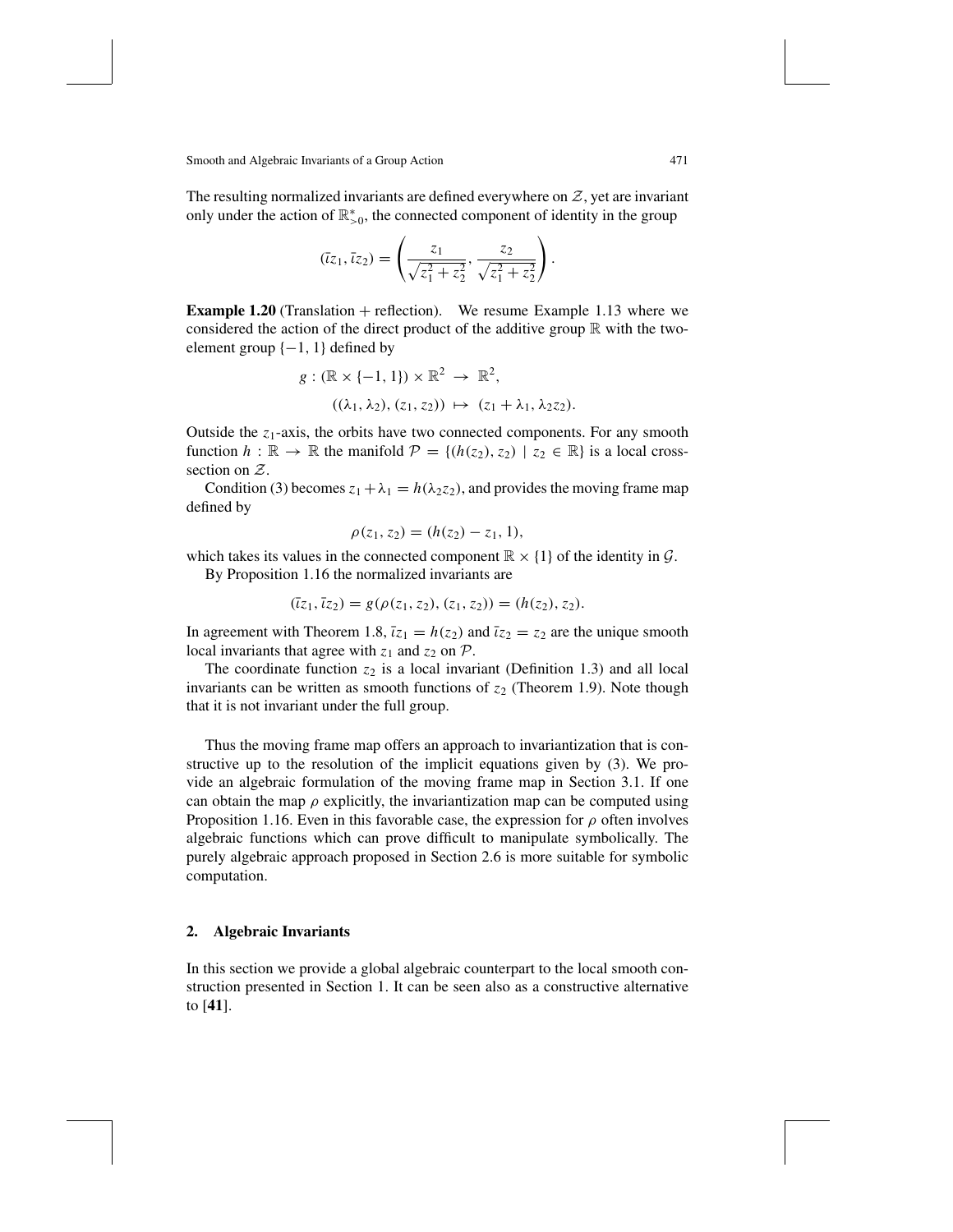The resulting normalized invariants are defined everywhere on $\mathcal{Z}$, yet are invariant only under the action of $\mathbb{R}^*_{>0}$, the connected component of identity in the group

$$(\bar{\iota} z_1, \bar{\iota} z_2) = \left( \frac{z_1}{\sqrt{z_1^2 + z_2^2}}, \frac{z_2}{\sqrt{z_1^2 + z_2^2}} \right).$$

**Example 1.20** (Translation + reflection). We resume Example 1.13 where we considered the action of the direct product of the additive group $\mathbb{R}$ with the two-element group $\{-1, 1\}$ defined by

$$\begin{aligned} g : (\mathbb{R} \times \{-1, 1\}) \times \mathbb{R}^2 &\rightarrow \mathbb{R}^2, \\ ((\lambda_1, \lambda_2), (z_1, z_2)) &\mapsto (z_1 + \lambda_1, \lambda_2 z_2). \end{aligned}$$

Outside the $z_1$-axis, the orbits have two connected components. For any smooth function $h : \mathbb{R} \rightarrow \mathbb{R}$ the manifold $\mathcal{P} = \{(h(z_2), z_2) \mid z_2 \in \mathbb{R}\}$ is a local cross-section on $\mathcal{Z}$.

Condition (3) becomes $z_1 + \lambda_1 = h(\lambda_2 z_2)$, and provides the moving frame map defined by

$$\rho(z_1, z_2) = (h(z_2) - z_1, 1),$$

which takes its values in the connected component $\mathbb{R} \times \{1\}$ of the identity in $\mathcal{G}$.

By Proposition 1.16 the normalized invariants are

$$(\bar{\iota} z_1, \bar{\iota} z_2) = g(\rho(z_1, z_2), (z_1, z_2)) = (h(z_2), z_2).$$

In agreement with Theorem 1.8, $\bar{\iota} z_1 = h(z_2)$ and $\bar{\iota} z_2 = z_2$ are the unique smooth local invariants that agree with $z_1$ and $z_2$ on $\mathcal{P}$.

The coordinate function $z_2$ is a local invariant (Definition 1.3) and all local invariants can be written as smooth functions of $z_2$ (Theorem 1.9). Note though that it is not invariant under the full group.

Thus the moving frame map offers an approach to invariantization that is constructive up to the resolution of the implicit equations given by (3). We provide an algebraic formulation of the moving frame map in Section 3.1. If one can obtain the map $\rho$ explicitly, the invariantization map can be computed using Proposition 1.16. Even in this favorable case, the expression for $\rho$ often involves algebraic functions which can prove difficult to manipulate symbolically. The purely algebraic approach proposed in Section 2.6 is more suitable for symbolic computation.

## 2. Algebraic Invariants

In this section we provide a global algebraic counterpart to the local smooth construction presented in Section 1. It can be seen also as a constructive alternative to [**41**].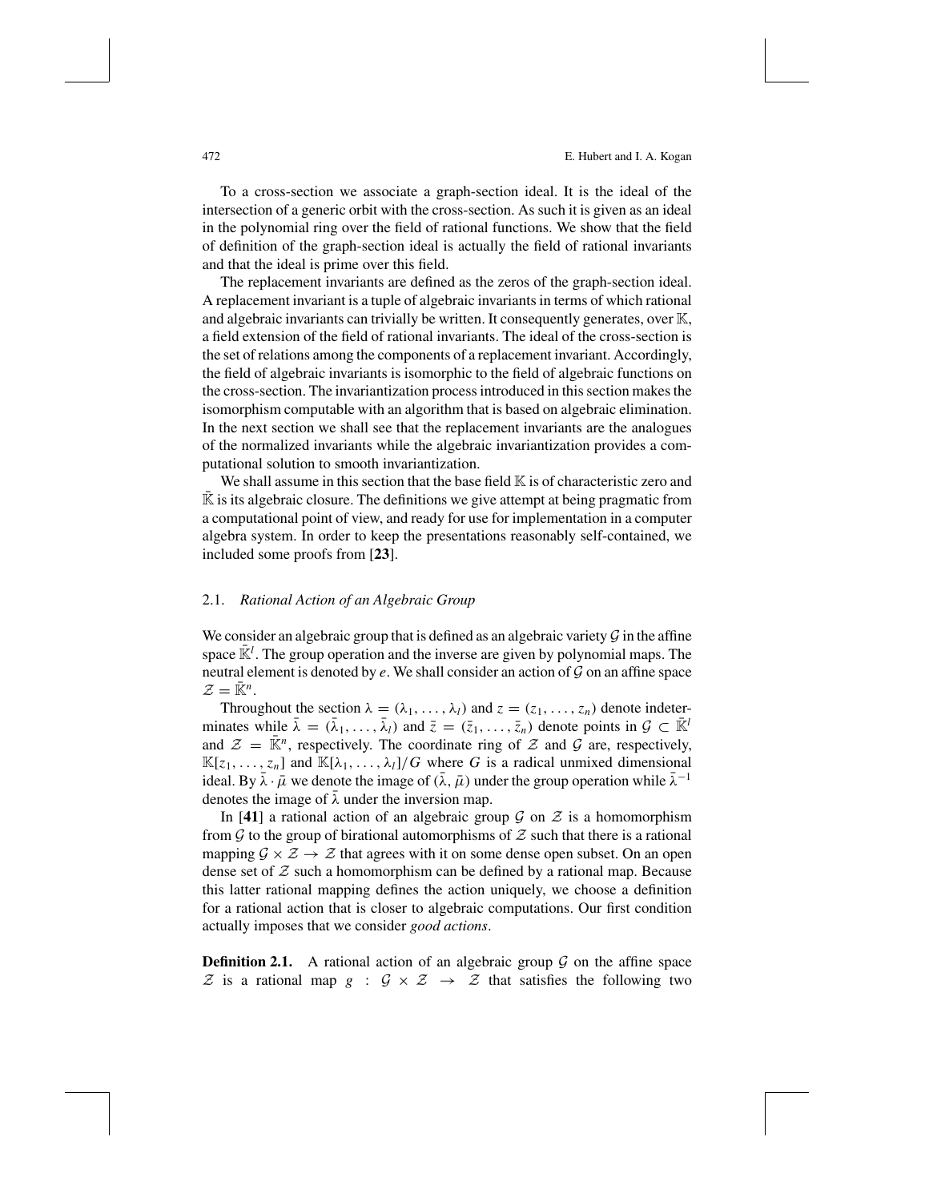To a cross-section we associate a graph-section ideal. It is the ideal of the intersection of a generic orbit with the cross-section. As such it is given as an ideal in the polynomial ring over the field of rational functions. We show that the field of definition of the graph-section ideal is actually the field of rational invariants and that the ideal is prime over this field.

The replacement invariants are defined as the zeros of the graph-section ideal. A replacement invariant is a tuple of algebraic invariants in terms of which rational and algebraic invariants can trivially be written. It consequently generates, over $\mathbb{K}$, a field extension of the field of rational invariants. The ideal of the cross-section is the set of relations among the components of a replacement invariant. Accordingly, the field of algebraic invariants is isomorphic to the field of algebraic functions on the cross-section. The invariantization process introduced in this section makes the isomorphism computable with an algorithm that is based on algebraic elimination. In the next section we shall see that the replacement invariants are the analogues of the normalized invariants while the algebraic invariantization provides a computational solution to smooth invariantization.

We shall assume in this section that the base field $\mathbb{K}$ is of characteristic zero and $\bar{\mathbb{K}}$ is its algebraic closure. The definitions we give attempt at being pragmatic from a computational point of view, and ready for use for implementation in a computer algebra system. In order to keep the presentations reasonably self-contained, we included some proofs from [**23**].

### 2.1. *Rational Action of an Algebraic Group*

We consider an algebraic group that is defined as an algebraic variety $\mathcal{G}$ in the affine space $\bar{\mathbb{K}}^l$. The group operation and the inverse are given by polynomial maps. The neutral element is denoted by $e$. We shall consider an action of $\mathcal{G}$ on an affine space $\mathcal{Z} = \bar{\mathbb{K}}^n$.

Throughout the section $\lambda = (\lambda_1, \ldots, \lambda_l)$ and $z = (z_1, \ldots, z_n)$ denote indeterminates while $\bar{\lambda} = (\bar{\lambda}_1, \ldots, \bar{\lambda}_l)$ and $\bar{z} = (\bar{z}_1, \ldots, \bar{z}_n)$ denote points in $\mathcal{G} \subset \bar{\mathbb{K}}^l$ and $\mathcal{Z} = \bar{\mathbb{K}}^n$, respectively. The coordinate ring of $\mathcal{Z}$ and $\mathcal{G}$ are, respectively, $\mathbb{K}[z_1, \ldots, z_n]$ and $\mathbb{K}[\lambda_1, \ldots, \lambda_l]/G$ where $G$ is a radical unmixed dimensional ideal. By $\bar{\lambda} \cdot \bar{\mu}$ we denote the image of $(\bar{\lambda}, \bar{\mu})$ under the group operation while $\bar{\lambda}^{-1}$ denotes the image of $\bar{\lambda}$ under the inversion map.

In [**41**] a rational action of an algebraic group $\mathcal{G}$ on $\mathcal{Z}$ is a homomorphism from $\mathcal{G}$ to the group of birational automorphisms of $\mathcal{Z}$ such that there is a rational mapping $\mathcal{G} \times \mathcal{Z} \to \mathcal{Z}$ that agrees with it on some dense open subset. On an open dense set of $\mathcal{Z}$ such a homomorphism can be defined by a rational map. Because this latter rational mapping defines the action uniquely, we choose a definition for a rational action that is closer to algebraic computations. Our first condition actually imposes that we consider *good actions*.

**Definition 2.1.** A rational action of an algebraic group $\mathcal{G}$ on the affine space $\mathcal{Z}$ is a rational map $g : \mathcal{G} \times \mathcal{Z} \to \mathcal{Z}$ that satisfies the following two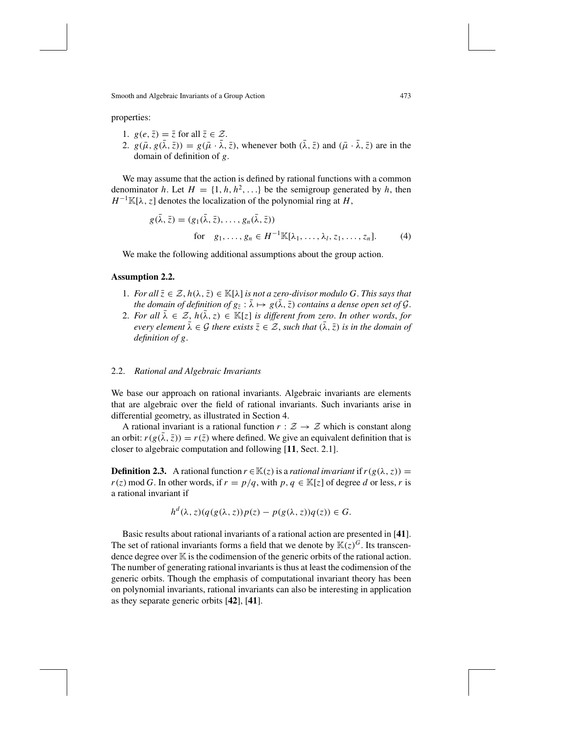properties:

1. $g(e, \bar{z}) = \bar{z}$ for all $\bar{z} \in \mathcal{Z}$.
2. $g(\bar{\mu}, g(\bar{\lambda}, \bar{z})) = g(\bar{\mu} \cdot \bar{\lambda}, \bar{z})$, whenever both $(\bar{\lambda}, \bar{z})$ and $(\bar{\mu} \cdot \bar{\lambda}, \bar{z})$ are in the domain of definition of $g$.

We may assume that the action is defined by rational functions with a common denominator $h$. Let $H = \{1, h, h^2, \ldots\}$ be the semigroup generated by $h$, then $H^{-1}\mathbb{K}[\lambda, z]$ denotes the localization of the polynomial ring at $H$,

$$g(\bar{\lambda}, \bar{z}) = (g_1(\bar{\lambda}, \bar{z}), \ldots, g_n(\bar{\lambda}, \bar{z})) \quad \text{for} \quad g_1, \ldots, g_n \in H^{-1}\mathbb{K}[\lambda_1, \ldots, \lambda_l, z_1, \ldots, z_n]. \tag{4}$$

We make the following additional assumptions about the group action.

**Assumption 2.2.**

1. *For all $\bar{z} \in \mathcal{Z}$, $h(\lambda, \bar{z}) \in \mathbb{K}[\lambda]$ is not a zero-divisor modulo $G$. This says that the domain of definition of $g_{\bar{z}} : \bar{\lambda} \mapsto g(\bar{\lambda}, \bar{z})$ contains a dense open set of $\mathcal{G}$.*
2. *For all $\bar{\lambda} \in \mathcal{Z}$, $h(\bar{\lambda}, z) \in \mathbb{K}[z]$ is different from zero. In other words, for every element $\bar{\lambda} \in \mathcal{G}$ there exists $\bar{z} \in \mathcal{Z}$, such that $(\bar{\lambda}, \bar{z})$ is in the domain of definition of $g$.*

### 2.2. *Rational and Algebraic Invariants*

We base our approach on rational invariants. Algebraic invariants are elements that are algebraic over the field of rational invariants. Such invariants arise in differential geometry, as illustrated in Section 4.

A rational invariant is a rational function $r : \mathcal{Z} \to \mathcal{Z}$ which is constant along an orbit: $r(g(\bar{\lambda}, \bar{z})) = r(\bar{z})$ where defined. We give an equivalent definition that is closer to algebraic computation and following [**11**, Sect. 2.1].

**Definition 2.3.** A rational function $r \in \mathbb{K}(z)$ is a *rational invariant* if $r(g(\lambda, z)) = r(z) \bmod G$. In other words, if $r = p/q$, with $p, q \in \mathbb{K}[z]$ of degree $d$ or less, $r$ is a rational invariant if

$$h^d(\lambda, z)(q(g(\lambda, z))p(z) - p(g(\lambda, z))q(z)) \in G.$$

Basic results about rational invariants of a rational action are presented in [**41**]. The set of rational invariants forms a field that we denote by $\mathbb{K}(z)^G$. Its transcendence degree over $\mathbb{K}$ is the codimension of the generic orbits of the rational action. The number of generating rational invariants is thus at least the codimension of the generic orbits. Though the emphasis of computational invariant theory has been on polynomial invariants, rational invariants can also be interesting in application as they separate generic orbits [**42**], [**41**].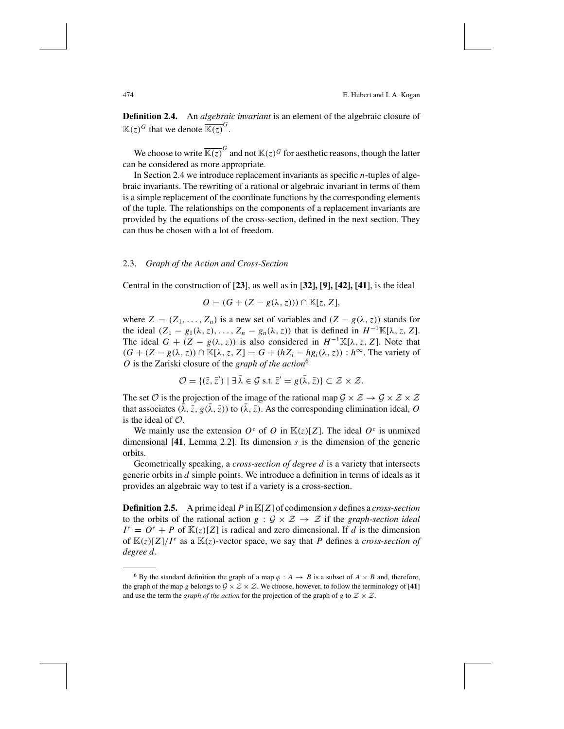**Definition 2.4.** An *algebraic invariant* is an element of the algebraic closure of $\mathbb{K}(z)^G$ that we denote $\overline{\mathbb{K}(z)}^G$.

We choose to write $\overline{\mathbb{K}(z)}^G$ and not $\overline{\mathbb{K}(z)^G}$ for aesthetic reasons, though the latter can be considered as more appropriate.

In Section 2.4 we introduce replacement invariants as specific $n$-tuples of algebraic invariants. The rewriting of a rational or algebraic invariant in terms of them is a simple replacement of the coordinate functions by the corresponding elements of the tuple. The relationships on the components of a replacement invariants are provided by the equations of the cross-section, defined in the next section. They can thus be chosen with a lot of freedom.

### 2.3. *Graph of the Action and Cross-Section*

Central in the construction of [**23**], as well as in [**32], [9], [42], [41**], is the ideal

$$O = (G + (Z - g(\lambda, z))) \cap \mathbb{K}[z, Z],$$

where $Z = (Z_1, \ldots, Z_n)$ is a new set of variables and $(Z - g(\lambda, z))$ stands for the ideal $(Z_1 - g_1(\lambda, z), \ldots, Z_n - g_n(\lambda, z))$ that is defined in $H^{-1}\mathbb{K}[\lambda, z, Z]$. The ideal $G + (Z - g(\lambda, z))$ is also considered in $H^{-1}\mathbb{K}[\lambda, z, Z]$. Note that $(G + (Z - g(\lambda, z))) \cap \mathbb{K}[\lambda, z, Z] = G + (hZ_i - hg_i(\lambda, z)) : h^\infty$. The variety of $O$ is the Zariski closure of the *graph of the action*[6]

$$\mathcal{O} = \{(\bar{z}, \bar{z}') \mid \exists\, \bar{\lambda} \in \mathcal{G} \text{ s.t. } \bar{z}' = g(\bar{\lambda}, \bar{z})\} \subset \mathcal{Z} \times \mathcal{Z}.$$

The set $\mathcal{O}$ is the projection of the image of the rational map $\mathcal{G} \times \mathcal{Z} \to \mathcal{G} \times \mathcal{Z} \times \mathcal{Z}$ that associates $(\bar{\lambda}, \bar{z}, g(\bar{\lambda}, \bar{z}))$ to $(\bar{\lambda}, \bar{z})$. As the corresponding elimination ideal, $O$ is the ideal of $\mathcal{O}$.

We mainly use the extension $O^e$ of $O$ in $\mathbb{K}(z)[Z]$. The ideal $O^e$ is unmixed dimensional [**41**, Lemma 2.2]. Its dimension $s$ is the dimension of the generic orbits.

Geometrically speaking, a *cross-section of degree d* is a variety that intersects generic orbits in $d$ simple points. We introduce a definition in terms of ideals as it provides an algebraic way to test if a variety is a cross-section.

**Definition 2.5.** A prime ideal $P$ in $\mathbb{K}[Z]$ of codimension $s$ defines a *cross-section* to the orbits of the rational action $g : \mathcal{G} \times \mathcal{Z} \to \mathcal{Z}$ if the *graph-section ideal* $I^e = O^e + P$ of $\mathbb{K}(z)[Z]$ is radical and zero dimensional. If $d$ is the dimension of $\mathbb{K}(z)[Z]/I^e$ as a $\mathbb{K}(z)$-vector space, we say that $P$ defines a *cross-section of degree d*.

---

[6] By the standard definition the graph of a map $\varphi : A \to B$ is a subset of $A \times B$ and, therefore, the graph of the map $g$ belongs to $\mathcal{G} \times \mathcal{Z} \times \mathcal{Z}$. We choose, however, to follow the terminology of [**41**] and use the term the *graph of the action* for the projection of the graph of $g$ to $\mathcal{Z} \times \mathcal{Z}$.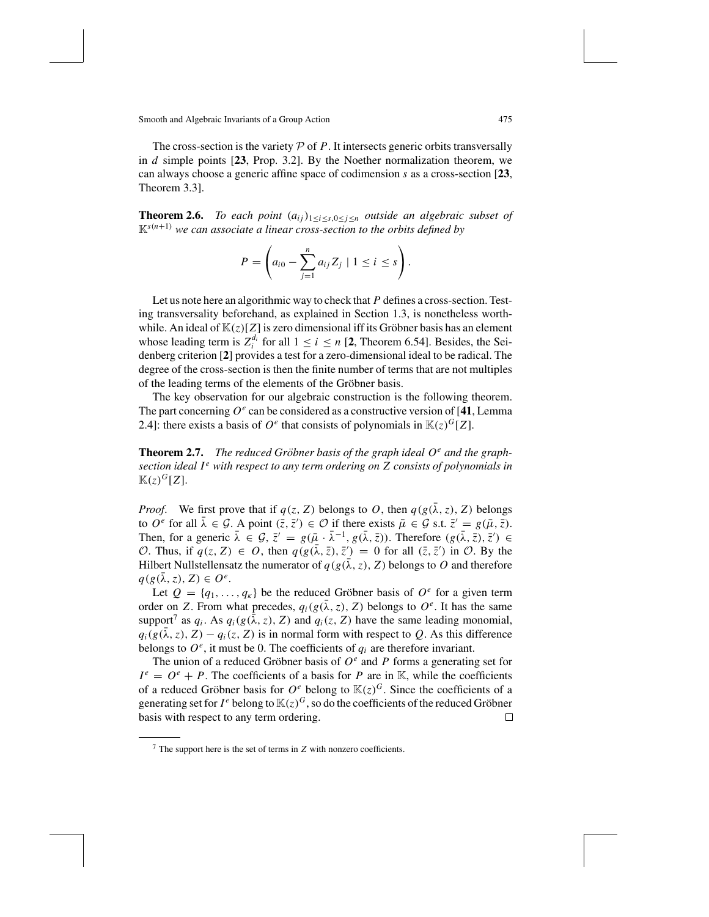The cross-section is the variety $\mathcal{P}$ of $P$. It intersects generic orbits transversally in $d$ simple points [**23**, Prop. 3.2]. By the Noether normalization theorem, we can always choose a generic affine space of codimension $s$ as a cross-section [**23**, Theorem 3.3].

**Theorem 2.6.** *To each point $(a_{ij})_{1\le i\le s, 0\le j\le n}$ outside an algebraic subset of $\mathbb{K}^{s(n+1)}$ we can associate a linear cross-section to the orbits defined by*

$$P = \left( a_{i0} - \sum_{j=1}^{n} a_{ij} Z_j \mid 1 \le i \le s \right).$$

Let us note here an algorithmic way to check that $P$ defines a cross-section. Testing transversality beforehand, as explained in Section 1.3, is nonetheless worthwhile. An ideal of $\mathbb{K}(z)[Z]$ is zero dimensional iff its Gröbner basis has an element whose leading term is $Z_i^{d_i}$ for all $1 \le i \le n$ [**2**, Theorem 6.54]. Besides, the Seidenberg criterion [**2**] provides a test for a zero-dimensional ideal to be radical. The degree of the cross-section is then the finite number of terms that are not multiples of the leading terms of the elements of the Gröbner basis.

The key observation for our algebraic construction is the following theorem. The part concerning $O^e$ can be considered as a constructive version of [**41**, Lemma 2.4]: there exists a basis of $O^e$ that consists of polynomials in $\mathbb{K}(z)^G[Z]$.

**Theorem 2.7.** *The reduced Gröbner basis of the graph ideal $O^e$ and the graph-section ideal $I^e$ with respect to any term ordering on $Z$ consists of polynomials in $\mathbb{K}(z)^G[Z]$.*

*Proof.* We first prove that if $q(z, Z)$ belongs to $O$, then $q(g(\bar{\lambda}, z), Z)$ belongs to $O^e$ for all $\bar{\lambda} \in \mathcal{G}$. A point $(\bar{z}, \bar{z}') \in \mathcal{O}$ if there exists $\bar{\mu} \in \mathcal{G}$ s.t. $\bar{z}' = g(\bar{\mu}, \bar{z})$. Then, for a generic $\bar{\lambda} \in \mathcal{G}$, $\bar{z}' = g(\bar{\mu} \cdot \bar{\lambda}^{-1}, g(\bar{\lambda}, \bar{z}))$. Therefore $(g(\bar{\lambda}, \bar{z}), \bar{z}') \in \mathcal{O}$. Thus, if $q(z, Z) \in O$, then $q(g(\bar{\lambda}, \bar{z}), \bar{z}') = 0$ for all $(\bar{z}, \bar{z}')$ in $\mathcal{O}$. By the Hilbert Nullstellensatz the numerator of $q(g(\bar{\lambda}, z), Z)$ belongs to $O$ and therefore $q(g(\bar{\lambda}, z), Z) \in O^e$.

Let $Q = \{q_1, \ldots, q_\kappa\}$ be the reduced Gröbner basis of $O^e$ for a given term order on $Z$. From what precedes, $q_i(g(\bar{\lambda}, z), Z)$ belongs to $O^e$. It has the same support[7] as $q_i$. As $q_i(g(\bar{\lambda}, z), Z)$ and $q_i(z, Z)$ have the same leading monomial, $q_i(g(\bar{\lambda}, z), Z) - q_i(z, Z)$ is in normal form with respect to $Q$. As this difference belongs to $O^e$, it must be 0. The coefficients of $q_i$ are therefore invariant.

The union of a reduced Gröbner basis of $O^e$ and $P$ forms a generating set for $I^e = O^e + P$. The coefficients of a basis for $P$ are in $\mathbb{K}$, while the coefficients of a reduced Gröbner basis for $O^e$ belong to $\mathbb{K}(z)^G$. Since the coefficients of a generating set for $I^e$ belong to $\mathbb{K}(z)^G$, so do the coefficients of the reduced Gröbner basis with respect to any term ordering. $\square$

[7] The support here is the set of terms in $Z$ with nonzero coefficients.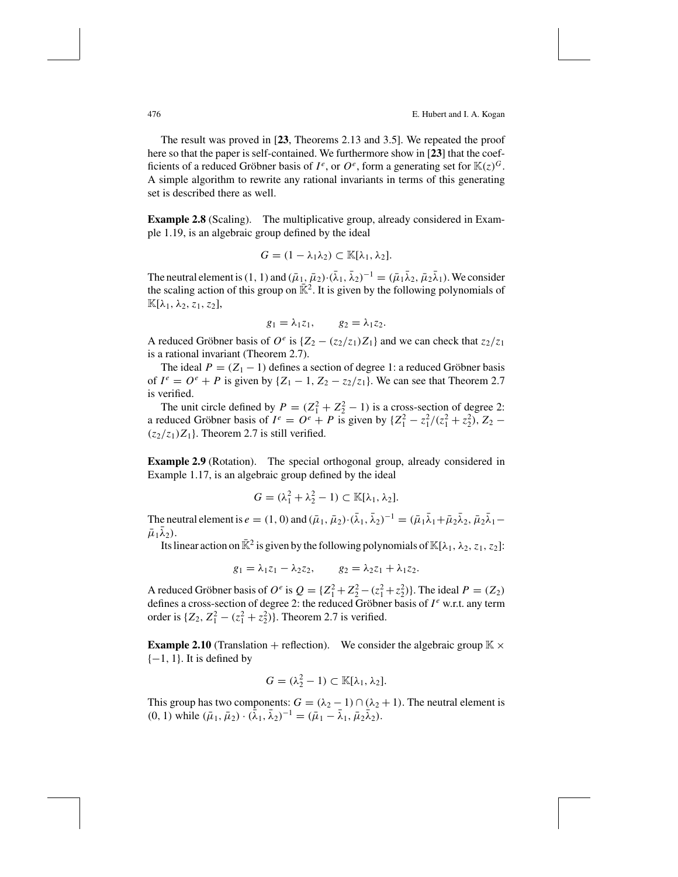The result was proved in [**23**, Theorems 2.13 and 3.5]. We repeated the proof here so that the paper is self-contained. We furthermore show in [**23**] that the coefficients of a reduced Gröbner basis of $I^e$, or $O^e$, form a generating set for $\mathbb{K}(z)^G$. A simple algorithm to rewrite any rational invariants in terms of this generating set is described there as well.

**Example 2.8** (Scaling). The multiplicative group, already considered in Example 1.19, is an algebraic group defined by the ideal

$$G = (1 - \lambda_1\lambda_2) \subset \mathbb{K}[\lambda_1, \lambda_2].$$

The neutral element is $(1, 1)$ and $(\bar{\mu}_1, \bar{\mu}_2)\cdot(\bar{\lambda}_1, \bar{\lambda}_2)^{-1} = (\bar{\mu}_1\bar{\lambda}_2, \bar{\mu}_2\bar{\lambda}_1)$. We consider the scaling action of this group on $\bar{\mathbb{K}}^2$. It is given by the following polynomials of $\mathbb{K}[\lambda_1, \lambda_2, z_1, z_2]$,

$$g_1 = \lambda_1 z_1, \qquad g_2 = \lambda_1 z_2.$$

A reduced Gröbner basis of $O^e$ is $\{Z_2 - (z_2/z_1)Z_1\}$ and we can check that $z_2/z_1$ is a rational invariant (Theorem 2.7).

The ideal $P = (Z_1 - 1)$ defines a section of degree 1: a reduced Gröbner basis of $I^e = O^e + P$ is given by $\{Z_1 - 1, Z_2 - z_2/z_1\}$. We can see that Theorem 2.7 is verified.

The unit circle defined by $P = (Z_1^2 + Z_2^2 - 1)$ is a cross-section of degree 2: a reduced Gröbner basis of $I^e = O^e + P$ is given by $\{Z_1^2 - z_1^2/(z_1^2 + z_2^2), Z_2 - (z_2/z_1)Z_1\}$. Theorem 2.7 is still verified.

**Example 2.9** (Rotation). The special orthogonal group, already considered in Example 1.17, is an algebraic group defined by the ideal

$$G = (\lambda_1^2 + \lambda_2^2 - 1) \subset \mathbb{K}[\lambda_1, \lambda_2].$$

The neutral element is $e = (1, 0)$ and $(\bar{\mu}_1, \bar{\mu}_2)\cdot(\bar{\lambda}_1, \bar{\lambda}_2)^{-1} = (\bar{\mu}_1\bar{\lambda}_1 + \bar{\mu}_2\bar{\lambda}_2, \bar{\mu}_2\bar{\lambda}_1 - \bar{\mu}_1\bar{\lambda}_2)$.

Its linear action on $\bar{\mathbb{K}}^2$ is given by the following polynomials of $\mathbb{K}[\lambda_1, \lambda_2, z_1, z_2]$:

$$g_1 = \lambda_1 z_1 - \lambda_2 z_2, \qquad g_2 = \lambda_2 z_1 + \lambda_1 z_2.$$

A reduced Gröbner basis of $O^e$ is $Q = \{Z_1^2 + Z_2^2 - (z_1^2 + z_2^2)\}$. The ideal $P = (Z_2)$ defines a cross-section of degree 2: the reduced Gröbner basis of $I^e$ w.r.t. any term order is $\{Z_2, Z_1^2 - (z_1^2 + z_2^2)\}$. Theorem 2.7 is verified.

**Example 2.10** (Translation + reflection). We consider the algebraic group $\mathbb{K} \times \{-1, 1\}$. It is defined by

$$G = (\lambda_2^2 - 1) \subset \mathbb{K}[\lambda_1, \lambda_2].$$

This group has two components: $G = (\lambda_2 - 1) \cap (\lambda_2 + 1)$. The neutral element is $(0, 1)$ while $(\bar{\mu}_1, \bar{\mu}_2) \cdot (\bar{\lambda}_1, \bar{\lambda}_2)^{-1} = (\bar{\mu}_1 - \bar{\lambda}_1, \bar{\mu}_2\bar{\lambda}_2)$.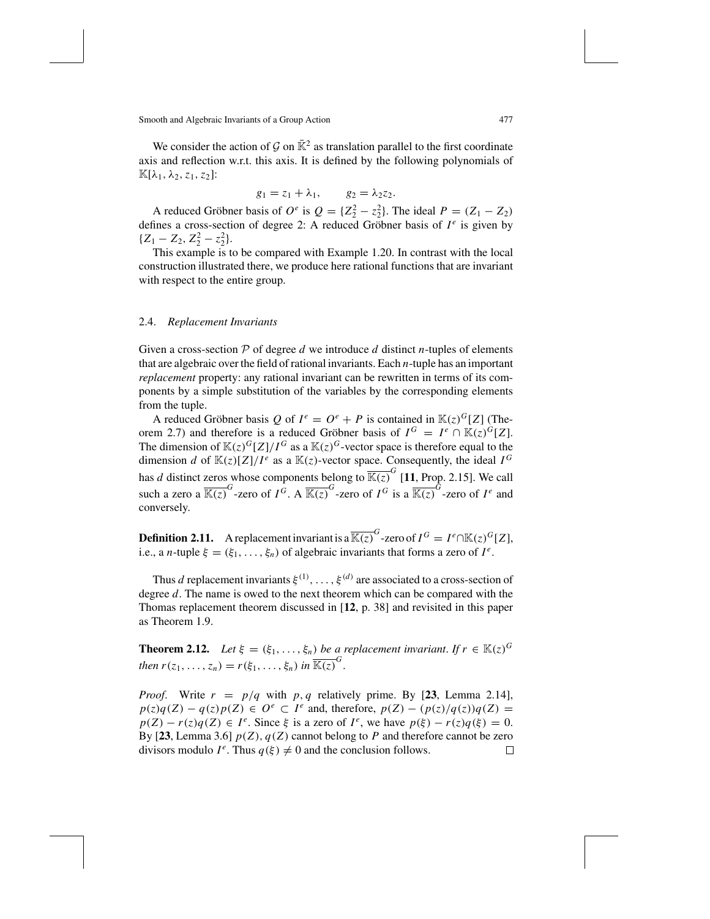We consider the action of $\mathcal{G}$ on $\bar{\mathbb{K}}^2$ as translation parallel to the first coordinate axis and reflection w.r.t. this axis. It is defined by the following polynomials of $\mathbb{K}[\lambda_1, \lambda_2, z_1, z_2]$:

$$g_1 = z_1 + \lambda_1, \qquad g_2 = \lambda_2 z_2.$$

A reduced Gröbner basis of $O^e$ is $Q = \{Z_2^2 - z_2^2\}$. The ideal $P = (Z_1 - Z_2)$ defines a cross-section of degree 2: A reduced Gröbner basis of $I^e$ is given by $\{Z_1 - Z_2, Z_2^2 - z_2^2\}$.

This example is to be compared with Example 1.20. In contrast with the local construction illustrated there, we produce here rational functions that are invariant with respect to the entire group.

## 2.4. *Replacement Invariants*

Given a cross-section $\mathcal{P}$ of degree $d$ we introduce $d$ distinct $n$-tuples of elements that are algebraic over the field of rational invariants. Each $n$-tuple has an important *replacement* property: any rational invariant can be rewritten in terms of its components by a simple substitution of the variables by the corresponding elements from the tuple.

A reduced Gröbner basis $Q$ of $I^e = O^e + P$ is contained in $\mathbb{K}(z)^G[Z]$ (Theorem 2.7) and therefore is a reduced Gröbner basis of $I^G = I^e \cap \mathbb{K}(z)^G[Z]$. The dimension of $\mathbb{K}(z)^G[Z]/I^G$ as a $\mathbb{K}(z)^G$-vector space is therefore equal to the dimension $d$ of $\mathbb{K}(z)[Z]/I^e$ as a $\mathbb{K}(z)$-vector space. Consequently, the ideal $I^G$ has $d$ distinct zeros whose components belong to $\overline{\mathbb{K}(z)}^G$ [**11**, Prop. 2.15]. We call such a zero a $\overline{\mathbb{K}(z)}^G$-zero of $I^G$. A $\overline{\mathbb{K}(z)}^G$-zero of $I^G$ is a $\overline{\mathbb{K}(z)}^G$-zero of $I^e$ and conversely.

**Definition 2.11.** A replacement invariant is a $\overline{\mathbb{K}(z)}^G$-zero of $I^G = I^e \cap \mathbb{K}(z)^G[Z]$, i.e., a $n$-tuple $\xi = (\xi_1, \ldots, \xi_n)$ of algebraic invariants that forms a zero of $I^e$.

Thus $d$ replacement invariants $\xi^{(1)}, \ldots, \xi^{(d)}$ are associated to a cross-section of degree $d$. The name is owed to the next theorem which can be compared with the Thomas replacement theorem discussed in [**12**, p. 38] and revisited in this paper as Theorem 1.9.

**Theorem 2.12.** *Let $\xi = (\xi_1, \ldots, \xi_n)$ be a replacement invariant. If $r \in \mathbb{K}(z)^G$ then $r(z_1, \ldots, z_n) = r(\xi_1, \ldots, \xi_n)$ in $\overline{\mathbb{K}(z)}^G$.*

*Proof.* Write $r = p/q$ with $p, q$ relatively prime. By [**23**, Lemma 2.14], $p(z)q(Z) - q(z)p(Z) \in O^e \subset I^e$ and, therefore, $p(Z) - (p(z)/q(z))q(Z) = p(Z) - r(z)q(Z) \in I^e$. Since $\xi$ is a zero of $I^e$, we have $p(\xi) - r(z)q(\xi) = 0$. By [**23**, Lemma 3.6] $p(Z), q(Z)$ cannot belong to $P$ and therefore cannot be zero divisors modulo $I^e$. Thus $q(\xi) \neq 0$ and the conclusion follows. $\square$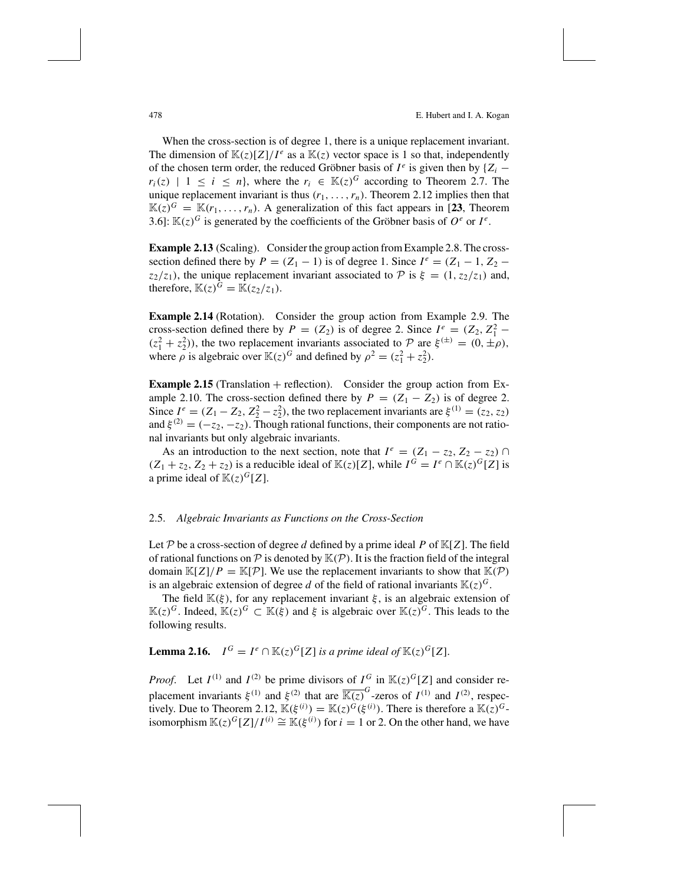When the cross-section is of degree 1, there is a unique replacement invariant. The dimension of $\mathbb{K}(z)[Z]/I^e$ as a $\mathbb{K}(z)$ vector space is 1 so that, independently of the chosen term order, the reduced Gröbner basis of $I^e$ is given then by $\{Z_i - r_i(z) \mid 1 \le i \le n\}$, where the $r_i \in \mathbb{K}(z)^G$ according to Theorem 2.7. The unique replacement invariant is thus $(r_1, \ldots, r_n)$. Theorem 2.12 implies then that $\mathbb{K}(z)^G = \mathbb{K}(r_1, \ldots, r_n)$. A generalization of this fact appears in [**23**, Theorem 3.6]: $\mathbb{K}(z)^G$ is generated by the coefficients of the Gröbner basis of $O^e$ or $I^e$.

**Example 2.13** (Scaling). Consider the group action from Example 2.8. The cross-section defined there by $P = (Z_1 - 1)$ is of degree 1. Since $I^e = (Z_1 - 1, Z_2 - z_2/z_1)$, the unique replacement invariant associated to $\mathcal{P}$ is $\xi = (1, z_2/z_1)$ and, therefore, $\mathbb{K}(z)^G = \mathbb{K}(z_2/z_1)$.

**Example 2.14** (Rotation). Consider the group action from Example 2.9. The cross-section defined there by $P = (Z_2)$ is of degree 2. Since $I^e = (Z_2, Z_1^2 - (z_1^2 + z_2^2))$, the two replacement invariants associated to $\mathcal{P}$ are $\xi^{(\pm)} = (0, \pm\rho)$, where $\rho$ is algebraic over $\mathbb{K}(z)^G$ and defined by $\rho^2 = (z_1^2 + z_2^2)$.

**Example 2.15** (Translation + reflection). Consider the group action from Example 2.10. The cross-section defined there by $P = (Z_1 - Z_2)$ is of degree 2. Since $I^e = (Z_1 - Z_2, Z_2^2 - z_2^2)$, the two replacement invariants are $\xi^{(1)} = (z_2, z_2)$ and $\xi^{(2)} = (-z_2, -z_2)$. Though rational functions, their components are not rational invariants but only algebraic invariants.

As an introduction to the next section, note that $I^e = (Z_1 - z_2, Z_2 - z_2) \cap (Z_1 + z_2, Z_2 + z_2)$ is a reducible ideal of $\mathbb{K}(z)[Z]$, while $I^G = I^e \cap \mathbb{K}(z)^G[Z]$ is a prime ideal of $\mathbb{K}(z)^G[Z]$.

### 2.5. *Algebraic Invariants as Functions on the Cross-Section*

Let $\mathcal{P}$ be a cross-section of degree $d$ defined by a prime ideal $P$ of $\mathbb{K}[Z]$. The field of rational functions on $\mathcal{P}$ is denoted by $\mathbb{K}(\mathcal{P})$. It is the fraction field of the integral domain $\mathbb{K}[Z]/P = \mathbb{K}[\mathcal{P}]$. We use the replacement invariants to show that $\mathbb{K}(\mathcal{P})$ is an algebraic extension of degree $d$ of the field of rational invariants $\mathbb{K}(z)^G$.

The field $\mathbb{K}(\xi)$, for any replacement invariant $\xi$, is an algebraic extension of $\mathbb{K}(z)^G$. Indeed, $\mathbb{K}(z)^G \subset \mathbb{K}(\xi)$ and $\xi$ is algebraic over $\mathbb{K}(z)^G$. This leads to the following results.

**Lemma 2.16.** *$I^G = I^e \cap \mathbb{K}(z)^G[Z]$ is a prime ideal of $\mathbb{K}(z)^G[Z]$.*

*Proof.* Let $I^{(1)}$ and $I^{(2)}$ be prime divisors of $I^G$ in $\mathbb{K}(z)^G[Z]$ and consider replacement invariants $\xi^{(1)}$ and $\xi^{(2)}$ that are $\overline{\mathbb{K}(z)}^G$-zeros of $I^{(1)}$ and $I^{(2)}$, respectively. Due to Theorem 2.12, $\mathbb{K}(\xi^{(i)}) = \mathbb{K}(z)^G(\xi^{(i)})$. There is therefore a $\mathbb{K}(z)^G$-isomorphism $\mathbb{K}(z)^G[Z]/I^{(i)} \cong \mathbb{K}(\xi^{(i)})$ for $i = 1$ or 2. On the other hand, we have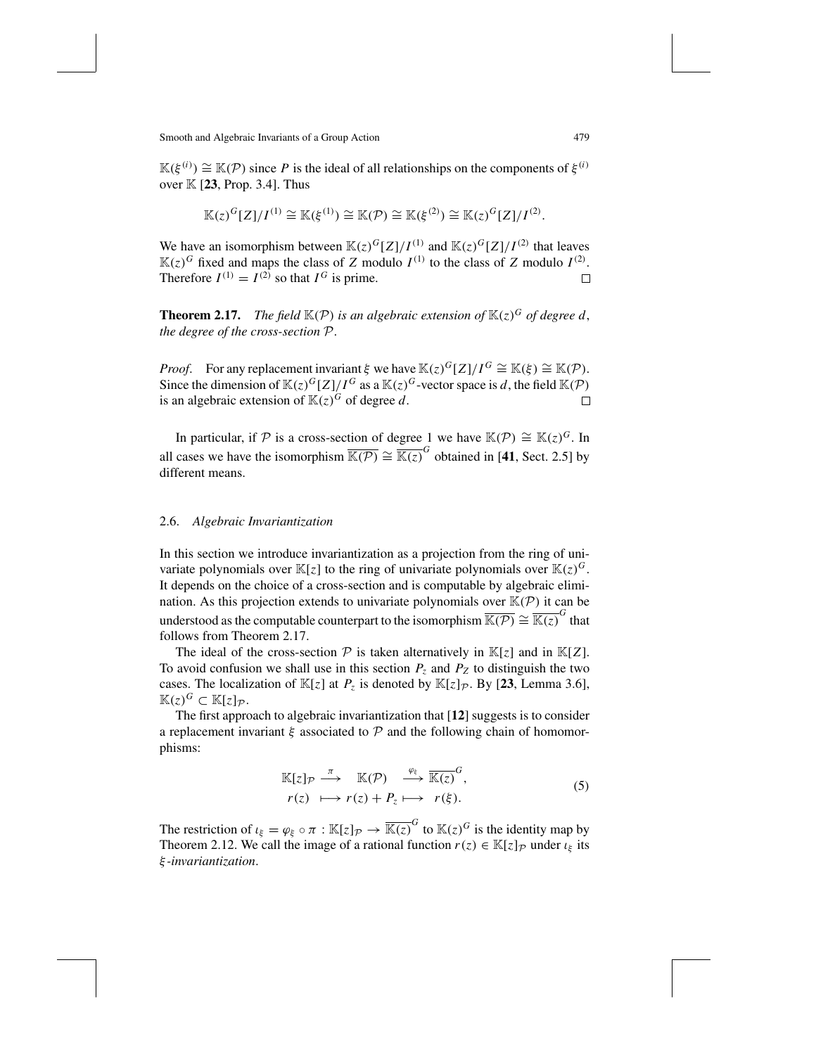$\mathbb{K}(\xi^{(i)}) \cong \mathbb{K}(\mathcal{P})$ since $P$ is the ideal of all relationships on the components of $\xi^{(i)}$ over $\mathbb{K}$ [**23**, Prop. 3.4]. Thus

$$\mathbb{K}(z)^G[Z]/I^{(1)} \cong \mathbb{K}(\xi^{(1)}) \cong \mathbb{K}(\mathcal{P}) \cong \mathbb{K}(\xi^{(2)}) \cong \mathbb{K}(z)^G[Z]/I^{(2)}.$$

We have an isomorphism between $\mathbb{K}(z)^G[Z]/I^{(1)}$ and $\mathbb{K}(z)^G[Z]/I^{(2)}$ that leaves $\mathbb{K}(z)^G$ fixed and maps the class of $Z$ modulo $I^{(1)}$ to the class of $Z$ modulo $I^{(2)}$. Therefore $I^{(1)} = I^{(2)}$ so that $I^G$ is prime. □

**Theorem 2.17.** *The field $\mathbb{K}(\mathcal{P})$ is an algebraic extension of $\mathbb{K}(z)^G$ of degree $d$, the degree of the cross-section $\mathcal{P}$.*

*Proof.* For any replacement invariant $\xi$ we have $\mathbb{K}(z)^G[Z]/I^G \cong \mathbb{K}(\xi) \cong \mathbb{K}(\mathcal{P})$. Since the dimension of $\mathbb{K}(z)^G[Z]/I^G$ as a $\mathbb{K}(z)^G$-vector space is $d$, the field $\mathbb{K}(\mathcal{P})$ is an algebraic extension of $\mathbb{K}(z)^G$ of degree $d$. □

In particular, if $\mathcal{P}$ is a cross-section of degree 1 we have $\mathbb{K}(\mathcal{P}) \cong \mathbb{K}(z)^G$. In all cases we have the isomorphism $\overline{\mathbb{K}(\mathcal{P})} \cong \overline{\mathbb{K}(z)}^G$ obtained in [**41**, Sect. 2.5] by different means.

## 2.6. *Algebraic Invariantization*

In this section we introduce invariantization as a projection from the ring of univariate polynomials over $\mathbb{K}[z]$ to the ring of univariate polynomials over $\mathbb{K}(z)^G$. It depends on the choice of a cross-section and is computable by algebraic elimination. As this projection extends to univariate polynomials over $\mathbb{K}(\mathcal{P})$ it can be understood as the computable counterpart to the isomorphism $\overline{\mathbb{K}(\mathcal{P})} \cong \overline{\mathbb{K}(z)}^G$ that follows from Theorem 2.17.

The ideal of the cross-section $\mathcal{P}$ is taken alternatively in $\mathbb{K}[z]$ and in $\mathbb{K}[Z]$. To avoid confusion we shall use in this section $P_z$ and $P_Z$ to distinguish the two cases. The localization of $\mathbb{K}[z]$ at $P_z$ is denoted by $\mathbb{K}[z]_{\mathcal{P}}$. By [**23**, Lemma 3.6], $\mathbb{K}(z)^G \subset \mathbb{K}[z]_{\mathcal{P}}$.

The first approach to algebraic invariantization that [**12**] suggests is to consider a replacement invariant $\xi$ associated to $\mathcal{P}$ and the following chain of homomorphisms:

$$\begin{array}{ccccc} \mathbb{K}[z]_{\mathcal{P}} & \xrightarrow{\pi} & \mathbb{K}(\mathcal{P}) & \xrightarrow{\varphi_\xi} & \overline{\mathbb{K}(z)}^G, \\ r(z) & \longmapsto & r(z) + P_z & \longmapsto & r(\xi). \end{array} \tag{5}$$

The restriction of $\iota_\xi = \varphi_\xi \circ \pi : \mathbb{K}[z]_{\mathcal{P}} \to \overline{\mathbb{K}(z)}^G$ to $\mathbb{K}(z)^G$ is the identity map by Theorem 2.12. We call the image of a rational function $r(z) \in \mathbb{K}[z]_{\mathcal{P}}$ under $\iota_\xi$ its *$\xi$-invariantization*.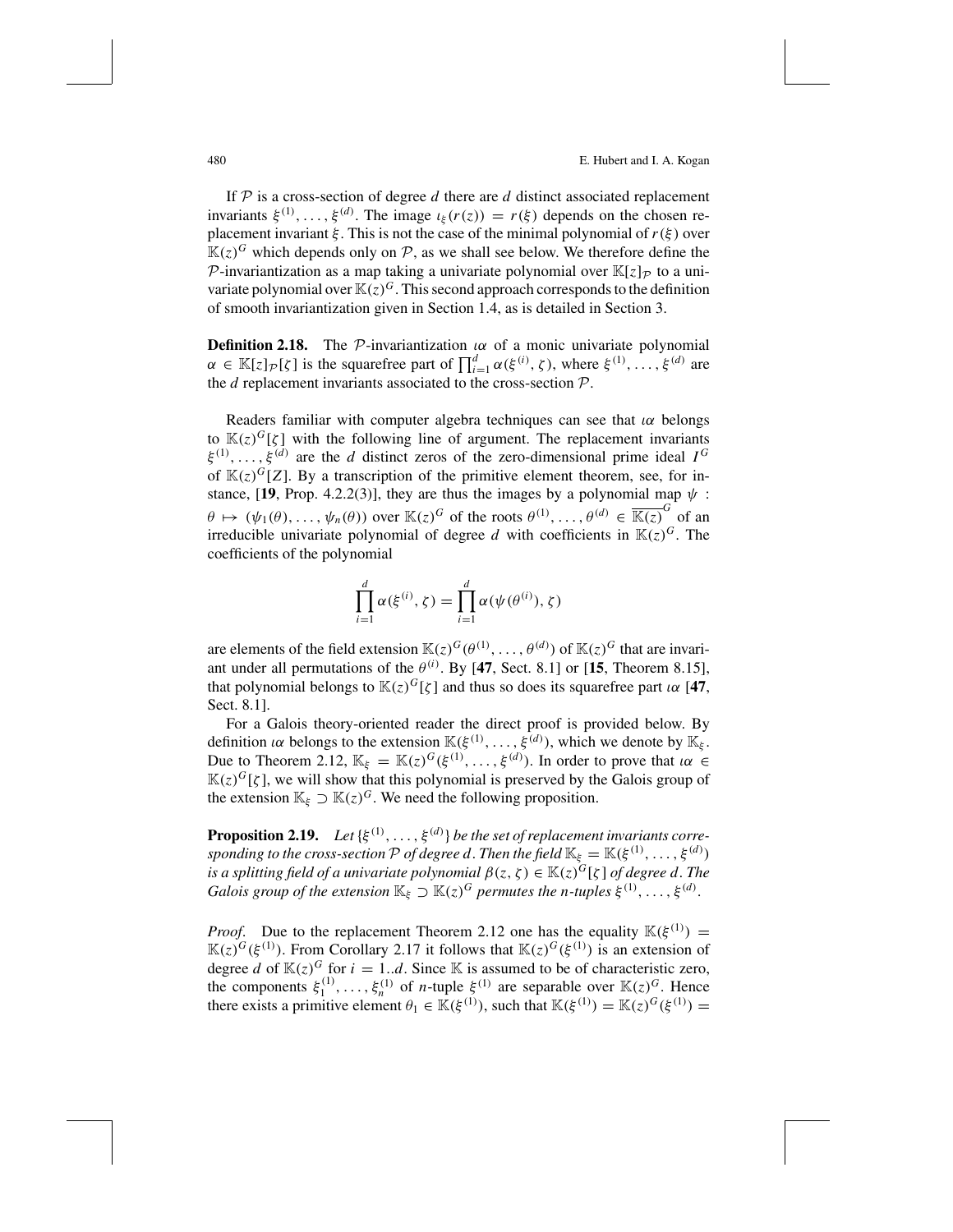If $\mathcal{P}$ is a cross-section of degree $d$ there are $d$ distinct associated replacement invariants $\xi^{(1)}, \ldots, \xi^{(d)}$. The image $\iota_\xi(r(z)) = r(\xi)$ depends on the chosen replacement invariant $\xi$. This is not the case of the minimal polynomial of $r(\xi)$ over $\mathbb{K}(z)^G$ which depends only on $\mathcal{P}$, as we shall see below. We therefore define the $\mathcal{P}$-invariantization as a map taking a univariate polynomial over $\mathbb{K}[z]_\mathcal{P}$ to a univariate polynomial over $\mathbb{K}(z)^G$. This second approach corresponds to the definition of smooth invariantization given in Section 1.4, as is detailed in Section 3.

**Definition 2.18.** The $\mathcal{P}$-invariantization $\iota\alpha$ of a monic univariate polynomial $\alpha \in \mathbb{K}[z]_\mathcal{P}[\zeta]$ is the squarefree part of $\prod_{i=1}^{d} \alpha(\xi^{(i)}, \zeta)$, where $\xi^{(1)}, \ldots, \xi^{(d)}$ are the $d$ replacement invariants associated to the cross-section $\mathcal{P}$.

Readers familiar with computer algebra techniques can see that $\iota\alpha$ belongs to $\mathbb{K}(z)^G[\zeta]$ with the following line of argument. The replacement invariants $\xi^{(1)}, \ldots, \xi^{(d)}$ are the $d$ distinct zeros of the zero-dimensional prime ideal $I^G$ of $\mathbb{K}(z)^G[Z]$. By a transcription of the primitive element theorem, see, for instance, [**19**, Prop. 4.2.2(3)], they are thus the images by a polynomial map $\psi$ : $\theta \mapsto (\psi_1(\theta), \ldots, \psi_n(\theta))$ over $\mathbb{K}(z)^G$ of the roots $\theta^{(1)}, \ldots, \theta^{(d)} \in \overline{\mathbb{K}(z)}^G$ of an irreducible univariate polynomial of degree $d$ with coefficients in $\mathbb{K}(z)^G$. The coefficients of the polynomial

$$\prod_{i=1}^{d} \alpha(\xi^{(i)}, \zeta) = \prod_{i=1}^{d} \alpha(\psi(\theta^{(i)}), \zeta)$$

are elements of the field extension $\mathbb{K}(z)^G(\theta^{(1)}, \ldots, \theta^{(d)})$ of $\mathbb{K}(z)^G$ that are invariant under all permutations of the $\theta^{(i)}$. By [**47**, Sect. 8.1] or [**15**, Theorem 8.15], that polynomial belongs to $\mathbb{K}(z)^G[\zeta]$ and thus so does its squarefree part $\iota\alpha$ [**47**, Sect. 8.1].

For a Galois theory-oriented reader the direct proof is provided below. By definition $\iota\alpha$ belongs to the extension $\mathbb{K}(\xi^{(1)}, \ldots, \xi^{(d)})$, which we denote by $\mathbb{K}_\xi$. Due to Theorem 2.12, $\mathbb{K}_\xi = \mathbb{K}(z)^G(\xi^{(1)}, \ldots, \xi^{(d)})$. In order to prove that $\iota\alpha \in \mathbb{K}(z)^G[\zeta]$, we will show that this polynomial is preserved by the Galois group of the extension $\mathbb{K}_\xi \supset \mathbb{K}(z)^G$. We need the following proposition.

**Proposition 2.19.** *Let $\{\xi^{(1)}, \ldots, \xi^{(d)}\}$ be the set of replacement invariants corresponding to the cross-section $\mathcal{P}$ of degree $d$. Then the field $\mathbb{K}_\xi = \mathbb{K}(\xi^{(1)}, \ldots, \xi^{(d)})$ is a splitting field of a univariate polynomial $\beta(z, \zeta) \in \mathbb{K}(z)^G[\zeta]$ of degree $d$. The Galois group of the extension $\mathbb{K}_\xi \supset \mathbb{K}(z)^G$ permutes the $n$-tuples $\xi^{(1)}, \ldots, \xi^{(d)}$.*

*Proof.* Due to the replacement Theorem 2.12 one has the equality $\mathbb{K}(\xi^{(1)}) = \mathbb{K}(z)^G(\xi^{(1)})$. From Corollary 2.17 it follows that $\mathbb{K}(z)^G(\xi^{(1)})$ is an extension of degree $d$ of $\mathbb{K}(z)^G$ for $i = 1..d$. Since $\mathbb{K}$ is assumed to be of characteristic zero, the components $\xi_1^{(1)}, \ldots, \xi_n^{(1)}$ of $n$-tuple $\xi^{(1)}$ are separable over $\mathbb{K}(z)^G$. Hence there exists a primitive element $\theta_1 \in \mathbb{K}(\xi^{(1)})$, such that $\mathbb{K}(\xi^{(1)}) = \mathbb{K}(z)^G(\xi^{(1)}) =$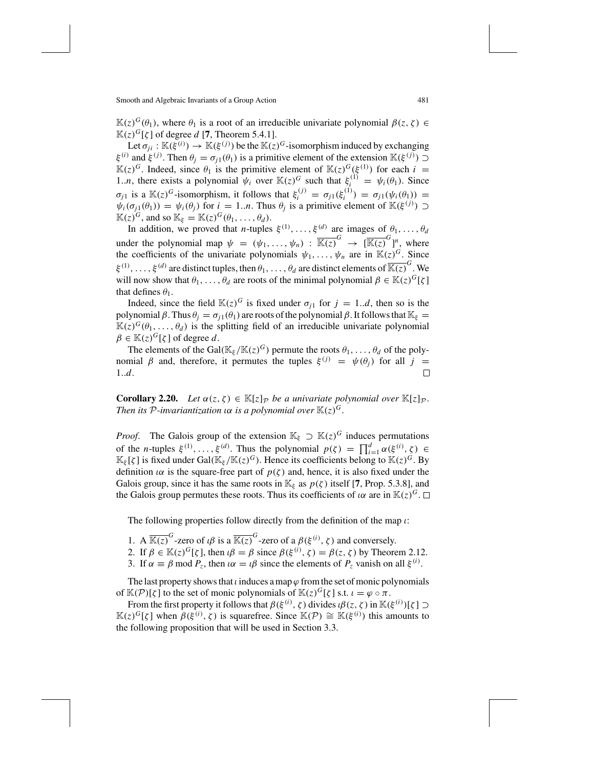$\mathbb{K}(z)^G(\theta_1)$, where $\theta_1$ is a root of an irreducible univariate polynomial $\beta(z,\zeta) \in \mathbb{K}(z)^G[\zeta]$ of degree $d$ [**7**, Theorem 5.4.1].

Let $\sigma_{ji} : \mathbb{K}(\xi^{(i)}) \to \mathbb{K}(\xi^{(j)})$ be the $\mathbb{K}(z)^G$-isomorphism induced by exchanging $\xi^{(i)}$ and $\xi^{(j)}$. Then $\theta_j = \sigma_{j1}(\theta_1)$ is a primitive element of the extension $\mathbb{K}(\xi^{(j)}) \supset \mathbb{K}(z)^G$. Indeed, since $\theta_1$ is the primitive element of $\mathbb{K}(z)^G(\xi^{(1)})$ for each $i = 1..n$, there exists a polynomial $\psi_i$ over $\mathbb{K}(z)^G$ such that $\xi_i^{(1)} = \psi_i(\theta_1)$. Since $\sigma_{j1}$ is a $\mathbb{K}(z)^G$-isomorphism, it follows that $\xi_i^{(j)} = \sigma_{j1}(\xi_i^{(1)}) = \sigma_{j1}(\psi_i(\theta_1)) = \psi_i(\sigma_{j1}(\theta_1)) = \psi_i(\theta_j)$ for $i = 1..n$. Thus $\theta_j$ is a primitive element of $\mathbb{K}(\xi^{(j)}) \supset \mathbb{K}(z)^G$, and so $\mathbb{K}_\xi = \mathbb{K}(z)^G(\theta_1, \ldots, \theta_d)$.

In addition, we proved that $n$-tuples $\xi^{(1)}, \ldots, \xi^{(d)}$ are images of $\theta_1, \ldots, \theta_d$ under the polynomial map $\psi = (\psi_1, \ldots, \psi_n) : \overline{\mathbb{K}(z)}^G \to [\overline{\mathbb{K}(z)}^G]^n$, where the coefficients of the univariate polynomials $\psi_1, \ldots, \psi_n$ are in $\mathbb{K}(z)^G$. Since $\xi^{(1)}, \ldots, \xi^{(d)}$ are distinct tuples, then $\theta_1, \ldots, \theta_d$ are distinct elements of $\overline{\mathbb{K}(z)}^G$. We will now show that $\theta_1, \ldots, \theta_d$ are roots of the minimal polynomial $\beta \in \mathbb{K}(z)^G[\zeta]$ that defines $\theta_1$.

Indeed, since the field $\mathbb{K}(z)^G$ is fixed under $\sigma_{j1}$ for $j = 1..d$, then so is the polynomial $\beta$. Thus $\theta_j = \sigma_{j1}(\theta_1)$ are roots of the polynomial $\beta$. It follows that $\mathbb{K}_\xi = \mathbb{K}(z)^G(\theta_1, \ldots, \theta_d)$ is the splitting field of an irreducible univariate polynomial $\beta \in \mathbb{K}(z)^G[\zeta]$ of degree $d$.

The elements of the $\mathrm{Gal}(\mathbb{K}_\xi/\mathbb{K}(z)^G)$ permute the roots $\theta_1, \ldots, \theta_d$ of the polynomial $\beta$ and, therefore, it permutes the tuples $\xi^{(j)} = \psi(\theta_j)$ for all $j = 1..d$. $\square$

**Corollary 2.20.** *Let $\alpha(z,\zeta) \in \mathbb{K}[z]_{\mathcal{P}}$ be a univariate polynomial over $\mathbb{K}[z]_{\mathcal{P}}$. Then its $\mathcal{P}$-invariantization $\iota\alpha$ is a polynomial over $\mathbb{K}(z)^G$.*

*Proof.* The Galois group of the extension $\mathbb{K}_\xi \supset \mathbb{K}(z)^G$ induces permutations of the $n$-tuples $\xi^{(1)}, \ldots, \xi^{(d)}$. Thus the polynomial $p(\zeta) = \prod_{i=1}^d \alpha(\xi^{(i)}, \zeta) \in \mathbb{K}_\xi[\zeta]$ is fixed under $\mathrm{Gal}(\mathbb{K}_\xi/\mathbb{K}(z)^G)$. Hence its coefficients belong to $\mathbb{K}(z)^G$. By definition $\iota\alpha$ is the square-free part of $p(\zeta)$ and, hence, it is also fixed under the Galois group, since it has the same roots in $\mathbb{K}_\xi$ as $p(\zeta)$ itself [**7**, Prop. 5.3.8], and the Galois group permutes these roots. Thus its coefficients of $\iota\alpha$ are in $\mathbb{K}(z)^G$. $\square$

The following properties follow directly from the definition of the map $\iota$:

1. A $\overline{\mathbb{K}(z)}^G$-zero of $\iota\beta$ is a $\overline{\mathbb{K}(z)}^G$-zero of a $\beta(\xi^{(i)}, \zeta)$ and conversely.
2. If $\beta \in \mathbb{K}(z)^G[\zeta]$, then $\iota\beta = \beta$ since $\beta(\xi^{(i)}, \zeta) = \beta(z, \zeta)$ by Theorem 2.12.
3. If $\alpha \equiv \beta \bmod P_z$, then $\iota\alpha = \iota\beta$ since the elements of $P_z$ vanish on all $\xi^{(i)}$.

The last property shows that $\iota$ induces a map $\varphi$ from the set of monic polynomials of $\mathbb{K}(\mathcal{P})[\zeta]$ to the set of monic polynomials of $\mathbb{K}(z)^G[\zeta]$ s.t. $\iota = \varphi \circ \pi$.

From the first property it follows that $\beta(\xi^{(i)}, \zeta)$ divides $\iota\beta(z,\zeta)$ in $\mathbb{K}(\xi^{(i)})[\zeta] \supset \mathbb{K}(z)^G[\zeta]$ when $\beta(\xi^{(i)}, \zeta)$ is squarefree. Since $\mathbb{K}(\mathcal{P}) \cong \mathbb{K}(\xi^{(i)})$ this amounts to the following proposition that will be used in Section 3.3.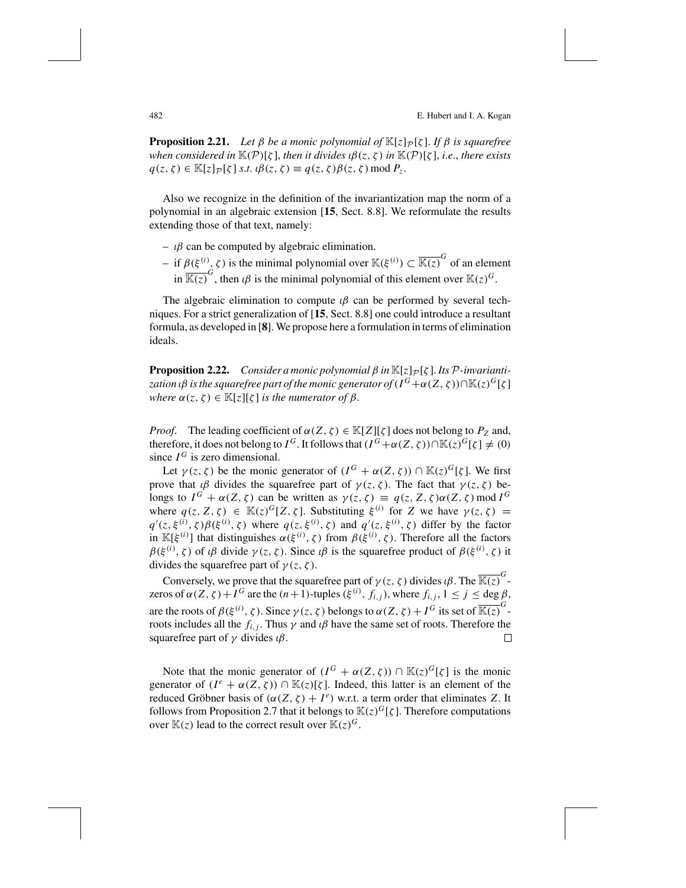**Proposition 2.21.** *Let $\beta$ be a monic polynomial of $\mathbb{K}[z]_{\mathcal{P}}[\zeta]$. If $\beta$ is squarefree when considered in $\mathbb{K}(\mathcal{P})[\zeta]$, then it divides $\iota\beta(z,\zeta)$ in $\mathbb{K}(\mathcal{P})[\zeta]$, i.e., there exists $q(z,\zeta) \in \mathbb{K}[z]_{\mathcal{P}}[\zeta]$ s.t. $\iota\beta(z,\zeta) \equiv q(z,\zeta)\beta(z,\zeta) \bmod P_z$.*

Also we recognize in the definition of the invariantization map the norm of a polynomial in an algebraic extension [**15**, Sect. 8.8]. We reformulate the results extending those of that text, namely:

- $\iota\beta$ can be computed by algebraic elimination.
- if $\beta(\xi^{(i)},\zeta)$ is the minimal polynomial over $\mathbb{K}(\xi^{(i)}) \subset \overline{\mathbb{K}(z)}^G$ of an element in $\overline{\mathbb{K}(z)}^G$, then $\iota\beta$ is the minimal polynomial of this element over $\mathbb{K}(z)^G$.

The algebraic elimination to compute $\iota\beta$ can be performed by several techniques. For a strict generalization of [**15**, Sect. 8.8] one could introduce a resultant formula, as developed in [**8**]. We propose here a formulation in terms of elimination ideals.

**Proposition 2.22.** *Consider a monic polynomial $\beta$ in $\mathbb{K}[z]_{\mathcal{P}}[\zeta]$. Its $\mathcal{P}$-invariantization $\iota\beta$ is the squarefree part of the monic generator of $(I^G+\alpha(Z,\zeta))\cap\mathbb{K}(z)^G[\zeta]$ where $\alpha(z,\zeta) \in \mathbb{K}[z][\zeta]$ is the numerator of $\beta$.*

*Proof.* The leading coefficient of $\alpha(Z,\zeta) \in \mathbb{K}[Z][\zeta]$ does not belong to $P_Z$ and, therefore, it does not belong to $I^G$. It follows that $(I^G+\alpha(Z,\zeta))\cap\mathbb{K}(z)^G[\zeta] \neq (0)$ since $I^G$ is zero dimensional.

Let $\gamma(z,\zeta)$ be the monic generator of $(I^G+\alpha(Z,\zeta))\cap\mathbb{K}(z)^G[\zeta]$. We first prove that $\iota\beta$ divides the squarefree part of $\gamma(z,\zeta)$. The fact that $\gamma(z,\zeta)$ belongs to $I^G+\alpha(Z,\zeta)$ can be written as $\gamma(z,\zeta) \equiv q(z,Z,\zeta)\alpha(Z,\zeta) \bmod I^G$ where $q(z,Z,\zeta) \in \mathbb{K}(z)^G[Z,\zeta]$. Substituting $\xi^{(i)}$ for $Z$ we have $\gamma(z,\zeta) = q'(z,\xi^{(i)},\zeta)\beta(\xi^{(i)},\zeta)$ where $q(z,\xi^{(i)},\zeta)$ and $q'(z,\xi^{(i)},\zeta)$ differ by the factor in $\mathbb{K}[\xi^{(i)}]$ that distinguishes $\alpha(\xi^{(i)},\zeta)$ from $\beta(\xi^{(i)},\zeta)$. Therefore all the factors $\beta(\xi^{(i)},\zeta)$ of $\iota\beta$ divide $\gamma(z,\zeta)$. Since $\iota\beta$ is the squarefree product of $\beta(\xi^{(i)},\zeta)$ it divides the squarefree part of $\gamma(z,\zeta)$.

Conversely, we prove that the squarefree part of $\gamma(z,\zeta)$ divides $\iota\beta$. The $\overline{\mathbb{K}(z)}^G$-zeros of $\alpha(Z,\zeta)+I^G$ are the $(n+1)$-tuples $(\xi^{(i)}, f_{i,j})$, where $f_{i,j}$, $1 \le j \le \deg\beta$, are the roots of $\beta(\xi^{(i)},\zeta)$. Since $\gamma(z,\zeta)$ belongs to $\alpha(Z,\zeta)+I^G$ its set of $\overline{\mathbb{K}(z)}^G$-roots includes all the $f_{i,j}$. Thus $\gamma$ and $\iota\beta$ have the same set of roots. Therefore the squarefree part of $\gamma$ divides $\iota\beta$. $\square$

Note that the monic generator of $(I^G+\alpha(Z,\zeta))\cap\mathbb{K}(z)^G[\zeta]$ is the monic generator of $(I^e+\alpha(Z,\zeta))\cap\mathbb{K}(z)[\zeta]$. Indeed, this latter is an element of the reduced Gröbner basis of $(\alpha(Z,\zeta)+I^e)$ w.r.t. a term order that eliminates $Z$. It follows from Proposition 2.7 that it belongs to $\mathbb{K}(z)^G[\zeta]$. Therefore computations over $\mathbb{K}(z)$ lead to the correct result over $\mathbb{K}(z)^G$.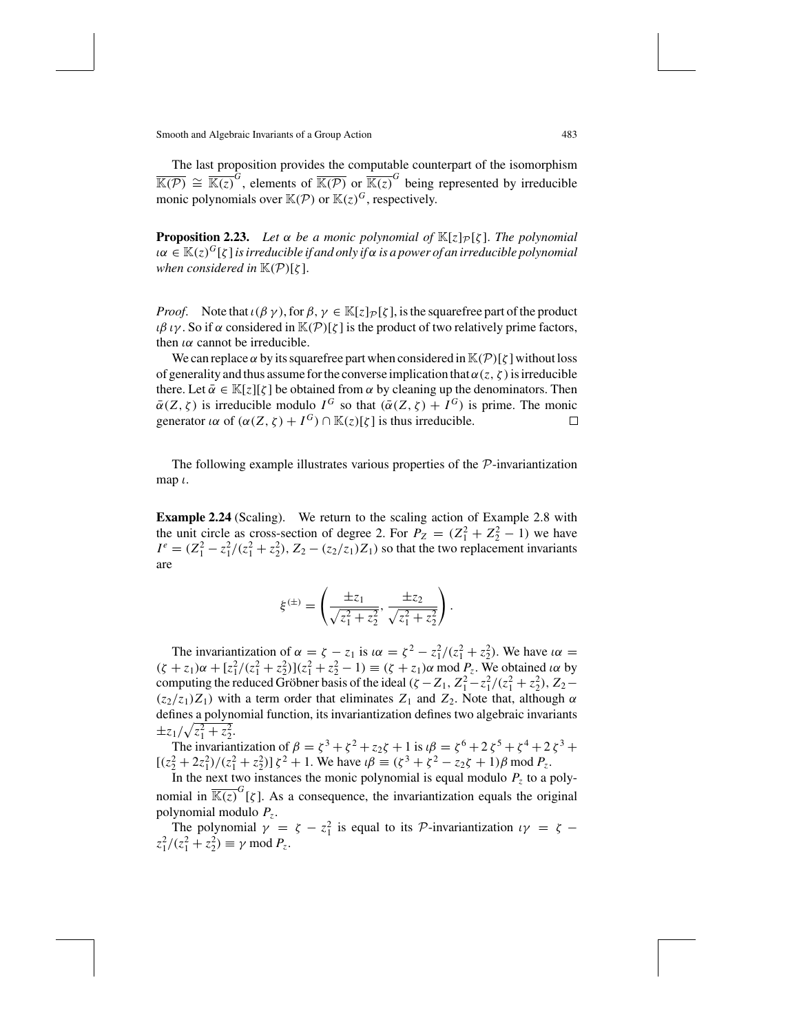The last proposition provides the computable counterpart of the isomorphism $\overline{\mathbb{K}(\mathcal{P})} \cong \overline{\mathbb{K}(z)}^G$, elements of $\overline{\mathbb{K}(\mathcal{P})}$ or $\overline{\mathbb{K}(z)}^G$ being represented by irreducible monic polynomials over $\mathbb{K}(\mathcal{P})$ or $\mathbb{K}(z)^G$, respectively.

**Proposition 2.23.** *Let $\alpha$ be a monic polynomial of $\mathbb{K}[z]_{\mathcal{P}}[\zeta]$. The polynomial $\iota\alpha \in \mathbb{K}(z)^G[\zeta]$ is irreducible if and only if $\alpha$ is a power of an irreducible polynomial when considered in $\mathbb{K}(\mathcal{P})[\zeta]$.*

*Proof.* Note that $\iota(\beta\,\gamma)$, for $\beta, \gamma \in \mathbb{K}[z]_{\mathcal{P}}[\zeta]$, is the squarefree part of the product $\iota\beta\,\iota\gamma$. So if $\alpha$ considered in $\mathbb{K}(\mathcal{P})[\zeta]$ is the product of two relatively prime factors, then $\iota\alpha$ cannot be irreducible.

We can replace $\alpha$ by its squarefree part when considered in $\mathbb{K}(\mathcal{P})[\zeta]$ without loss of generality and thus assume for the converse implication that $\alpha(z, \zeta)$ is irreducible there. Let $\bar{\alpha} \in \mathbb{K}[z][\zeta]$ be obtained from $\alpha$ by cleaning up the denominators. Then $\bar{\alpha}(Z, \zeta)$ is irreducible modulo $I^G$ so that $(\bar{\alpha}(Z, \zeta) + I^G)$ is prime. The monic generator $\iota\alpha$ of $(\alpha(Z, \zeta) + I^G) \cap \mathbb{K}(z)[\zeta]$ is thus irreducible. $\square$

The following example illustrates various properties of the $\mathcal{P}$-invariantization map $\iota$.

**Example 2.24** (Scaling). We return to the scaling action of Example 2.8 with the unit circle as cross-section of degree 2. For $P_Z = (Z_1^2 + Z_2^2 - 1)$ we have $I^e = (Z_1^2 - z_1^2/(z_1^2 + z_2^2),\, Z_2 - (z_2/z_1)Z_1)$ so that the two replacement invariants are

$$\xi^{(\pm)} = \left( \frac{\pm z_1}{\sqrt{z_1^2 + z_2^2}}, \frac{\pm z_2}{\sqrt{z_1^2 + z_2^2}} \right).$$

The invariantization of $\alpha = \zeta - z_1$ is $\iota\alpha = \zeta^2 - z_1^2/(z_1^2 + z_2^2)$. We have $\iota\alpha = (\zeta + z_1)\alpha + [z_1^2/(z_1^2 + z_2^2)](z_1^2 + z_2^2 - 1) \equiv (\zeta + z_1)\alpha \bmod P_z$. We obtained $\iota\alpha$ by computing the reduced Gröbner basis of the ideal $(\zeta - Z_1,\, Z_1^2 - z_1^2/(z_1^2 + z_2^2),\, Z_2 - (z_2/z_1)Z_1)$ with a term order that eliminates $Z_1$ and $Z_2$. Note that, although $\alpha$ defines a polynomial function, its invariantization defines two algebraic invariants $\pm z_1/\sqrt{z_1^2 + z_2^2}$.

The invariantization of $\beta = \zeta^3 + \zeta^2 + z_2\zeta + 1$ is $\iota\beta = \zeta^6 + 2\,\zeta^5 + \zeta^4 + 2\,\zeta^3 + [(z_2^2 + 2z_1^2)/(z_1^2 + z_2^2)]\,\zeta^2 + 1$. We have $\iota\beta \equiv (\zeta^3 + \zeta^2 - z_2\zeta + 1)\beta \bmod P_z$.

In the next two instances the monic polynomial is equal modulo $P_z$ to a polynomial in $\overline{\mathbb{K}(z)}^G[\zeta]$. As a consequence, the invariantization equals the original polynomial modulo $P_z$.

The polynomial $\gamma = \zeta - z_1^2$ is equal to its $\mathcal{P}$-invariantization $\iota\gamma = \zeta - z_1^2/(z_1^2 + z_2^2) \equiv \gamma \bmod P_z$.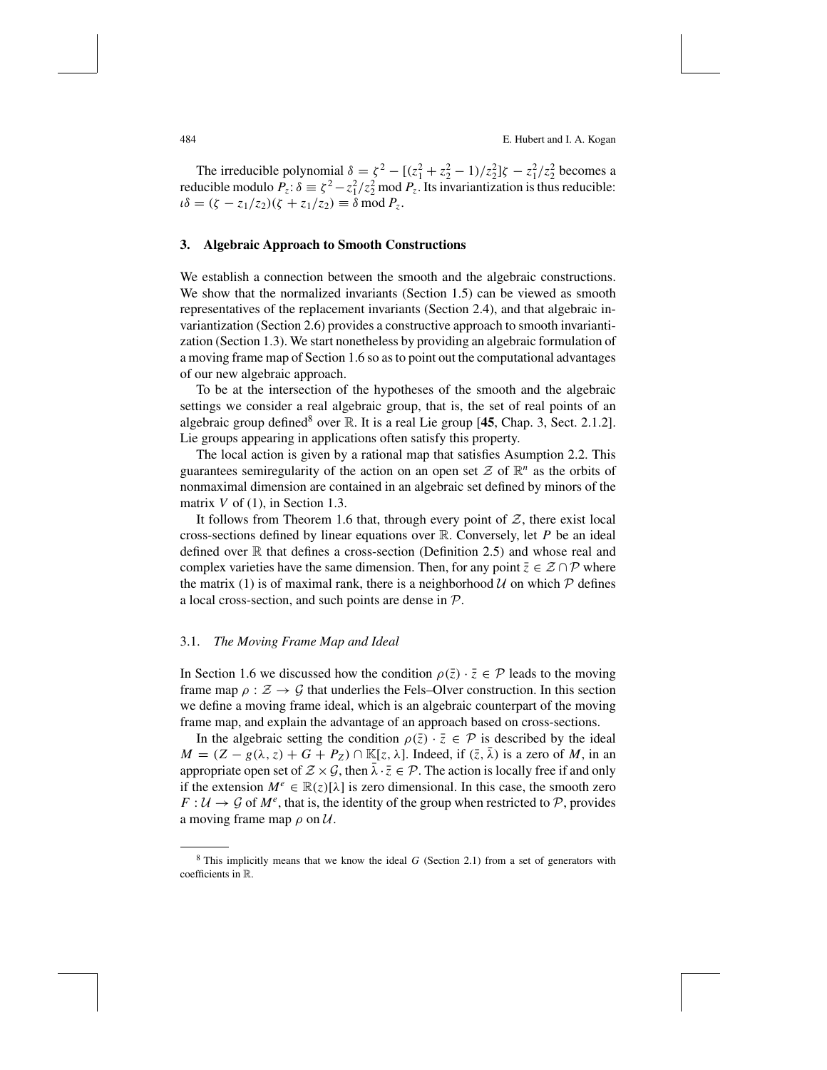The irreducible polynomial $\delta = \zeta^2 - [(z_1^2 + z_2^2 - 1)/z_2^2]\zeta - z_1^2/z_2^2$ becomes a reducible modulo $P_z$: $\delta \equiv \zeta^2 - z_1^2/z_2^2 \bmod P_z$. Its invariantization is thus reducible: $\iota\delta = (\zeta - z_1/z_2)(\zeta + z_1/z_2) \equiv \delta \bmod P_z$.

## 3. Algebraic Approach to Smooth Constructions

We establish a connection between the smooth and the algebraic constructions. We show that the normalized invariants (Section 1.5) can be viewed as smooth representatives of the replacement invariants (Section 2.4), and that algebraic invariantization (Section 2.6) provides a constructive approach to smooth invariantization (Section 1.3). We start nonetheless by providing an algebraic formulation of a moving frame map of Section 1.6 so as to point out the computational advantages of our new algebraic approach.

To be at the intersection of the hypotheses of the smooth and the algebraic settings we consider a real algebraic group, that is, the set of real points of an algebraic group defined[8] over $\mathbb{R}$. It is a real Lie group [**45**, Chap. 3, Sect. 2.1.2]. Lie groups appearing in applications often satisfy this property.

The local action is given by a rational map that satisfies Asumption 2.2. This guarantees semiregularity of the action on an open set $\mathcal{Z}$ of $\mathbb{R}^n$ as the orbits of nonmaximal dimension are contained in an algebraic set defined by minors of the matrix $V$ of (1), in Section 1.3.

It follows from Theorem 1.6 that, through every point of $\mathcal{Z}$, there exist local cross-sections defined by linear equations over $\mathbb{R}$. Conversely, let $P$ be an ideal defined over $\mathbb{R}$ that defines a cross-section (Definition 2.5) and whose real and complex varieties have the same dimension. Then, for any point $\bar{z} \in \mathcal{Z} \cap \mathcal{P}$ where the matrix (1) is of maximal rank, there is a neighborhood $\mathcal{U}$ on which $\mathcal{P}$ defines a local cross-section, and such points are dense in $\mathcal{P}$.

### 3.1. *The Moving Frame Map and Ideal*

In Section 1.6 we discussed how the condition $\rho(\bar{z}) \cdot \bar{z} \in \mathcal{P}$ leads to the moving frame map $\rho : \mathcal{Z} \to \mathcal{G}$ that underlies the Fels–Olver construction. In this section we define a moving frame ideal, which is an algebraic counterpart of the moving frame map, and explain the advantage of an approach based on cross-sections.

In the algebraic setting the condition $\rho(\bar{z}) \cdot \bar{z} \in \mathcal{P}$ is described by the ideal $M = (Z - g(\lambda, z) + G + P_Z) \cap \mathbb{K}[z, \lambda]$. Indeed, if $(\bar{z}, \bar{\lambda})$ is a zero of $M$, in an appropriate open set of $\mathcal{Z} \times \mathcal{G}$, then $\bar{\lambda} \cdot \bar{z} \in \mathcal{P}$. The action is locally free if and only if the extension $M^e \in \mathbb{R}(z)[\lambda]$ is zero dimensional. In this case, the smooth zero $F : \mathcal{U} \to \mathcal{G}$ of $M^e$, that is, the identity of the group when restricted to $\mathcal{P}$, provides a moving frame map $\rho$ on $\mathcal{U}$.

---

[8] This implicitly means that we know the ideal $G$ (Section 2.1) from a set of generators with coefficients in $\mathbb{R}$.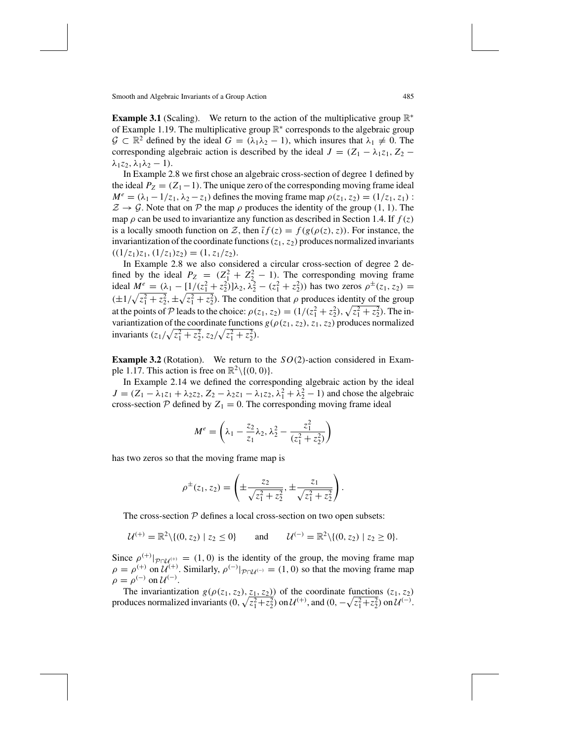**Example 3.1** (Scaling). We return to the action of the multiplicative group $\mathbb{R}^*$ of Example 1.19. The multiplicative group $\mathbb{R}^*$ corresponds to the algebraic group $\mathcal{G} \subset \mathbb{R}^2$ defined by the ideal $G = (\lambda_1\lambda_2 - 1)$, which insures that $\lambda_1 \neq 0$. The corresponding algebraic action is described by the ideal $J = (Z_1 - \lambda_1 z_1, Z_2 - \lambda_1 z_2, \lambda_1\lambda_2 - 1)$.

In Example 2.8 we first chose an algebraic cross-section of degree 1 defined by the ideal $P_Z = (Z_1 - 1)$. The unique zero of the corresponding moving frame ideal $M^e = (\lambda_1 - 1/z_1, \lambda_2 - z_1)$ defines the moving frame map $\rho(z_1, z_2) = (1/z_1, z_1) : \mathcal{Z} \to \mathcal{G}$. Note that on $\mathcal{P}$ the map $\rho$ produces the identity of the group $(1, 1)$. The map $\rho$ can be used to invariantize any function as described in Section 1.4. If $f(z)$ is a locally smooth function on $\mathcal{Z}$, then $\bar{\iota} f(z) = f(g(\rho(z), z))$. For instance, the invariantization of the coordinate functions $(z_1, z_2)$ produces normalized invariants $((1/z_1)z_1, (1/z_1)z_2) = (1, z_1/z_2)$.

In Example 2.8 we also considered a circular cross-section of degree 2 defined by the ideal $P_Z = (Z_1^2 + Z_2^2 - 1)$. The corresponding moving frame ideal $M^e = (\lambda_1 - [1/(z_1^2 + z_2^2)]\lambda_2, \lambda_2^2 - (z_1^2 + z_2^2))$ has two zeros $\rho^{\pm}(z_1, z_2) = (\pm 1/\sqrt{z_1^2 + z_2^2}, \pm\sqrt{z_1^2 + z_2^2})$. The condition that $\rho$ produces identity of the group at the points of $\mathcal{P}$ leads to the choice: $\rho(z_1, z_2) = (1/(z_1^2 + z_2^2), \sqrt{z_1^2 + z_2^2})$. The invariantization of the coordinate functions $g(\rho(z_1, z_2), z_1, z_2)$ produces normalized invariants $(z_1/\sqrt{z_1^2 + z_2^2}, z_2/\sqrt{z_1^2 + z_2^2})$.

**Example 3.2** (Rotation). We return to the $SO(2)$-action considered in Example 1.17. This action is free on $\mathbb{R}^2\backslash\{(0, 0)\}$.

In Example 2.14 we defined the corresponding algebraic action by the ideal $J = (Z_1 - \lambda_1 z_1 + \lambda_2 z_2, Z_2 - \lambda_2 z_1 - \lambda_1 z_2, \lambda_1^2 + \lambda_2^2 - 1)$ and chose the algebraic cross-section $\mathcal{P}$ defined by $Z_1 = 0$. The corresponding moving frame ideal

$$M^e = \left(\lambda_1 - \frac{z_2}{z_1}\lambda_2, \lambda_2^2 - \frac{z_1^2}{(z_1^2 + z_2^2)}\right)$$

has two zeros so that the moving frame map is

$$\rho^{\pm}(z_1, z_2) = \left(\pm\frac{z_2}{\sqrt{z_1^2 + z_2^2}}, \pm\frac{z_1}{\sqrt{z_1^2 + z_2^2}}\right).$$

The cross-section $\mathcal{P}$ defines a local cross-section on two open subsets:

$$\mathcal{U}^{(+)} = \mathbb{R}^2\backslash\{(0, z_2) \mid z_2 \leq 0\} \qquad \text{and} \qquad \mathcal{U}^{(-)} = \mathbb{R}^2\backslash\{(0, z_2) \mid z_2 \geq 0\}.$$

Since $\rho^{(+)}|_{\mathcal{P}\cap\mathcal{U}^{(+)}} = (1, 0)$ is the identity of the group, the moving frame map $\rho = \rho^{(+)}$ on $\mathcal{U}^{(+)}$. Similarly, $\rho^{(-)}|_{\mathcal{P}\cap\mathcal{U}^{(-)}} = (1, 0)$ so that the moving frame map $\rho = \rho^{(-)}$ on $\mathcal{U}^{(-)}$.

The invariantization $g(\rho(z_1, z_2), z_1, z_2))$ of the coordinate functions $(z_1, z_2)$ produces normalized invariants $(0, \sqrt{z_1^2 + z_2^2})$ on $\mathcal{U}^{(+)}$, and $(0, -\sqrt{z_1^2 + z_2^2})$ on $\mathcal{U}^{(-)}$.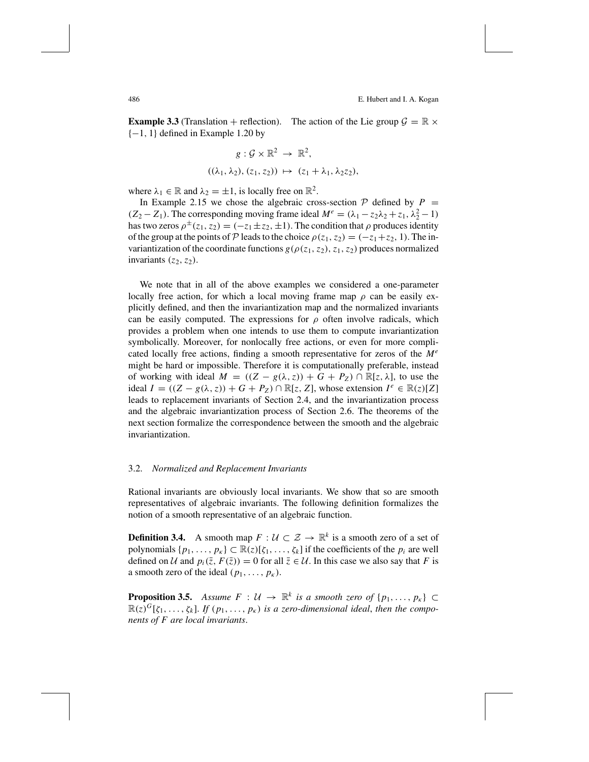**Example 3.3** (Translation + reflection). The action of the Lie group $\mathcal{G} = \mathbb{R} \times \{-1, 1\}$ defined in Example 1.20 by

$$g : \mathcal{G} \times \mathbb{R}^2 \to \mathbb{R}^2,$$
$$((\lambda_1, \lambda_2), (z_1, z_2)) \mapsto (z_1 + \lambda_1, \lambda_2 z_2),$$

where $\lambda_1 \in \mathbb{R}$ and $\lambda_2 = \pm 1$, is locally free on $\mathbb{R}^2$.

In Example 2.15 we chose the algebraic cross-section $\mathcal{P}$ defined by $P = (Z_2 - Z_1)$. The corresponding moving frame ideal $M^e = (\lambda_1 - z_2\lambda_2 + z_1, \lambda_2^2 - 1)$ has two zeros $\rho^{\pm}(z_1, z_2) = (-z_1 \pm z_2, \pm 1)$. The condition that $\rho$ produces identity of the group at the points of $\mathcal{P}$ leads to the choice $\rho(z_1, z_2) = (-z_1 + z_2, 1)$. The invariantization of the coordinate functions $g(\rho(z_1, z_2), z_1, z_2)$ produces normalized invariants $(z_2, z_2)$.

We note that in all of the above examples we considered a one-parameter locally free action, for which a local moving frame map $\rho$ can be easily explicitly defined, and then the invariantization map and the normalized invariants can be easily computed. The expressions for $\rho$ often involve radicals, which provides a problem when one intends to use them to compute invariantization symbolically. Moreover, for nonlocally free actions, or even for more complicated locally free actions, finding a smooth representative for zeros of the $M^e$ might be hard or impossible. Therefore it is computationally preferable, instead of working with ideal $M = ((Z - g(\lambda, z)) + G + P_Z) \cap \mathbb{R}[z, \lambda]$, to use the ideal $I = ((Z - g(\lambda, z)) + G + P_Z) \cap \mathbb{R}[z, Z]$, whose extension $I^e \in \mathbb{R}(z)[Z]$ leads to replacement invariants of Section 2.4, and the invariantization process and the algebraic invariantization process of Section 2.6. The theorems of the next section formalize the correspondence between the smooth and the algebraic invariantization.

### 3.2. *Normalized and Replacement Invariants*

Rational invariants are obviously local invariants. We show that so are smooth representatives of algebraic invariants. The following definition formalizes the notion of a smooth representative of an algebraic function.

**Definition 3.4.** A smooth map $F : \mathcal{U} \subset \mathcal{Z} \to \mathbb{R}^k$ is a smooth zero of a set of polynomials $\{p_1, \ldots, p_\kappa\} \subset \mathbb{R}(z)[\zeta_1, \ldots, \zeta_k]$ if the coefficients of the $p_i$ are well defined on $\mathcal{U}$ and $p_i(\bar{z}, F(\bar{z})) = 0$ for all $\bar{z} \in \mathcal{U}$. In this case we also say that $F$ is a smooth zero of the ideal $(p_1, \ldots, p_\kappa)$.

**Proposition 3.5.** *Assume $F : \mathcal{U} \to \mathbb{R}^k$ is a smooth zero of $\{p_1, \ldots, p_\kappa\} \subset \mathbb{R}(z)^G[\zeta_1, \ldots, \zeta_k]$. If $(p_1, \ldots, p_\kappa)$ is a zero-dimensional ideal, then the components of $F$ are local invariants.*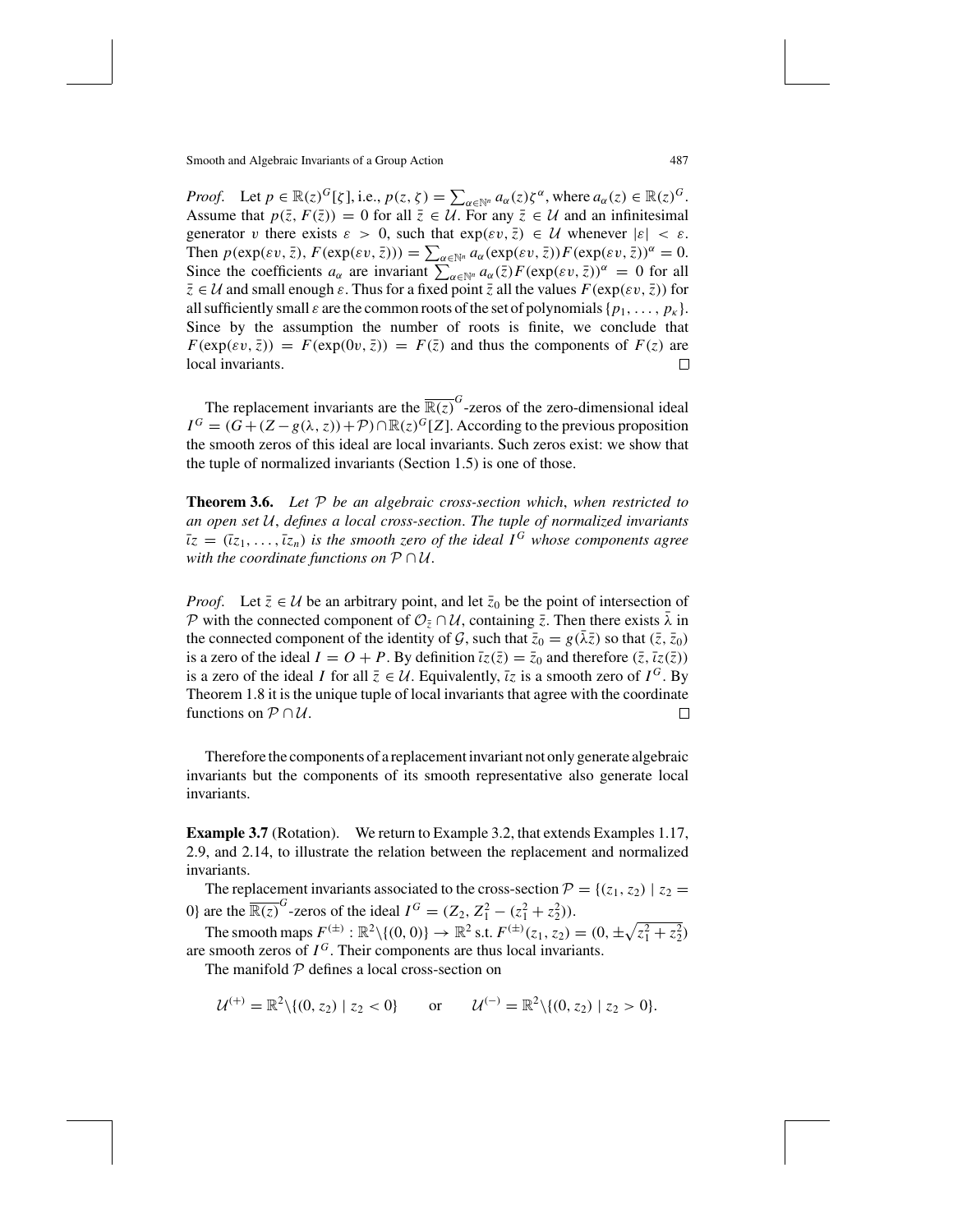*Proof.* Let $p \in \mathbb{R}(z)^G[\zeta]$, i.e., $p(z, \zeta) = \sum_{\alpha \in \mathbb{N}^n} a_\alpha(z)\zeta^\alpha$, where $a_\alpha(z) \in \mathbb{R}(z)^G$. Assume that $p(\bar{z}, F(\bar{z})) = 0$ for all $\bar{z} \in \mathcal{U}$. For any $\bar{z} \in \mathcal{U}$ and an infinitesimal generator $v$ there exists $\varepsilon > 0$, such that $\exp(\varepsilon v, \bar{z}) \in \mathcal{U}$ whenever $|\varepsilon| < \varepsilon$. Then $p(\exp(\varepsilon v, \bar{z}), F(\exp(\varepsilon v, \bar{z}))) = \sum_{\alpha \in \mathbb{N}^n} a_\alpha(\exp(\varepsilon v, \bar{z}))F(\exp(\varepsilon v, \bar{z}))^\alpha = 0$. Since the coefficients $a_\alpha$ are invariant $\sum_{\alpha \in \mathbb{N}^n} a_\alpha(\bar{z})F(\exp(\varepsilon v, \bar{z}))^\alpha = 0$ for all $\bar{z} \in \mathcal{U}$ and small enough $\varepsilon$. Thus for a fixed point $\bar{z}$ all the values $F(\exp(\varepsilon v, \bar{z}))$ for all sufficiently small $\varepsilon$ are the common roots of the set of polynomials $\{p_1, \ldots, p_\kappa\}$. Since by the assumption the number of roots is finite, we conclude that $F(\exp(\varepsilon v, \bar{z})) = F(\exp(0v, \bar{z})) = F(\bar{z})$ and thus the components of $F(z)$ are local invariants. □

The replacement invariants are the $\overline{\mathbb{R}(z)}^G$-zeros of the zero-dimensional ideal $I^G = (G + (Z - g(\lambda, z)) + \mathcal{P}) \cap \mathbb{R}(z)^G[Z]$. According to the previous proposition the smooth zeros of this ideal are local invariants. Such zeros exist: we show that the tuple of normalized invariants (Section 1.5) is one of those.

**Theorem 3.6.** *Let $\mathcal{P}$ be an algebraic cross-section which, when restricted to an open set $\mathcal{U}$, defines a local cross-section. The tuple of normalized invariants $\bar{\iota}z = (\bar{\iota}z_1, \ldots, \bar{\iota}z_n)$ is the smooth zero of the ideal $I^G$ whose components agree with the coordinate functions on $\mathcal{P} \cap \mathcal{U}$.*

*Proof.* Let $\bar{z} \in \mathcal{U}$ be an arbitrary point, and let $\bar{z}_0$ be the point of intersection of $\mathcal{P}$ with the connected component of $\mathcal{O}_{\bar{z}} \cap \mathcal{U}$, containing $\bar{z}$. Then there exists $\bar{\lambda}$ in the connected component of the identity of $\mathcal{G}$, such that $\bar{z}_0 = g(\bar{\lambda}\bar{z})$ so that $(\bar{z}, \bar{z}_0)$ is a zero of the ideal $I = O + P$. By definition $\bar{\iota}z(\bar{z}) = \bar{z}_0$ and therefore $(\bar{z}, \bar{\iota}z(\bar{z}))$ is a zero of the ideal $I$ for all $\bar{z} \in \mathcal{U}$. Equivalently, $\bar{\iota}z$ is a smooth zero of $I^G$. By Theorem 1.8 it is the unique tuple of local invariants that agree with the coordinate functions on $\mathcal{P} \cap \mathcal{U}$. □

Therefore the components of a replacement invariant not only generate algebraic invariants but the components of its smooth representative also generate local invariants.

**Example 3.7** (Rotation). We return to Example 3.2, that extends Examples 1.17, 2.9, and 2.14, to illustrate the relation between the replacement and normalized invariants.

The replacement invariants associated to the cross-section $\mathcal{P} = \{(z_1, z_2) \mid z_2 = 0\}$ are the $\overline{\mathbb{R}(z)}^G$-zeros of the ideal $I^G = (Z_2, Z_1^2 - (z_1^2 + z_2^2))$.

The smooth maps $F^{(\pm)} : \mathbb{R}^2 \backslash \{(0, 0)\} \to \mathbb{R}^2$ s.t. $F^{(\pm)}(z_1, z_2) = (0, \pm\sqrt{z_1^2 + z_2^2})$ are smooth zeros of $I^G$. Their components are thus local invariants.

The manifold $\mathcal{P}$ defines a local cross-section on

$$\mathcal{U}^{(+)} = \mathbb{R}^2 \backslash \{(0, z_2) \mid z_2 < 0\} \qquad \text{or} \qquad \mathcal{U}^{(-)} = \mathbb{R}^2 \backslash \{(0, z_2) \mid z_2 > 0\}.$$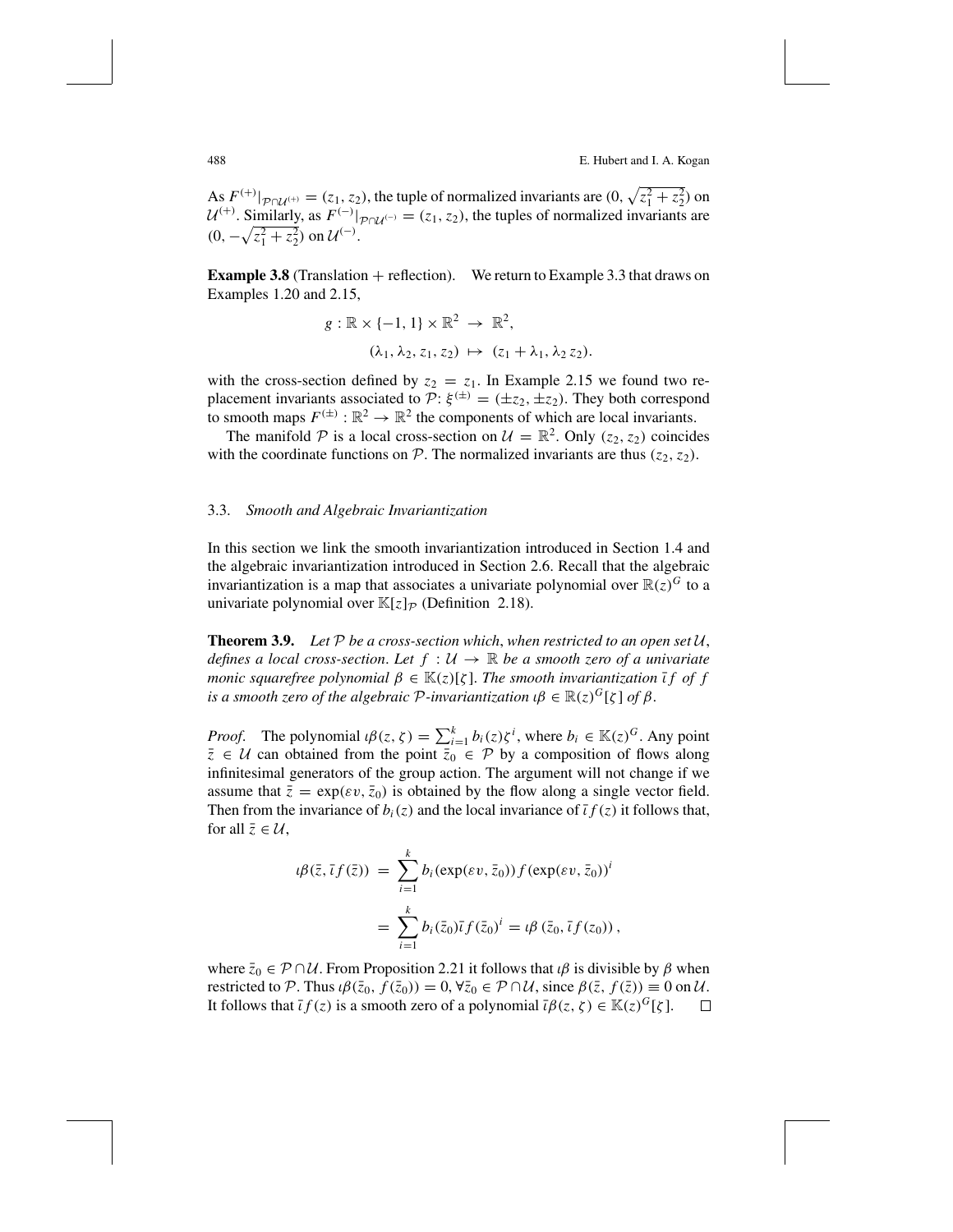As $F^{(+)}|_{\mathcal{P}\cap\mathcal{U}^{(+)}} = (z_1, z_2)$, the tuple of normalized invariants are $(0, \sqrt{z_1^2 + z_2^2})$ on $\mathcal{U}^{(+)}$. Similarly, as $F^{(-)}|_{\mathcal{P}\cap\mathcal{U}^{(-)}} = (z_1, z_2)$, the tuples of normalized invariants are $(0, -\sqrt{z_1^2 + z_2^2})$ on $\mathcal{U}^{(-)}$.

**Example 3.8** (Translation + reflection). We return to Example 3.3 that draws on Examples 1.20 and 2.15,

$$
\begin{aligned}
g : \mathbb{R} \times \{-1, 1\} \times \mathbb{R}^2 &\to \mathbb{R}^2, \\
(\lambda_1, \lambda_2, z_1, z_2) &\mapsto (z_1 + \lambda_1, \lambda_2\, z_2).
\end{aligned}
$$

with the cross-section defined by $z_2 = z_1$. In Example 2.15 we found two replacement invariants associated to $\mathcal{P}$: $\xi^{(\pm)} = (\pm z_2, \pm z_2)$. They both correspond to smooth maps $F^{(\pm)} : \mathbb{R}^2 \to \mathbb{R}^2$ the components of which are local invariants.

The manifold $\mathcal{P}$ is a local cross-section on $\mathcal{U} = \mathbb{R}^2$. Only $(z_2, z_2)$ coincides with the coordinate functions on $\mathcal{P}$. The normalized invariants are thus $(z_2, z_2)$.

### 3.3. *Smooth and Algebraic Invariantization*

In this section we link the smooth invariantization introduced in Section 1.4 and the algebraic invariantization introduced in Section 2.6. Recall that the algebraic invariantization is a map that associates a univariate polynomial over $\mathbb{R}(z)^G$ to a univariate polynomial over $\mathbb{K}[z]_{\mathcal{P}}$ (Definition 2.18).

**Theorem 3.9.** *Let $\mathcal{P}$ be a cross-section which, when restricted to an open set $\mathcal{U}$, defines a local cross-section. Let $f : \mathcal{U} \to \mathbb{R}$ be a smooth zero of a univariate monic squarefree polynomial $\beta \in \mathbb{K}(z)[\zeta]$. The smooth invariantization $\bar{\iota} f$ of $f$ is a smooth zero of the algebraic $\mathcal{P}$-invariantization $\iota\beta \in \mathbb{R}(z)^G[\zeta]$ of $\beta$.*

*Proof.* The polynomial $\iota\beta(z, \zeta) = \sum_{i=1}^{k} b_i(z)\zeta^i$, where $b_i \in \mathbb{K}(z)^G$. Any point $\bar{z} \in \mathcal{U}$ can obtained from the point $\bar{z}_0 \in \mathcal{P}$ by a composition of flows along infinitesimal generators of the group action. The argument will not change if we assume that $\bar{z} = \exp(\varepsilon v, \bar{z}_0)$ is obtained by the flow along a single vector field. Then from the invariance of $b_i(z)$ and the local invariance of $\bar{\iota} f(z)$ it follows that, for all $\bar{z} \in \mathcal{U}$,

$$
\begin{aligned}
\iota\beta(\bar{z}, \bar{\iota} f(\bar{z})) &= \sum_{i=1}^{k} b_i(\exp(\varepsilon v, \bar{z}_0)) f(\exp(\varepsilon v, \bar{z}_0))^i \\
&= \sum_{i=1}^{k} b_i(\bar{z}_0) \bar{\iota} f(\bar{z}_0)^i = \iota\beta\left(\bar{z}_0, \bar{\iota} f(z_0)\right),
\end{aligned}
$$

where $\bar{z}_0 \in \mathcal{P} \cap \mathcal{U}$. From Proposition 2.21 it follows that $\iota\beta$ is divisible by $\beta$ when restricted to $\mathcal{P}$. Thus $\iota\beta(\bar{z}_0, f(\bar{z}_0)) = 0, \forall \bar{z}_0 \in \mathcal{P} \cap \mathcal{U}$, since $\beta(\bar{z}, f(\bar{z})) \equiv 0$ on $\mathcal{U}$. It follows that $\bar{\iota} f(z)$ is a smooth zero of a polynomial $\bar{\iota}\beta(z, \zeta) \in \mathbb{K}(z)^G[\zeta]$. $\square$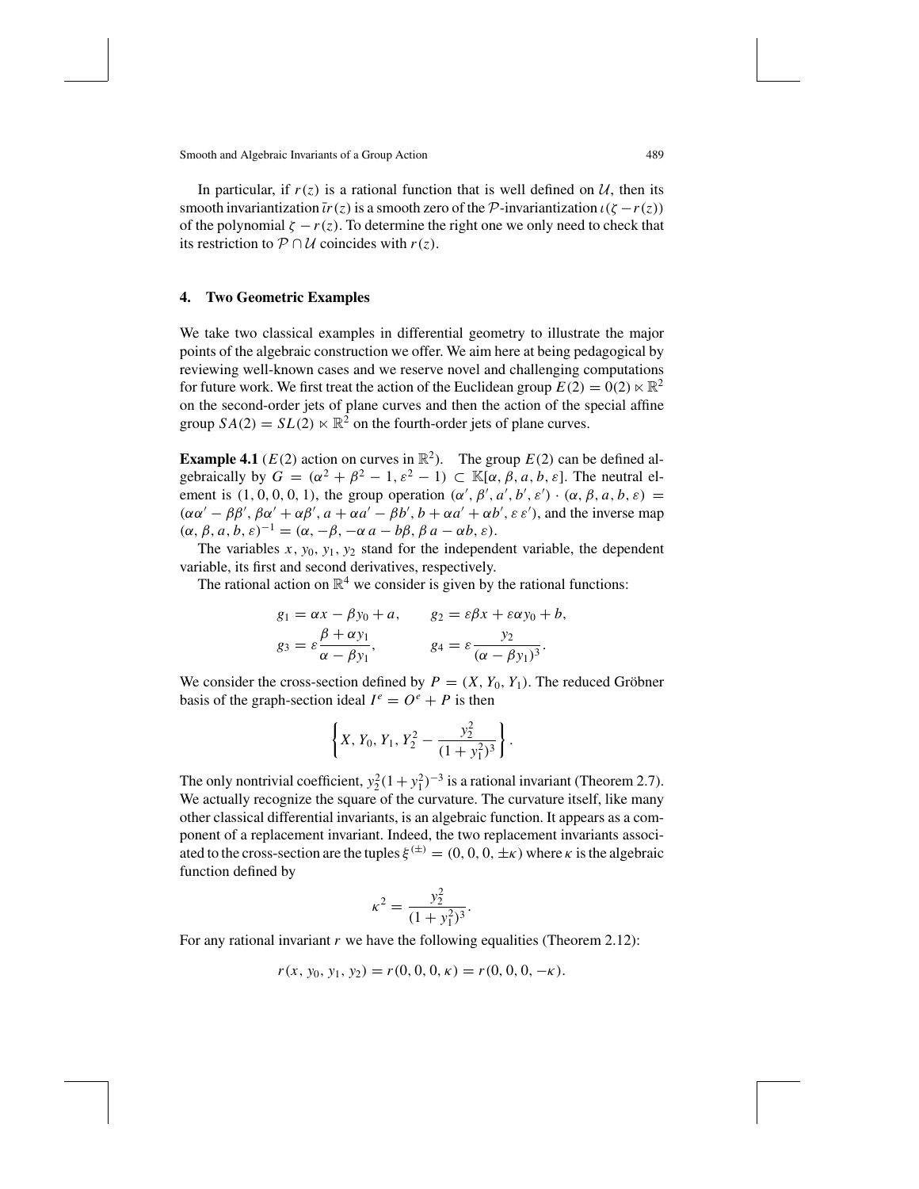In particular, if $r(z)$ is a rational function that is well defined on $\mathcal{U}$, then its smooth invariantization $\bar{\iota}r(z)$ is a smooth zero of the $\mathcal{P}$-invariantization $\iota(\zeta - r(z))$ of the polynomial $\zeta - r(z)$. To determine the right one we only need to check that its restriction to $\mathcal{P} \cap \mathcal{U}$ coincides with $r(z)$.

## 4. Two Geometric Examples

We take two classical examples in differential geometry to illustrate the major points of the algebraic construction we offer. We aim here at being pedagogical by reviewing well-known cases and we reserve novel and challenging computations for future work. We first treat the action of the Euclidean group $E(2) = 0(2) \ltimes \mathbb{R}^2$ on the second-order jets of plane curves and then the action of the special affine group $SA(2) = SL(2) \ltimes \mathbb{R}^2$ on the fourth-order jets of plane curves.

**Example 4.1** ($E(2)$ action on curves in $\mathbb{R}^2$). The group $E(2)$ can be defined algebraically by $G = (\alpha^2 + \beta^2 - 1, \varepsilon^2 - 1) \subset \mathbb{K}[\alpha, \beta, a, b, \varepsilon]$. The neutral element is $(1, 0, 0, 0, 1)$, the group operation $(\alpha', \beta', a', b', \varepsilon') \cdot (\alpha, \beta, a, b, \varepsilon) = (\alpha\alpha' - \beta\beta', \beta\alpha' + \alpha\beta', a + \alpha a' - \beta b', b + \alpha a' + \alpha b', \varepsilon\,\varepsilon')$, and the inverse map $(\alpha, \beta, a, b, \varepsilon)^{-1} = (\alpha, -\beta, -\alpha\, a - b\beta, \beta\, a - \alpha b, \varepsilon)$.

The variables $x, y_0, y_1, y_2$ stand for the independent variable, the dependent variable, its first and second derivatives, respectively.

The rational action on $\mathbb{R}^4$ we consider is given by the rational functions:

$$g_1 = \alpha x - \beta y_0 + a, \qquad g_2 = \varepsilon\beta x + \varepsilon\alpha y_0 + b,$$
$$g_3 = \varepsilon\frac{\beta + \alpha y_1}{\alpha - \beta y_1}, \qquad g_4 = \varepsilon\frac{y_2}{(\alpha - \beta y_1)^3}.$$

We consider the cross-section defined by $P = (X, Y_0, Y_1)$. The reduced Gröbner basis of the graph-section ideal $I^e = O^e + P$ is then

$$\left\{ X, Y_0, Y_1, Y_2^2 - \frac{y_2^2}{(1 + y_1^2)^3} \right\}.$$

The only nontrivial coefficient, $y_2^2(1 + y_1^2)^{-3}$ is a rational invariant (Theorem 2.7). We actually recognize the square of the curvature. The curvature itself, like many other classical differential invariants, is an algebraic function. It appears as a component of a replacement invariant. Indeed, the two replacement invariants associated to the cross-section are the tuples $\xi^{(\pm)} = (0, 0, 0, \pm\kappa)$ where $\kappa$ is the algebraic function defined by

$$\kappa^2 = \frac{y_2^2}{(1 + y_1^2)^3}.$$

For any rational invariant $r$ we have the following equalities (Theorem 2.12):

$$r(x, y_0, y_1, y_2) = r(0, 0, 0, \kappa) = r(0, 0, 0, -\kappa).$$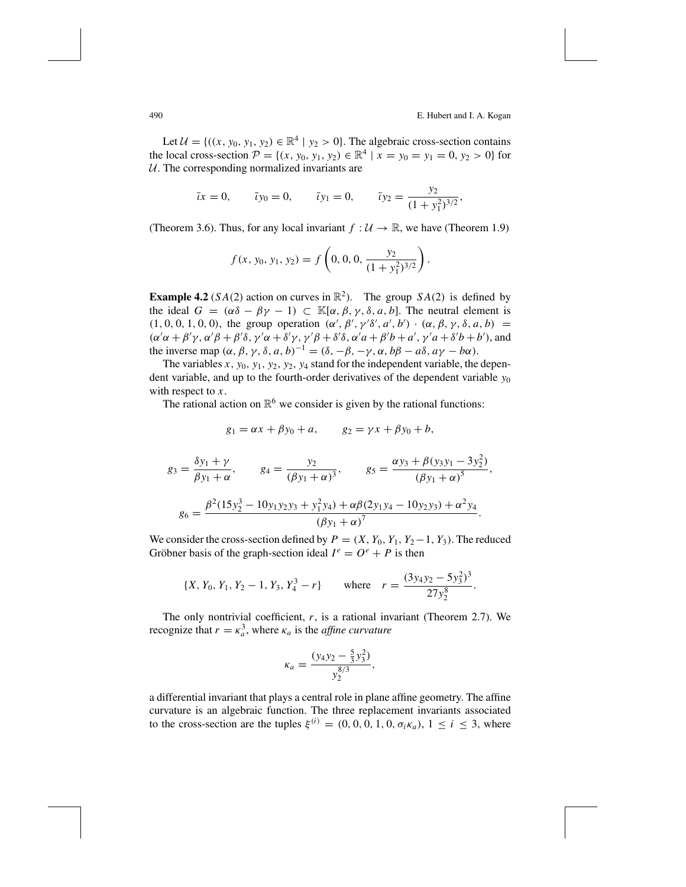Let $\mathcal{U} = \{((x, y_0, y_1, y_2) \in \mathbb{R}^4 \mid y_2 > 0\}$. The algebraic cross-section contains the local cross-section $\mathcal{P} = \{(x, y_0, y_1, y_2) \in \mathbb{R}^4 \mid x = y_0 = y_1 = 0, y_2 > 0\}$ for $\mathcal{U}$. The corresponding normalized invariants are

$$\bar{\iota}x = 0, \qquad \bar{\iota}y_0 = 0, \qquad \bar{\iota}y_1 = 0, \qquad \bar{\iota}y_2 = \frac{y_2}{(1+y_1^2)^{3/2}},$$

(Theorem 3.6). Thus, for any local invariant $f : \mathcal{U} \to \mathbb{R}$, we have (Theorem 1.9)

$$f(x, y_0, y_1, y_2) = f\left(0, 0, 0, \frac{y_2}{(1+y_1^2)^{3/2}}\right).$$

**Example 4.2** ($SA(2)$ action on curves in $\mathbb{R}^2$). The group $SA(2)$ is defined by the ideal $G = (\alpha\delta - \beta\gamma - 1) \subset \mathbb{K}[\alpha, \beta, \gamma, \delta, a, b]$. The neutral element is $(1, 0, 0, 1, 0, 0)$, the group operation $(\alpha', \beta', \gamma'\delta', a', b') \cdot (\alpha, \beta, \gamma, \delta, a, b) = (\alpha'\alpha + \beta'\gamma, \alpha'\beta + \beta'\delta, \gamma'\alpha + \delta'\gamma, \gamma'\beta + \delta'\delta, \alpha'a + \beta'b + a', \gamma'a + \delta'b + b')$, and the inverse map $(\alpha, \beta, \gamma, \delta, a, b)^{-1} = (\delta, -\beta, -\gamma, \alpha, b\beta - a\delta, a\gamma - b\alpha)$.

The variables $x, y_0, y_1, y_2, y_2, y_4$ stand for the independent variable, the dependent variable, and up to the fourth-order derivatives of the dependent variable $y_0$ with respect to $x$.

The rational action on $\mathbb{R}^6$ we consider is given by the rational functions:

$$g_1 = \alpha x + \beta y_0 + a, \qquad g_2 = \gamma x + \beta y_0 + b,$$

$$g_3 = \frac{\delta y_1 + \gamma}{\beta y_1 + \alpha}, \qquad g_4 = \frac{y_2}{(\beta y_1 + \alpha)^3}, \qquad g_5 = \frac{\alpha y_3 + \beta(y_3 y_1 - 3y_2^2)}{(\beta y_1 + \alpha)^5},$$

$$g_6 = \frac{\beta^2(15y_2^3 - 10y_1 y_2 y_3 + y_1^2 y_4) + \alpha\beta(2y_1 y_4 - 10y_2 y_3) + \alpha^2 y_4}{(\beta y_1 + \alpha)^7}.$$

We consider the cross-section defined by $P = (X, Y_0, Y_1, Y_2 - 1, Y_3)$. The reduced Gröbner basis of the graph-section ideal $I^e = O^e + P$ is then

$$\{X, Y_0, Y_1, Y_2 - 1, Y_3, Y_4^3 - r\} \qquad \text{where} \quad r = \frac{(3y_4 y_2 - 5y_3^2)^3}{27y_2^8}.$$

The only nontrivial coefficient, $r$, is a rational invariant (Theorem 2.7). We recognize that $r = \kappa_a^3$, where $\kappa_a$ is the *affine curvature*

$$\kappa_a = \frac{(y_4 y_2 - \frac{5}{3}y_3^2)}{y_2^{8/3}},$$

a differential invariant that plays a central role in plane affine geometry. The affine curvature is an algebraic function. The three replacement invariants associated to the cross-section are the tuples $\xi^{(i)} = (0, 0, 0, 1, 0, \sigma_i \kappa_a)$, $1 \leq i \leq 3$, where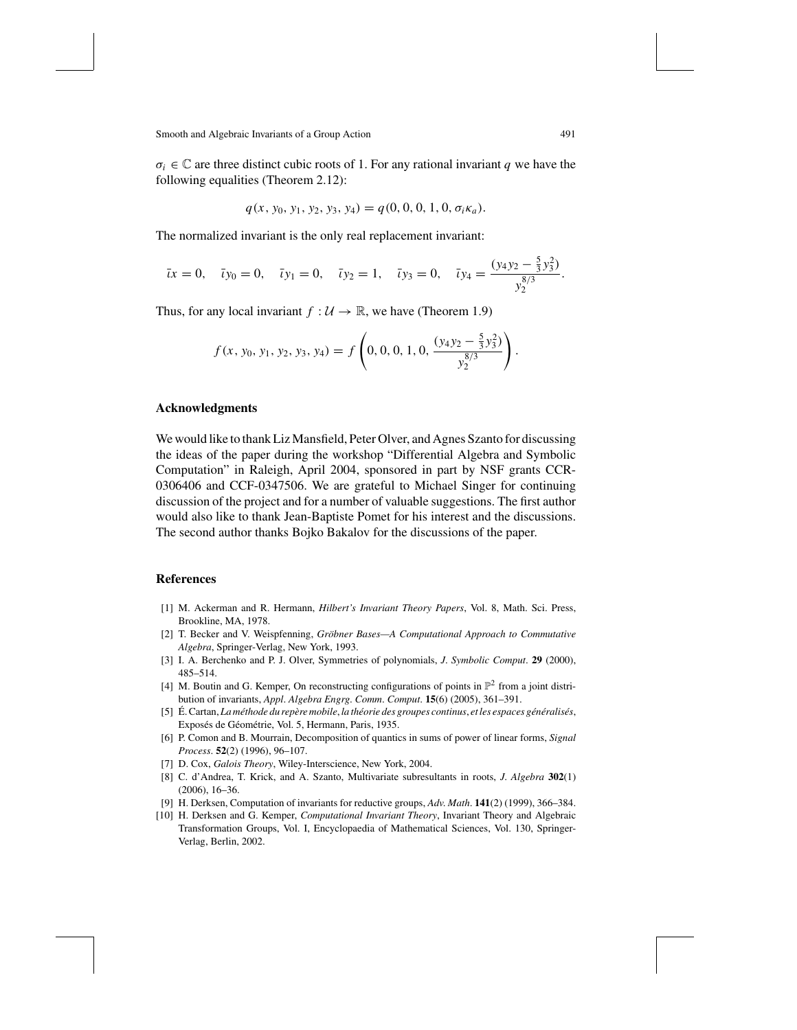$\sigma_i \in \mathbb{C}$ are three distinct cubic roots of 1. For any rational invariant $q$ we have the following equalities (Theorem 2.12):

$$q(x, y_0, y_1, y_2, y_3, y_4) = q(0, 0, 0, 1, 0, \sigma_i \kappa_a).$$

The normalized invariant is the only real replacement invariant:

$$\bar{\iota}x = 0, \quad \bar{\iota}y_0 = 0, \quad \bar{\iota}y_1 = 0, \quad \bar{\iota}y_2 = 1, \quad \bar{\iota}y_3 = 0, \quad \bar{\iota}y_4 = \frac{(y_4 y_2 - \frac{5}{3} y_3^2)}{y_2^{8/3}}.$$

Thus, for any local invariant $f : \mathcal{U} \to \mathbb{R}$, we have (Theorem 1.9)

$$f(x, y_0, y_1, y_2, y_3, y_4) = f\left(0, 0, 0, 1, 0, \frac{(y_4 y_2 - \frac{5}{3} y_3^2)}{y_2^{8/3}}\right).$$

## Acknowledgments

We would like to thank Liz Mansfield, Peter Olver, and Agnes Szanto for discussing the ideas of the paper during the workshop "Differential Algebra and Symbolic Computation" in Raleigh, April 2004, sponsored in part by NSF grants CCR-0306406 and CCF-0347506. We are grateful to Michael Singer for continuing discussion of the project and for a number of valuable suggestions. The first author would also like to thank Jean-Baptiste Pomet for his interest and the discussions. The second author thanks Bojko Bakalov for the discussions of the paper.

## References

[1] M. Ackerman and R. Hermann, *Hilbert's Invariant Theory Papers*, Vol. 8, Math. Sci. Press, Brookline, MA, 1978.

[2] T. Becker and V. Weispfenning, *Gröbner Bases—A Computational Approach to Commutative Algebra*, Springer-Verlag, New York, 1993.

[3] I. A. Berchenko and P. J. Olver, Symmetries of polynomials, *J. Symbolic Comput.* **29** (2000), 485–514.

[4] M. Boutin and G. Kemper, On reconstructing configurations of points in $\mathbb{P}^2$ from a joint distribution of invariants, *Appl. Algebra Engrg. Comm. Comput.* **15**(6) (2005), 361–391.

[5] É. Cartan, *La méthode du repère mobile, la théorie des groupes continus, et les espaces généralisés*, Exposés de Géométrie, Vol. 5, Hermann, Paris, 1935.

[6] P. Comon and B. Mourrain, Decomposition of quantics in sums of power of linear forms, *Signal Process.* **52**(2) (1996), 96–107.

[7] D. Cox, *Galois Theory*, Wiley-Interscience, New York, 2004.

[8] C. d'Andrea, T. Krick, and A. Szanto, Multivariate subresultants in roots, *J. Algebra* **302**(1) (2006), 16–36.

[9] H. Derksen, Computation of invariants for reductive groups, *Adv. Math.* **141**(2) (1999), 366–384.

[10] H. Derksen and G. Kemper, *Computational Invariant Theory*, Invariant Theory and Algebraic Transformation Groups, Vol. I, Encyclopaedia of Mathematical Sciences, Vol. 130, Springer-Verlag, Berlin, 2002.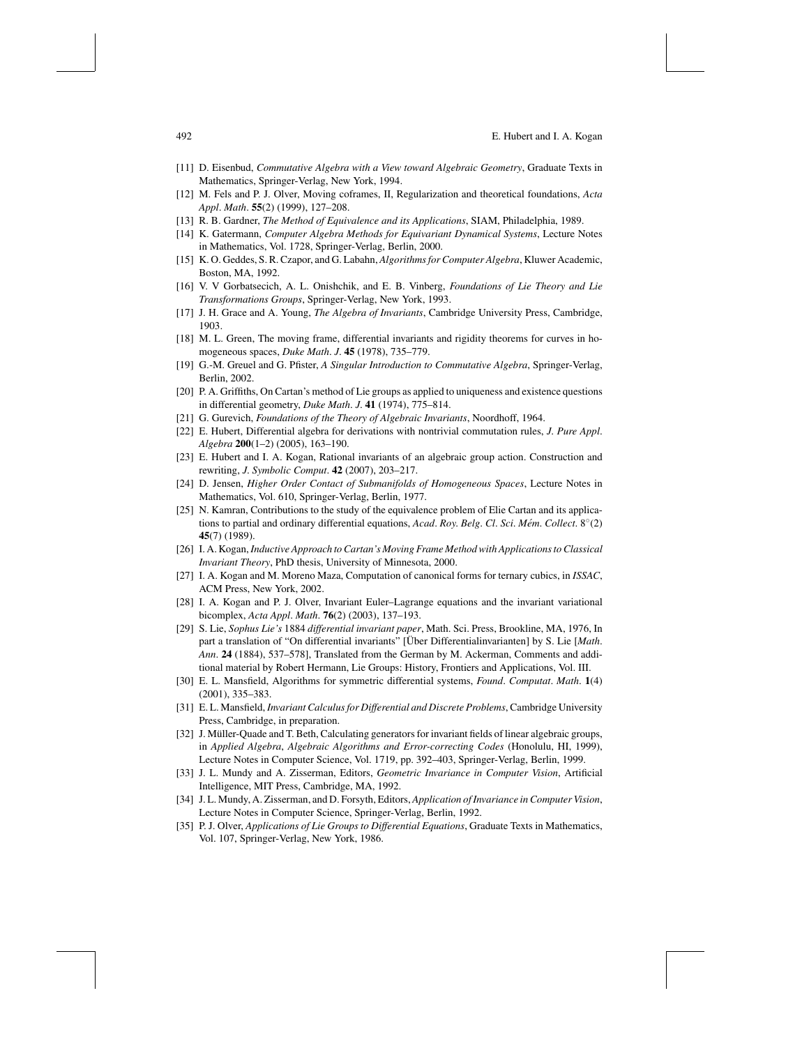[11] D. Eisenbud, *Commutative Algebra with a View toward Algebraic Geometry*, Graduate Texts in Mathematics, Springer-Verlag, New York, 1994.

[12] M. Fels and P. J. Olver, Moving coframes, II, Regularization and theoretical foundations, *Acta Appl. Math.* **55**(2) (1999), 127–208.

[13] R. B. Gardner, *The Method of Equivalence and its Applications*, SIAM, Philadelphia, 1989.

[14] K. Gatermann, *Computer Algebra Methods for Equivariant Dynamical Systems*, Lecture Notes in Mathematics, Vol. 1728, Springer-Verlag, Berlin, 2000.

[15] K. O. Geddes, S. R. Czapor, and G. Labahn, *Algorithms for Computer Algebra*, Kluwer Academic, Boston, MA, 1992.

[16] V. V Gorbatsecich, A. L. Onishchik, and E. B. Vinberg, *Foundations of Lie Theory and Lie Transformations Groups*, Springer-Verlag, New York, 1993.

[17] J. H. Grace and A. Young, *The Algebra of Invariants*, Cambridge University Press, Cambridge, 1903.

[18] M. L. Green, The moving frame, differential invariants and rigidity theorems for curves in homogeneous spaces, *Duke Math. J.* **45** (1978), 735–779.

[19] G.-M. Greuel and G. Pfister, *A Singular Introduction to Commutative Algebra*, Springer-Verlag, Berlin, 2002.

[20] P. A. Griffiths, On Cartan's method of Lie groups as applied to uniqueness and existence questions in differential geometry, *Duke Math. J.* **41** (1974), 775–814.

[21] G. Gurevich, *Foundations of the Theory of Algebraic Invariants*, Noordhoff, 1964.

[22] E. Hubert, Differential algebra for derivations with nontrivial commutation rules, *J. Pure Appl. Algebra* **200**(1–2) (2005), 163–190.

[23] E. Hubert and I. A. Kogan, Rational invariants of an algebraic group action. Construction and rewriting, *J. Symbolic Comput.* **42** (2007), 203–217.

[24] D. Jensen, *Higher Order Contact of Submanifolds of Homogeneous Spaces*, Lecture Notes in Mathematics, Vol. 610, Springer-Verlag, Berlin, 1977.

[25] N. Kamran, Contributions to the study of the equivalence problem of Elie Cartan and its applications to partial and ordinary differential equations, *Acad. Roy. Belg. Cl. Sci. Mém. Collect.* $8^{\circ}(2)$ **45**(7) (1989).

[26] I. A. Kogan, *Inductive Approach to Cartan's Moving Frame Method with Applications to Classical Invariant Theory*, PhD thesis, University of Minnesota, 2000.

[27] I. A. Kogan and M. Moreno Maza, Computation of canonical forms for ternary cubics, in *ISSAC*, ACM Press, New York, 2002.

[28] I. A. Kogan and P. J. Olver, Invariant Euler–Lagrange equations and the invariant variational bicomplex, *Acta Appl. Math.* **76**(2) (2003), 137–193.

[29] S. Lie, *Sophus Lie's* 1884 *differential invariant paper*, Math. Sci. Press, Brookline, MA, 1976, In part a translation of "On differential invariants" [Über Differentialinvarianten] by S. Lie [*Math. Ann.* **24** (1884), 537–578], Translated from the German by M. Ackerman, Comments and additional material by Robert Hermann, Lie Groups: History, Frontiers and Applications, Vol. III.

[30] E. L. Mansfield, Algorithms for symmetric differential systems, *Found. Computat. Math.* **1**(4) (2001), 335–383.

[31] E. L. Mansfield, *Invariant Calculus for Differential and Discrete Problems*, Cambridge University Press, Cambridge, in preparation.

[32] J. Müller-Quade and T. Beth, Calculating generators for invariant fields of linear algebraic groups, in *Applied Algebra, Algebraic Algorithms and Error-correcting Codes* (Honolulu, HI, 1999), Lecture Notes in Computer Science, Vol. 1719, pp. 392–403, Springer-Verlag, Berlin, 1999.

[33] J. L. Mundy and A. Zisserman, Editors, *Geometric Invariance in Computer Vision*, Artificial Intelligence, MIT Press, Cambridge, MA, 1992.

[34] J. L. Mundy, A. Zisserman, and D. Forsyth, Editors, *Application of Invariance in Computer Vision*, Lecture Notes in Computer Science, Springer-Verlag, Berlin, 1992.

[35] P. J. Olver, *Applications of Lie Groups to Differential Equations*, Graduate Texts in Mathematics, Vol. 107, Springer-Verlag, New York, 1986.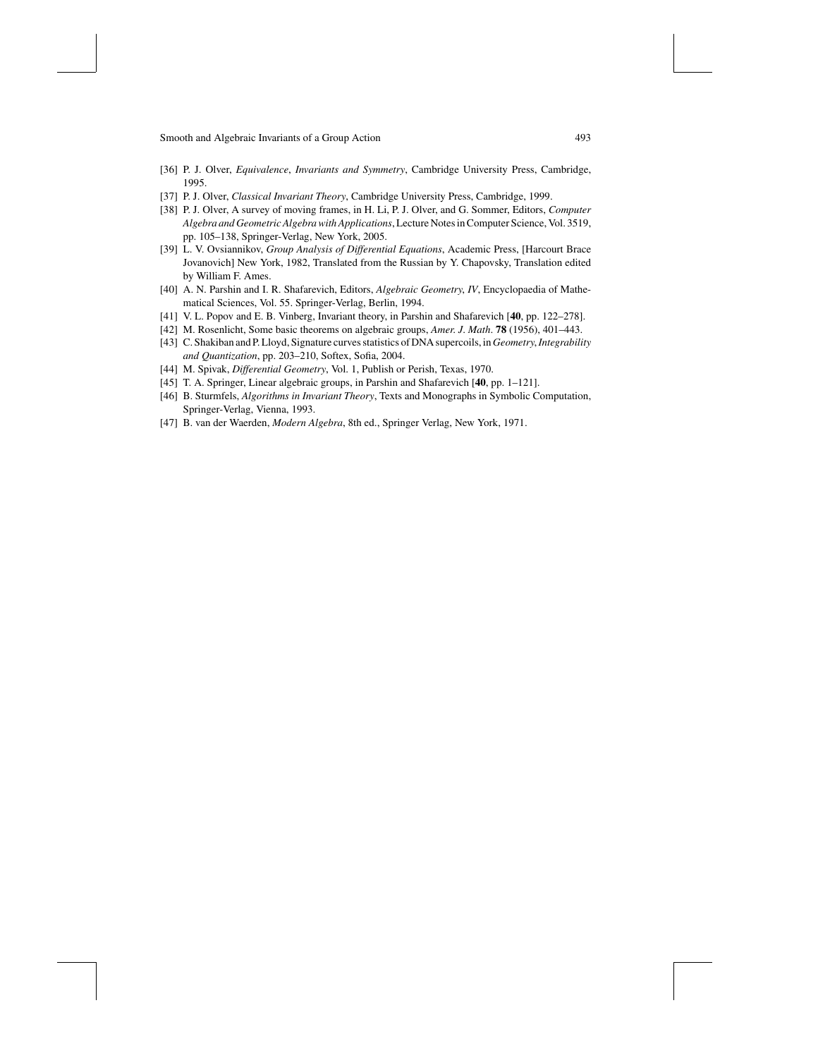[36] P. J. Olver, *Equivalence*, *Invariants and Symmetry*, Cambridge University Press, Cambridge, 1995.

[37] P. J. Olver, *Classical Invariant Theory*, Cambridge University Press, Cambridge, 1999.

[38] P. J. Olver, A survey of moving frames, in H. Li, P. J. Olver, and G. Sommer, Editors, *Computer Algebra and Geometric Algebra with Applications*, Lecture Notes in Computer Science, Vol. 3519, pp. 105–138, Springer-Verlag, New York, 2005.

[39] L. V. Ovsiannikov, *Group Analysis of Differential Equations*, Academic Press, [Harcourt Brace Jovanovich] New York, 1982, Translated from the Russian by Y. Chapovsky, Translation edited by William F. Ames.

[40] A. N. Parshin and I. R. Shafarevich, Editors, *Algebraic Geometry, IV*, Encyclopaedia of Mathematical Sciences, Vol. 55. Springer-Verlag, Berlin, 1994.

[41] V. L. Popov and E. B. Vinberg, Invariant theory, in Parshin and Shafarevich [**40**, pp. 122–278].

[42] M. Rosenlicht, Some basic theorems on algebraic groups, *Amer. J. Math*. **78** (1956), 401–443.

[43] C. Shakiban and P. Lloyd, Signature curves statistics of DNA supercoils, in *Geometry, Integrability and Quantization*, pp. 203–210, Softex, Sofia, 2004.

[44] M. Spivak, *Differential Geometry*, Vol. 1, Publish or Perish, Texas, 1970.

[45] T. A. Springer, Linear algebraic groups, in Parshin and Shafarevich [**40**, pp. 1–121].

[46] B. Sturmfels, *Algorithms in Invariant Theory*, Texts and Monographs in Symbolic Computation, Springer-Verlag, Vienna, 1993.

[47] B. van der Waerden, *Modern Algebra*, 8th ed., Springer Verlag, New York, 1971.